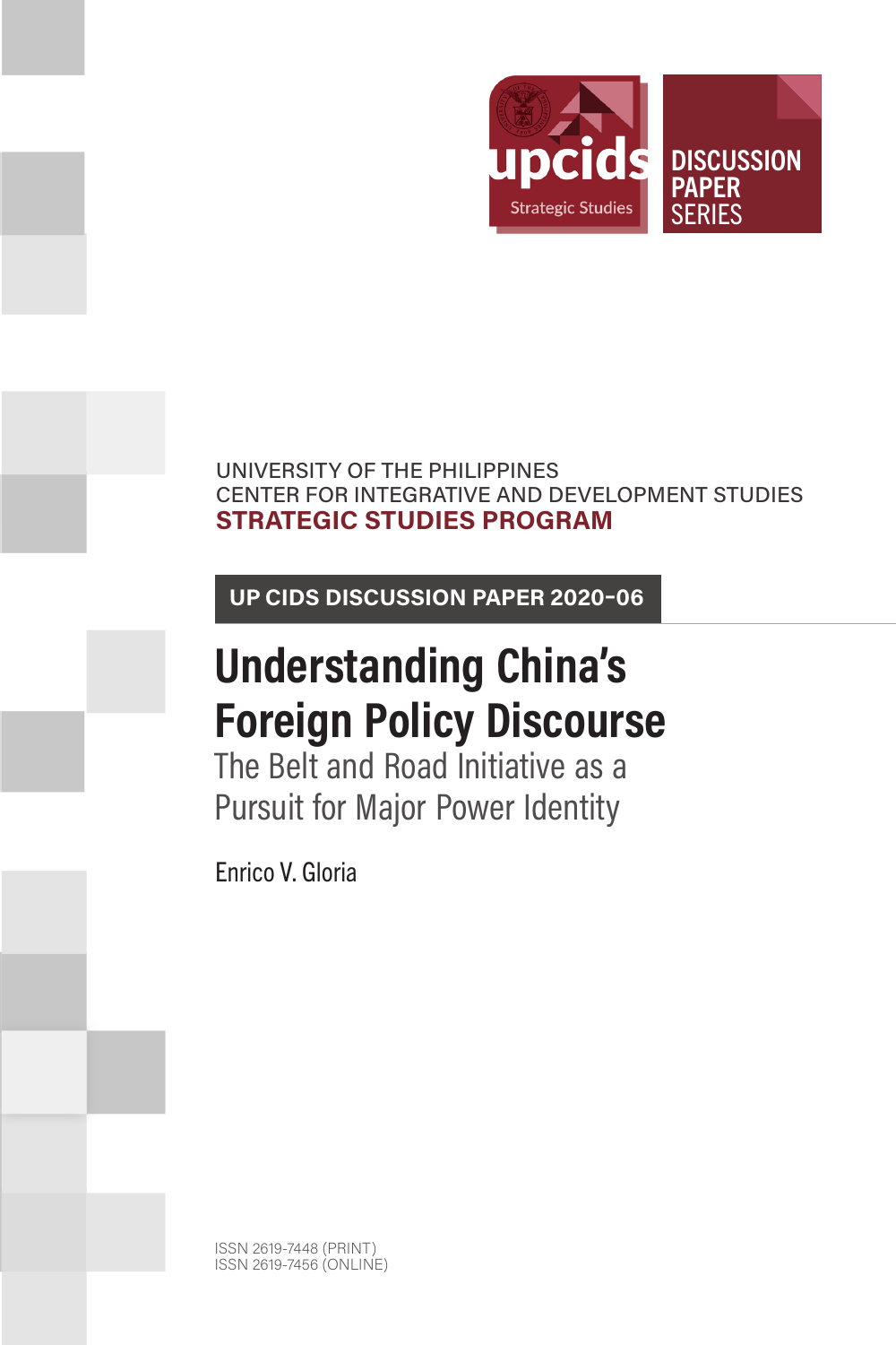upcids Strategic Studies

DISCUSSION PAPER SERIES

UNIVERSITY OF THE PHILIPPINES
CENTER FOR INTEGRATIVE AND DEVELOPMENT STUDIES
**STRATEGIC STUDIES PROGRAM**

**UP CIDS DISCUSSION PAPER 2020-06**

# Understanding China's Foreign Policy Discourse

## The Belt and Road Initiative as a Pursuit for Major Power Identity

Enrico V. Gloria

ISSN 2619-7448 (PRINT)
ISSN 2619-7456 (ONLINE)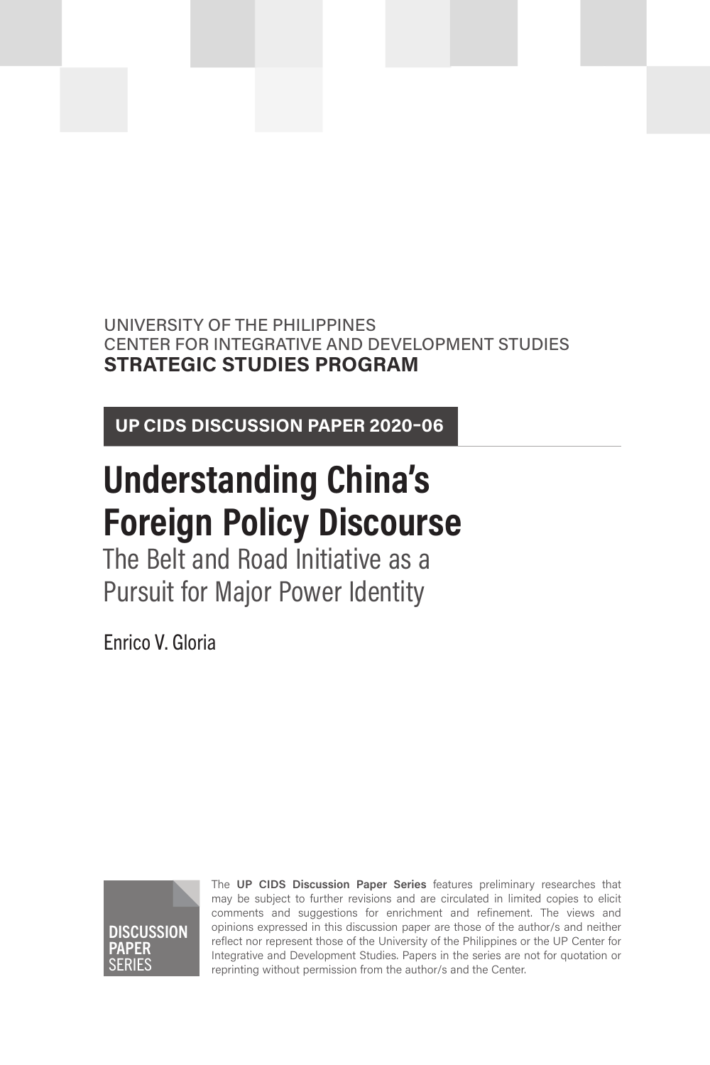UNIVERSITY OF THE PHILIPPINES
CENTER FOR INTEGRATIVE AND DEVELOPMENT STUDIES
**STRATEGIC STUDIES PROGRAM**

**UP CIDS DISCUSSION PAPER 2020-06**

# Understanding China's Foreign Policy Discourse

## The Belt and Road Initiative as a Pursuit for Major Power Identity

Enrico V. Gloria

**DISCUSSION PAPER** SERIES

The **UP CIDS Discussion Paper Series** features preliminary researches that may be subject to further revisions and are circulated in limited copies to elicit comments and suggestions for enrichment and refinement. The views and opinions expressed in this discussion paper are those of the author/s and neither reflect nor represent those of the University of the Philippines or the UP Center for Integrative and Development Studies. Papers in the series are not for quotation or reprinting without permission from the author/s and the Center.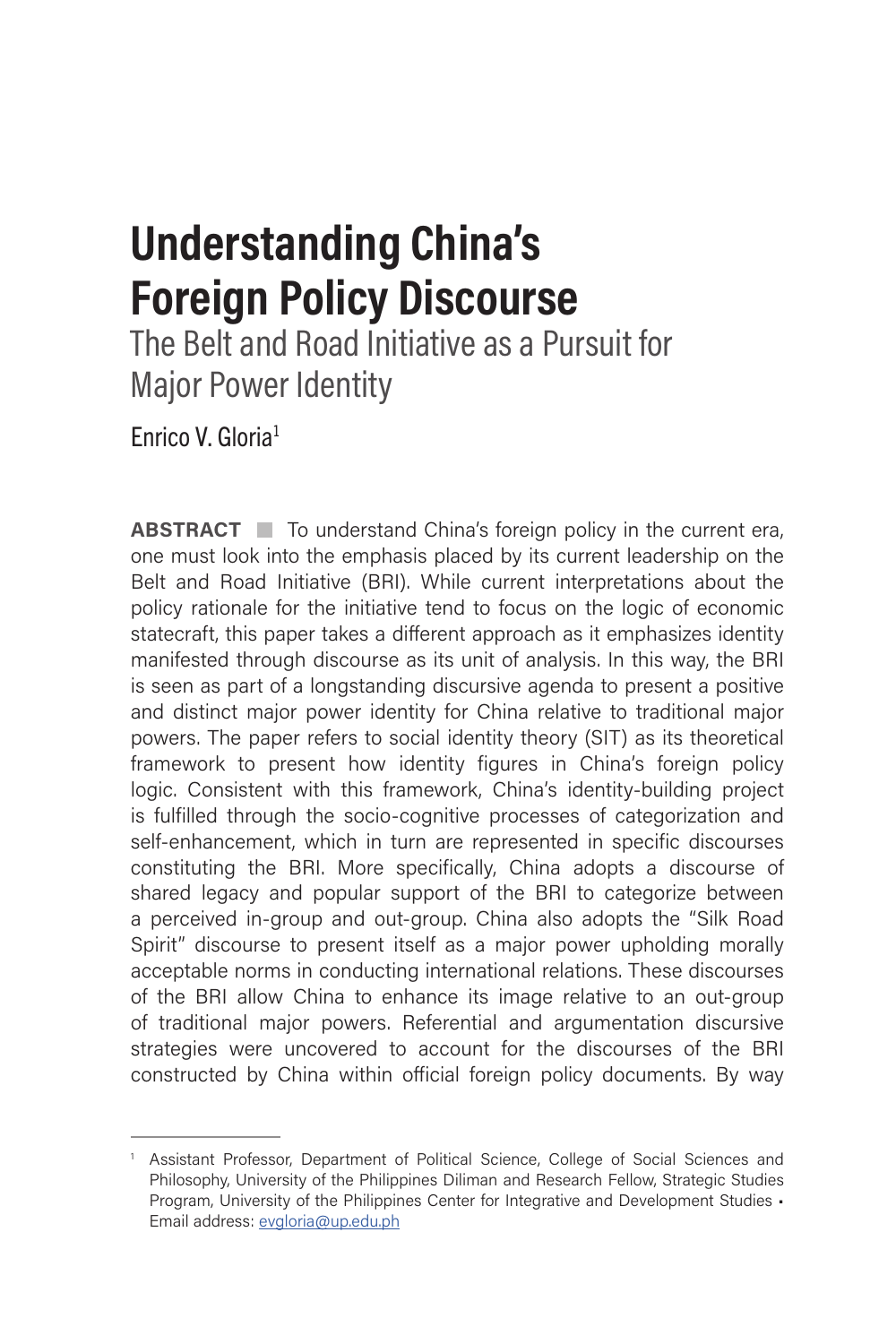# Understanding China's Foreign Policy Discourse

## The Belt and Road Initiative as a Pursuit for Major Power Identity

Enrico V. Gloria[1]

**ABSTRACT** To understand China's foreign policy in the current era, one must look into the emphasis placed by its current leadership on the Belt and Road Initiative (BRI). While current interpretations about the policy rationale for the initiative tend to focus on the logic of economic statecraft, this paper takes a different approach as it emphasizes identity manifested through discourse as its unit of analysis. In this way, the BRI is seen as part of a longstanding discursive agenda to present a positive and distinct major power identity for China relative to traditional major powers. The paper refers to social identity theory (SIT) as its theoretical framework to present how identity figures in China's foreign policy logic. Consistent with this framework, China's identity-building project is fulfilled through the socio-cognitive processes of categorization and self-enhancement, which in turn are represented in specific discourses constituting the BRI. More specifically, China adopts a discourse of shared legacy and popular support of the BRI to categorize between a perceived in-group and out-group. China also adopts the "Silk Road Spirit" discourse to present itself as a major power upholding morally acceptable norms in conducting international relations. These discourses of the BRI allow China to enhance its image relative to an out-group of traditional major powers. Referential and argumentation discursive strategies were uncovered to account for the discourses of the BRI constructed by China within official foreign policy documents. By way

[1] Assistant Professor, Department of Political Science, College of Social Sciences and Philosophy, University of the Philippines Diliman and Research Fellow, Strategic Studies Program, University of the Philippines Center for Integrative and Development Studies • Email address: evgloria@up.edu.ph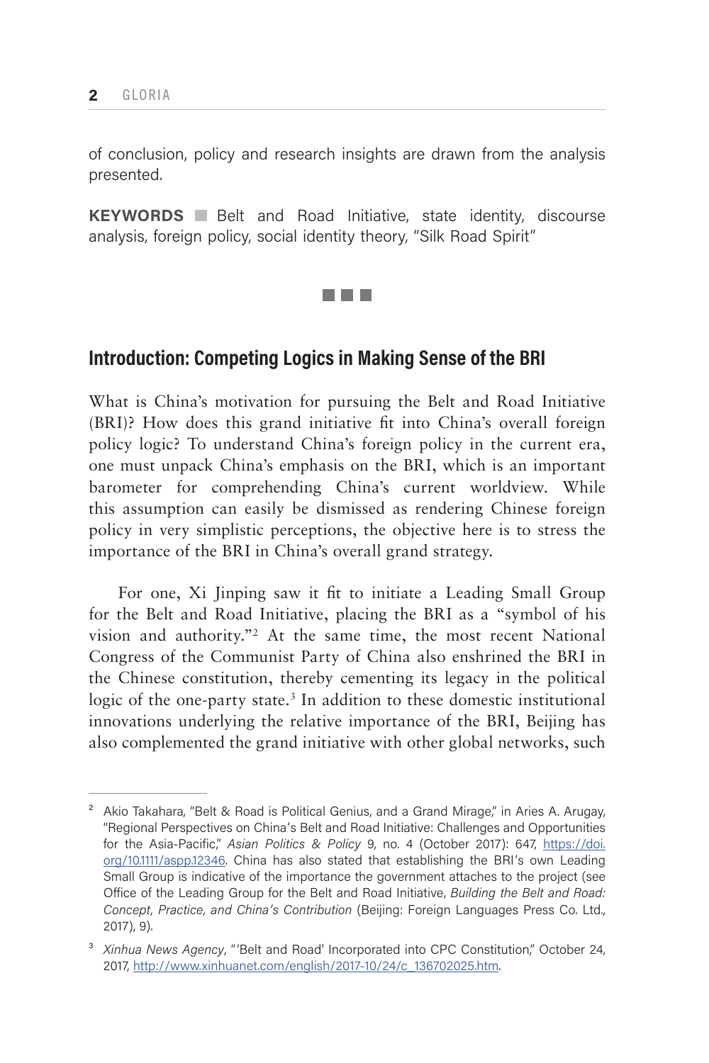of conclusion, policy and research insights are drawn from the analysis presented.

**KEYWORDS** ■ Belt and Road Initiative, state identity, discourse analysis, foreign policy, social identity theory, "Silk Road Spirit"

## Introduction: Competing Logics in Making Sense of the BRI

What is China's motivation for pursuing the Belt and Road Initiative (BRI)? How does this grand initiative fit into China's overall foreign policy logic? To understand China's foreign policy in the current era, one must unpack China's emphasis on the BRI, which is an important barometer for comprehending China's current worldview. While this assumption can easily be dismissed as rendering Chinese foreign policy in very simplistic perceptions, the objective here is to stress the importance of the BRI in China's overall grand strategy.

For one, Xi Jinping saw it fit to initiate a Leading Small Group for the Belt and Road Initiative, placing the BRI as a "symbol of his vision and authority."[2] At the same time, the most recent National Congress of the Communist Party of China also enshrined the BRI in the Chinese constitution, thereby cementing its legacy in the political logic of the one-party state.[3] In addition to these domestic institutional innovations underlying the relative importance of the BRI, Beijing has also complemented the grand initiative with other global networks, such

---

[2] Akio Takahara, "Belt & Road is Political Genius, and a Grand Mirage," in Aries A. Arugay, "Regional Perspectives on China's Belt and Road Initiative: Challenges and Opportunities for the Asia-Pacific," *Asian Politics & Policy* 9, no. 4 (October 2017): 647, https://doi.org/10.1111/aspp.12346. China has also stated that establishing the BRI's own Leading Small Group is indicative of the importance the government attaches to the project (see Office of the Leading Group for the Belt and Road Initiative, *Building the Belt and Road: Concept, Practice, and China's Contribution* (Beijing: Foreign Languages Press Co. Ltd., 2017), 9).

[3] *Xinhua News Agency*, "'Belt and Road' Incorporated into CPC Constitution," October 24, 2017, http://www.xinhuanet.com/english/2017-10/24/c_136702025.htm.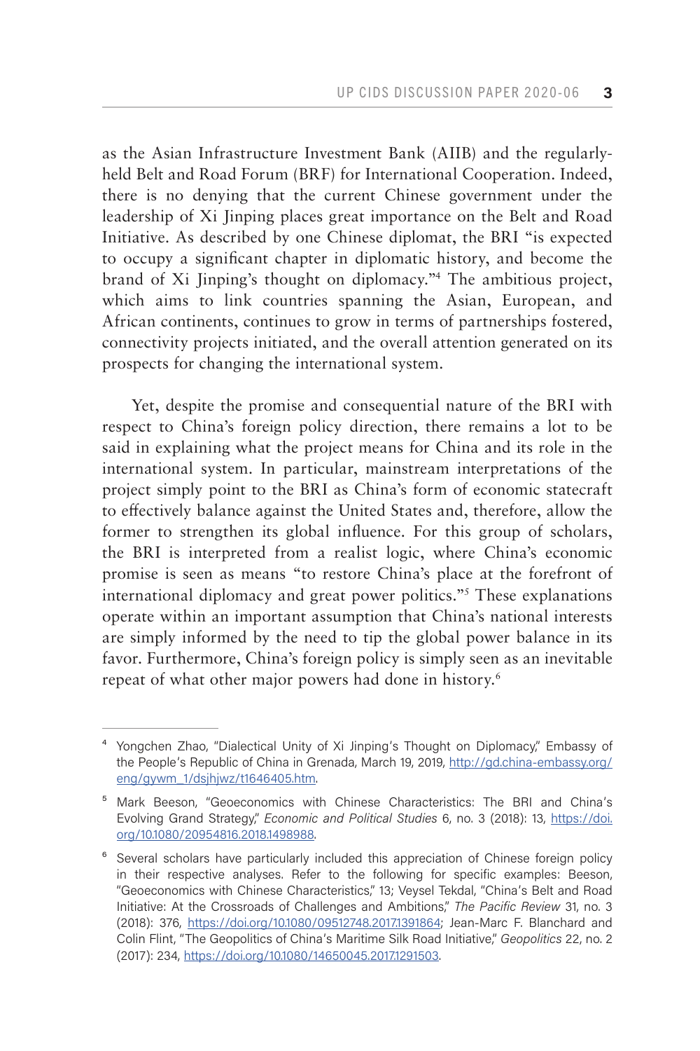as the Asian Infrastructure Investment Bank (AIIB) and the regularly-held Belt and Road Forum (BRF) for International Cooperation. Indeed, there is no denying that the current Chinese government under the leadership of Xi Jinping places great importance on the Belt and Road Initiative. As described by one Chinese diplomat, the BRI "is expected to occupy a significant chapter in diplomatic history, and become the brand of Xi Jinping's thought on diplomacy."[4] The ambitious project, which aims to link countries spanning the Asian, European, and African continents, continues to grow in terms of partnerships fostered, connectivity projects initiated, and the overall attention generated on its prospects for changing the international system.

Yet, despite the promise and consequential nature of the BRI with respect to China's foreign policy direction, there remains a lot to be said in explaining what the project means for China and its role in the international system. In particular, mainstream interpretations of the project simply point to the BRI as China's form of economic statecraft to effectively balance against the United States and, therefore, allow the former to strengthen its global influence. For this group of scholars, the BRI is interpreted from a realist logic, where China's economic promise is seen as means "to restore China's place at the forefront of international diplomacy and great power politics."[5] These explanations operate within an important assumption that China's national interests are simply informed by the need to tip the global power balance in its favor. Furthermore, China's foreign policy is simply seen as an inevitable repeat of what other major powers had done in history.[6]

---

[4] Yongchen Zhao, "Dialectical Unity of Xi Jinping's Thought on Diplomacy," Embassy of the People's Republic of China in Grenada, March 19, 2019, http://gd.china-embassy.org/eng/gywm_1/dsjhjwz/t1646405.htm.

[5] Mark Beeson, "Geoeconomics with Chinese Characteristics: The BRI and China's Evolving Grand Strategy," *Economic and Political Studies* 6, no. 3 (2018): 13, https://doi.org/10.1080/20954816.2018.1498988.

[6] Several scholars have particularly included this appreciation of Chinese foreign policy in their respective analyses. Refer to the following for specific examples: Beeson, "Geoeconomics with Chinese Characteristics," 13; Veysel Tekdal, "China's Belt and Road Initiative: At the Crossroads of Challenges and Ambitions," *The Pacific Review* 31, no. 3 (2018): 376, https://doi.org/10.1080/09512748.2017.1391864; Jean-Marc F. Blanchard and Colin Flint, "The Geopolitics of China's Maritime Silk Road Initiative," *Geopolitics* 22, no. 2 (2017): 234, https://doi.org/10.1080/14650045.2017.1291503.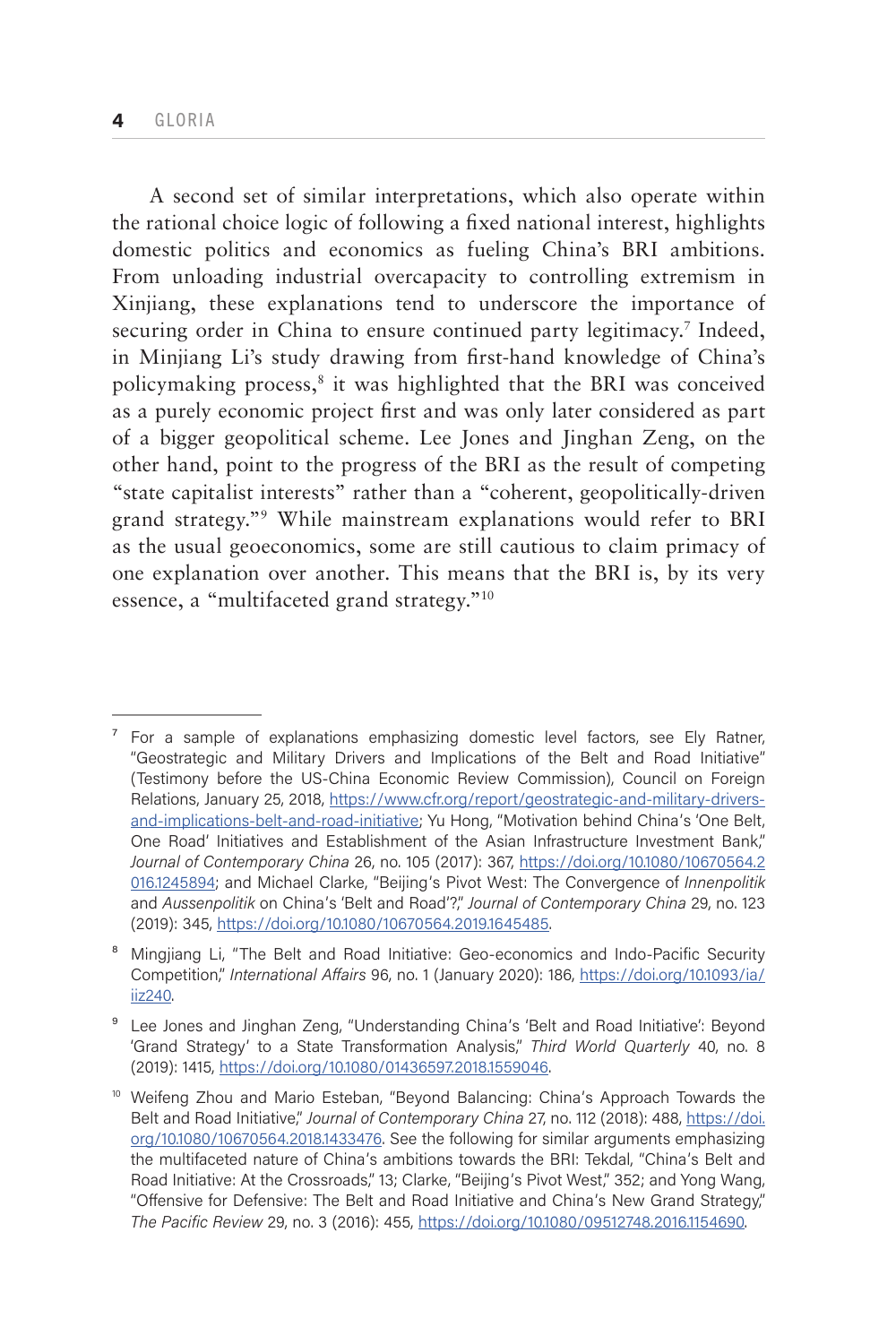A second set of similar interpretations, which also operate within the rational choice logic of following a fixed national interest, highlights domestic politics and economics as fueling China's BRI ambitions. From unloading industrial overcapacity to controlling extremism in Xinjiang, these explanations tend to underscore the importance of securing order in China to ensure continued party legitimacy.[7] Indeed, in Minjiang Li's study drawing from first-hand knowledge of China's policymaking process,[8] it was highlighted that the BRI was conceived as a purely economic project first and was only later considered as part of a bigger geopolitical scheme. Lee Jones and Jinghan Zeng, on the other hand, point to the progress of the BRI as the result of competing "state capitalist interests" rather than a "coherent, geopolitically-driven grand strategy."[9] While mainstream explanations would refer to BRI as the usual geoeconomics, some are still cautious to claim primacy of one explanation over another. This means that the BRI is, by its very essence, a "multifaceted grand strategy."[10]

---

[7] For a sample of explanations emphasizing domestic level factors, see Ely Ratner, "Geostrategic and Military Drivers and Implications of the Belt and Road Initiative" (Testimony before the US-China Economic Review Commission), Council on Foreign Relations, January 25, 2018, https://www.cfr.org/report/geostrategic-and-military-drivers-and-implications-belt-and-road-initiative; Yu Hong, "Motivation behind China's 'One Belt, One Road' Initiatives and Establishment of the Asian Infrastructure Investment Bank," *Journal of Contemporary China* 26, no. 105 (2017): 367, https://doi.org/10.1080/10670564.2016.1245894; and Michael Clarke, "Beijing's Pivot West: The Convergence of *Innenpolitik* and *Aussenpolitik* on China's 'Belt and Road'?," *Journal of Contemporary China* 29, no. 123 (2019): 345, https://doi.org/10.1080/10670564.2019.1645485.

[8] Mingjiang Li, "The Belt and Road Initiative: Geo-economics and Indo-Pacific Security Competition," *International Affairs* 96, no. 1 (January 2020): 186, https://doi.org/10.1093/ia/iiz240.

[9] Lee Jones and Jinghan Zeng, "Understanding China's 'Belt and Road Initiative': Beyond 'Grand Strategy' to a State Transformation Analysis," *Third World Quarterly* 40, no. 8 (2019): 1415, https://doi.org/10.1080/01436597.2018.1559046.

[10] Weifeng Zhou and Mario Esteban, "Beyond Balancing: China's Approach Towards the Belt and Road Initiative," *Journal of Contemporary China* 27, no. 112 (2018): 488, https://doi.org/10.1080/10670564.2018.1433476. See the following for similar arguments emphasizing the multifaceted nature of China's ambitions towards the BRI: Tekdal, "China's Belt and Road Initiative: At the Crossroads," 13; Clarke, "Beijing's Pivot West," 352; and Yong Wang, "Offensive for Defensive: The Belt and Road Initiative and China's New Grand Strategy," *The Pacific Review* 29, no. 3 (2016): 455, https://doi.org/10.1080/09512748.2016.1154690.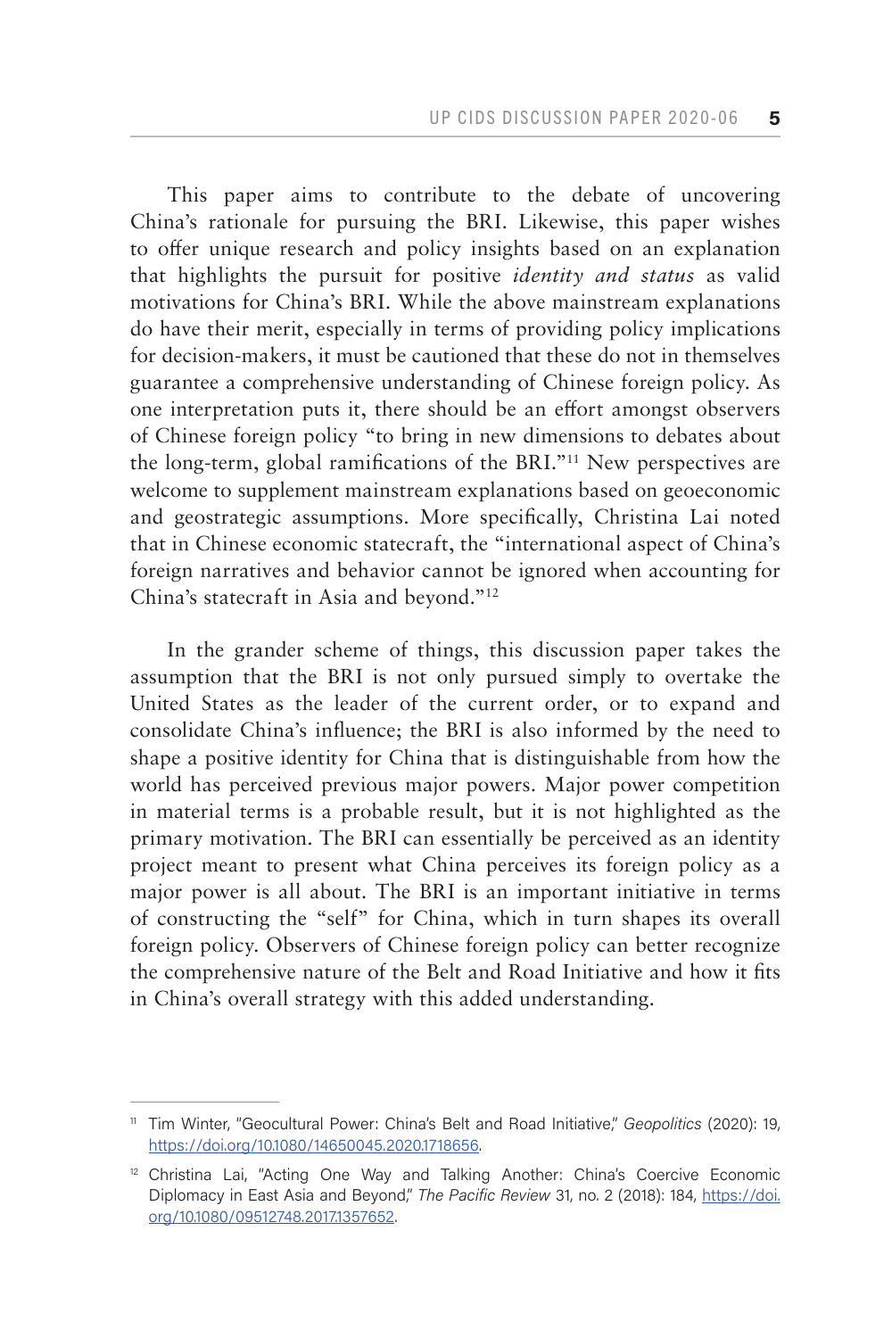This paper aims to contribute to the debate of uncovering China's rationale for pursuing the BRI. Likewise, this paper wishes to offer unique research and policy insights based on an explanation that highlights the pursuit for positive *identity and status* as valid motivations for China's BRI. While the above mainstream explanations do have their merit, especially in terms of providing policy implications for decision-makers, it must be cautioned that these do not in themselves guarantee a comprehensive understanding of Chinese foreign policy. As one interpretation puts it, there should be an effort amongst observers of Chinese foreign policy "to bring in new dimensions to debates about the long-term, global ramifications of the BRI."[11] New perspectives are welcome to supplement mainstream explanations based on geoeconomic and geostrategic assumptions. More specifically, Christina Lai noted that in Chinese economic statecraft, the "international aspect of China's foreign narratives and behavior cannot be ignored when accounting for China's statecraft in Asia and beyond."[12]

In the grander scheme of things, this discussion paper takes the assumption that the BRI is not only pursued simply to overtake the United States as the leader of the current order, or to expand and consolidate China's influence; the BRI is also informed by the need to shape a positive identity for China that is distinguishable from how the world has perceived previous major powers. Major power competition in material terms is a probable result, but it is not highlighted as the primary motivation. The BRI can essentially be perceived as an identity project meant to present what China perceives its foreign policy as a major power is all about. The BRI is an important initiative in terms of constructing the "self" for China, which in turn shapes its overall foreign policy. Observers of Chinese foreign policy can better recognize the comprehensive nature of the Belt and Road Initiative and how it fits in China's overall strategy with this added understanding.

---

[11] Tim Winter, "Geocultural Power: China's Belt and Road Initiative," *Geopolitics* (2020): 19, https://doi.org/10.1080/14650045.2020.1718656.

[12] Christina Lai, "Acting One Way and Talking Another: China's Coercive Economic Diplomacy in East Asia and Beyond," *The Pacific Review* 31, no. 2 (2018): 184, https://doi.org/10.1080/09512748.2017.1357652.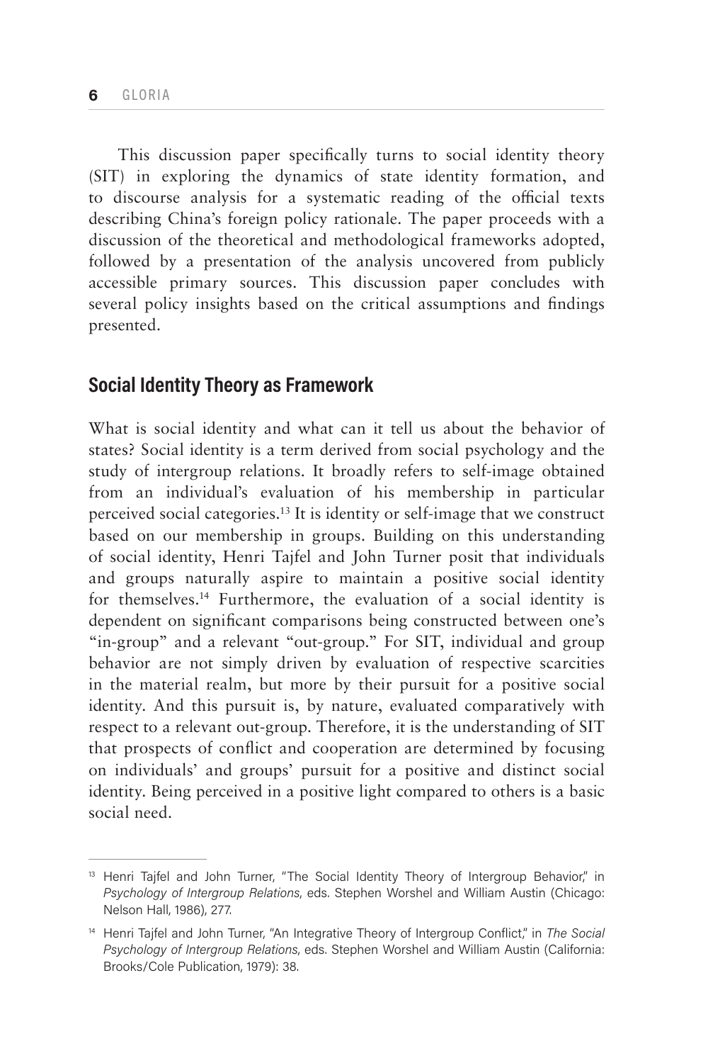This discussion paper specifically turns to social identity theory (SIT) in exploring the dynamics of state identity formation, and to discourse analysis for a systematic reading of the official texts describing China's foreign policy rationale. The paper proceeds with a discussion of the theoretical and methodological frameworks adopted, followed by a presentation of the analysis uncovered from publicly accessible primary sources. This discussion paper concludes with several policy insights based on the critical assumptions and findings presented.

## Social Identity Theory as Framework

What is social identity and what can it tell us about the behavior of states? Social identity is a term derived from social psychology and the study of intergroup relations. It broadly refers to self-image obtained from an individual's evaluation of his membership in particular perceived social categories.[13] It is identity or self-image that we construct based on our membership in groups. Building on this understanding of social identity, Henri Tajfel and John Turner posit that individuals and groups naturally aspire to maintain a positive social identity for themselves.[14] Furthermore, the evaluation of a social identity is dependent on significant comparisons being constructed between one's "in-group" and a relevant "out-group." For SIT, individual and group behavior are not simply driven by evaluation of respective scarcities in the material realm, but more by their pursuit for a positive social identity. And this pursuit is, by nature, evaluated comparatively with respect to a relevant out-group. Therefore, it is the understanding of SIT that prospects of conflict and cooperation are determined by focusing on individuals' and groups' pursuit for a positive and distinct social identity. Being perceived in a positive light compared to others is a basic social need.

---

[13] Henri Tajfel and John Turner, "The Social Identity Theory of Intergroup Behavior," in *Psychology of Intergroup Relations*, eds. Stephen Worshel and William Austin (Chicago: Nelson Hall, 1986), 277.

[14] Henri Tajfel and John Turner, "An Integrative Theory of Intergroup Conflict," in *The Social Psychology of Intergroup Relations*, eds. Stephen Worshel and William Austin (California: Brooks/Cole Publication, 1979): 38.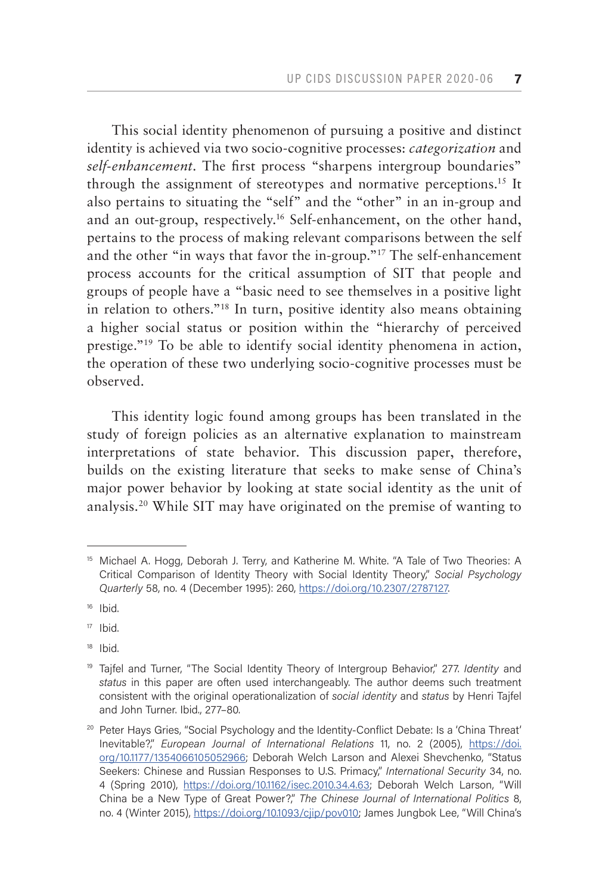This social identity phenomenon of pursuing a positive and distinct identity is achieved via two socio-cognitive processes: *categorization* and *self-enhancement*. The first process "sharpens intergroup boundaries" through the assignment of stereotypes and normative perceptions.[15] It also pertains to situating the "self" and the "other" in an in-group and and an out-group, respectively.[16] Self-enhancement, on the other hand, pertains to the process of making relevant comparisons between the self and the other "in ways that favor the in-group."[17] The self-enhancement process accounts for the critical assumption of SIT that people and groups of people have a "basic need to see themselves in a positive light in relation to others."[18] In turn, positive identity also means obtaining a higher social status or position within the "hierarchy of perceived prestige."[19] To be able to identify social identity phenomena in action, the operation of these two underlying socio-cognitive processes must be observed.

This identity logic found among groups has been translated in the study of foreign policies as an alternative explanation to mainstream interpretations of state behavior. This discussion paper, therefore, builds on the existing literature that seeks to make sense of China's major power behavior by looking at state social identity as the unit of analysis.[20] While SIT may have originated on the premise of wanting to

---

[15] Michael A. Hogg, Deborah J. Terry, and Katherine M. White. "A Tale of Two Theories: A Critical Comparison of Identity Theory with Social Identity Theory," *Social Psychology Quarterly* 58, no. 4 (December 1995): 260, https://doi.org/10.2307/2787127.

[16] Ibid.

[17] Ibid.

[18] Ibid.

[19] Tajfel and Turner, "The Social Identity Theory of Intergroup Behavior," 277. *Identity* and *status* in this paper are often used interchangeably. The author deems such treatment consistent with the original operationalization of *social identity* and *status* by Henri Tajfel and John Turner. Ibid., 277–80.

[20] Peter Hays Gries, "Social Psychology and the Identity-Conflict Debate: Is a 'China Threat' Inevitable?," *European Journal of International Relations* 11, no. 2 (2005), https://doi.org/10.1177/1354066105052966; Deborah Welch Larson and Alexei Shevchenko, "Status Seekers: Chinese and Russian Responses to U.S. Primacy," *International Security* 34, no. 4 (Spring 2010), https://doi.org/10.1162/isec.2010.34.4.63; Deborah Welch Larson, "Will China be a New Type of Great Power?," *The Chinese Journal of International Politics* 8, no. 4 (Winter 2015), https://doi.org/10.1093/cjip/pov010; James Jungbok Lee, "Will China's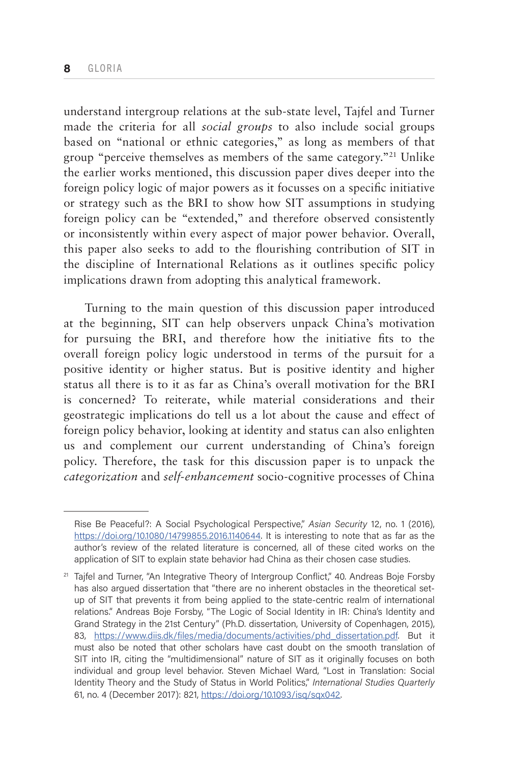understand intergroup relations at the sub-state level, Tajfel and Turner made the criteria for all *social groups* to also include social groups based on "national or ethnic categories," as long as members of that group "perceive themselves as members of the same category."[21] Unlike the earlier works mentioned, this discussion paper dives deeper into the foreign policy logic of major powers as it focusses on a specific initiative or strategy such as the BRI to show how SIT assumptions in studying foreign policy can be "extended," and therefore observed consistently or inconsistently within every aspect of major power behavior. Overall, this paper also seeks to add to the flourishing contribution of SIT in the discipline of International Relations as it outlines specific policy implications drawn from adopting this analytical framework.

Turning to the main question of this discussion paper introduced at the beginning, SIT can help observers unpack China's motivation for pursuing the BRI, and therefore how the initiative fits to the overall foreign policy logic understood in terms of the pursuit for a positive identity or higher status. But is positive identity and higher status all there is to it as far as China's overall motivation for the BRI is concerned? To reiterate, while material considerations and their geostrategic implications do tell us a lot about the cause and effect of foreign policy behavior, looking at identity and status can also enlighten us and complement our current understanding of China's foreign policy. Therefore, the task for this discussion paper is to unpack the *categorization* and *self-enhancement* socio-cognitive processes of China

---

Rise Be Peaceful?: A Social Psychological Perspective," *Asian Security* 12, no. 1 (2016), https://doi.org/10.1080/14799855.2016.1140644. It is interesting to note that as far as the author's review of the related literature is concerned, all of these cited works on the application of SIT to explain state behavior had China as their chosen case studies.

[21] Tajfel and Turner, "An Integrative Theory of Intergroup Conflict," 40. Andreas Boje Forsby has also argued dissertation that "there are no inherent obstacles in the theoretical set-up of SIT that prevents it from being applied to the state-centric realm of international relations." Andreas Boje Forsby, "The Logic of Social Identity in IR: China's Identity and Grand Strategy in the 21st Century" (Ph.D. dissertation, University of Copenhagen, 2015), 83, https://www.diis.dk/files/media/documents/activities/phd_dissertation.pdf. But it must also be noted that other scholars have cast doubt on the smooth translation of SIT into IR, citing the "multidimensional" nature of SIT as it originally focuses on both individual and group level behavior. Steven Michael Ward, "Lost in Translation: Social Identity Theory and the Study of Status in World Politics," *International Studies Quarterly* 61, no. 4 (December 2017): 821, https://doi.org/10.1093/isq/sqx042.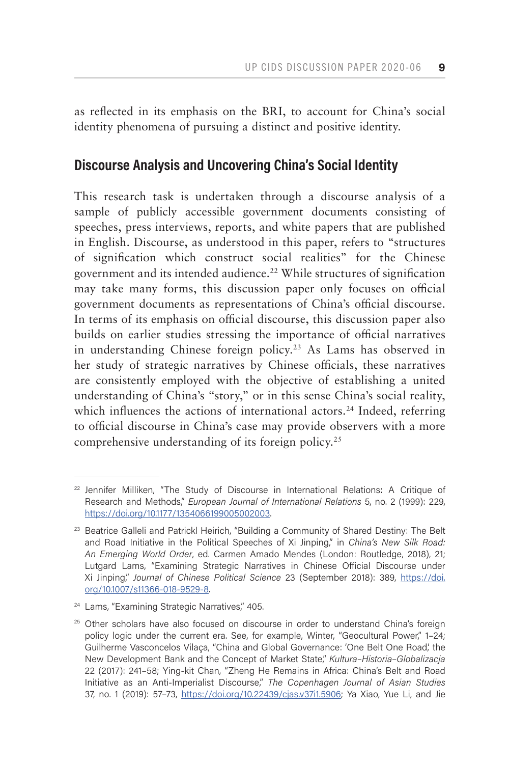as reflected in its emphasis on the BRI, to account for China's social identity phenomena of pursuing a distinct and positive identity.

## Discourse Analysis and Uncovering China's Social Identity

This research task is undertaken through a discourse analysis of a sample of publicly accessible government documents consisting of speeches, press interviews, reports, and white papers that are published in English. Discourse, as understood in this paper, refers to "structures of signification which construct social realities" for the Chinese government and its intended audience.[22] While structures of signification may take many forms, this discussion paper only focuses on official government documents as representations of China's official discourse. In terms of its emphasis on official discourse, this discussion paper also builds on earlier studies stressing the importance of official narratives in understanding Chinese foreign policy.[23] As Lams has observed in her study of strategic narratives by Chinese officials, these narratives are consistently employed with the objective of establishing a united understanding of China's "story," or in this sense China's social reality, which influences the actions of international actors.[24] Indeed, referring to official discourse in China's case may provide observers with a more comprehensive understanding of its foreign policy.[25]

---

[22] Jennifer Milliken, "The Study of Discourse in International Relations: A Critique of Research and Methods," *European Journal of International Relations* 5, no. 2 (1999): 229, https://doi.org/10.1177/1354066199005002003.

[23] Beatrice Galleli and Patrickl Heirich, "Building a Community of Shared Destiny: The Belt and Road Initiative in the Political Speeches of Xi Jinping," in *China's New Silk Road: An Emerging World Order*, ed. Carmen Amado Mendes (London: Routledge, 2018), 21; Lutgard Lams, "Examining Strategic Narratives in Chinese Official Discourse under Xi Jinping," *Journal of Chinese Political Science* 23 (September 2018): 389, https://doi.org/10.1007/s11366-018-9529-8.

[24] Lams, "Examining Strategic Narratives," 405.

[25] Other scholars have also focused on discourse in order to understand China's foreign policy logic under the current era. See, for example, Winter, "Geocultural Power," 1–24; Guilherme Vasconcelos Vilaça, "China and Global Governance: 'One Belt One Road,' the New Development Bank and the Concept of Market State," *Kultura–Historia–Globalizacja* 22 (2017): 241–58; Ying-kit Chan, "Zheng He Remains in Africa: China's Belt and Road Initiative as an Anti-Imperialist Discourse," *The Copenhagen Journal of Asian Studies* 37, no. 1 (2019): 57–73, https://doi.org/10.22439/cjas.v37i1.5906; Ya Xiao, Yue Li, and Jie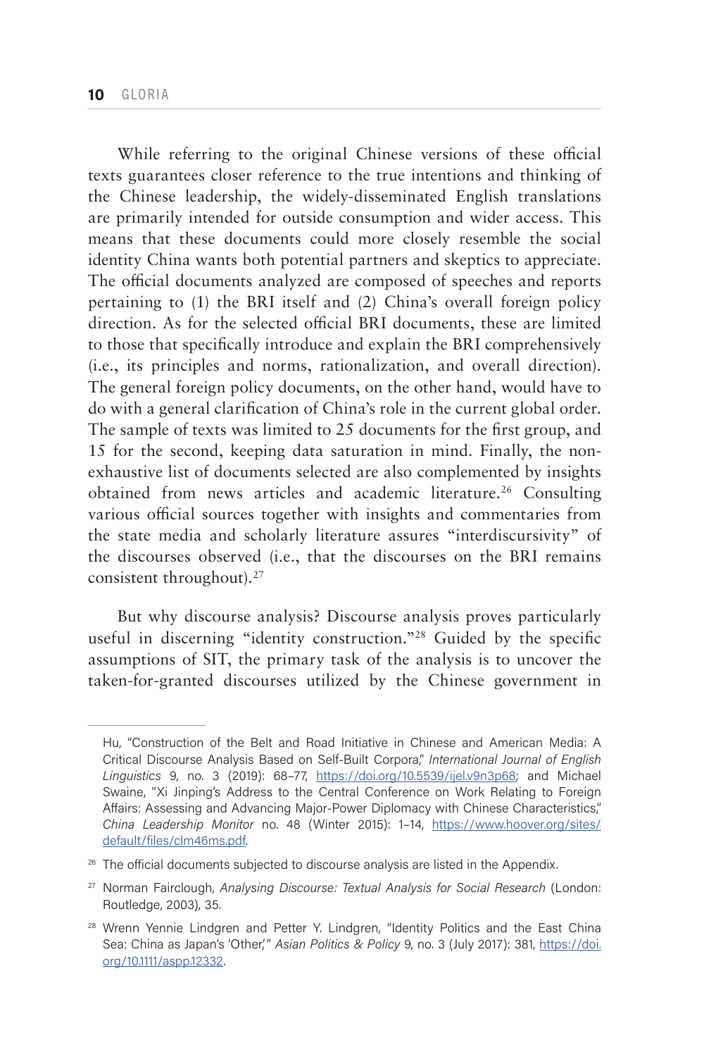While referring to the original Chinese versions of these official texts guarantees closer reference to the true intentions and thinking of the Chinese leadership, the widely-disseminated English translations are primarily intended for outside consumption and wider access. This means that these documents could more closely resemble the social identity China wants both potential partners and skeptics to appreciate. The official documents analyzed are composed of speeches and reports pertaining to (1) the BRI itself and (2) China's overall foreign policy direction. As for the selected official BRI documents, these are limited to those that specifically introduce and explain the BRI comprehensively (i.e., its principles and norms, rationalization, and overall direction). The general foreign policy documents, on the other hand, would have to do with a general clarification of China's role in the current global order. The sample of texts was limited to 25 documents for the first group, and 15 for the second, keeping data saturation in mind. Finally, the non-exhaustive list of documents selected are also complemented by insights obtained from news articles and academic literature.[26] Consulting various official sources together with insights and commentaries from the state media and scholarly literature assures "interdiscursivity" of the discourses observed (i.e., that the discourses on the BRI remains consistent throughout).[27]

But why discourse analysis? Discourse analysis proves particularly useful in discerning "identity construction."[28] Guided by the specific assumptions of SIT, the primary task of the analysis is to uncover the taken-for-granted discourses utilized by the Chinese government in

---

Hu, "Construction of the Belt and Road Initiative in Chinese and American Media: A Critical Discourse Analysis Based on Self-Built Corpora," *International Journal of English Linguistics* 9, no. 3 (2019): 68–77, https://doi.org/10.5539/ijel.v9n3p68; and Michael Swaine, "Xi Jinping's Address to the Central Conference on Work Relating to Foreign Affairs: Assessing and Advancing Major-Power Diplomacy with Chinese Characteristics," *China Leadership Monitor* no. 48 (Winter 2015): 1–14, https://www.hoover.org/sites/default/files/clm46ms.pdf.

[26] The official documents subjected to discourse analysis are listed in the Appendix.

[27] Norman Fairclough, *Analysing Discourse: Textual Analysis for Social Research* (London: Routledge, 2003), 35.

[28] Wrenn Yennie Lindgren and Petter Y. Lindgren, "Identity Politics and the East China Sea: China as Japan's 'Other'," *Asian Politics & Policy* 9, no. 3 (July 2017): 381, https://doi.org/10.1111/aspp.12332.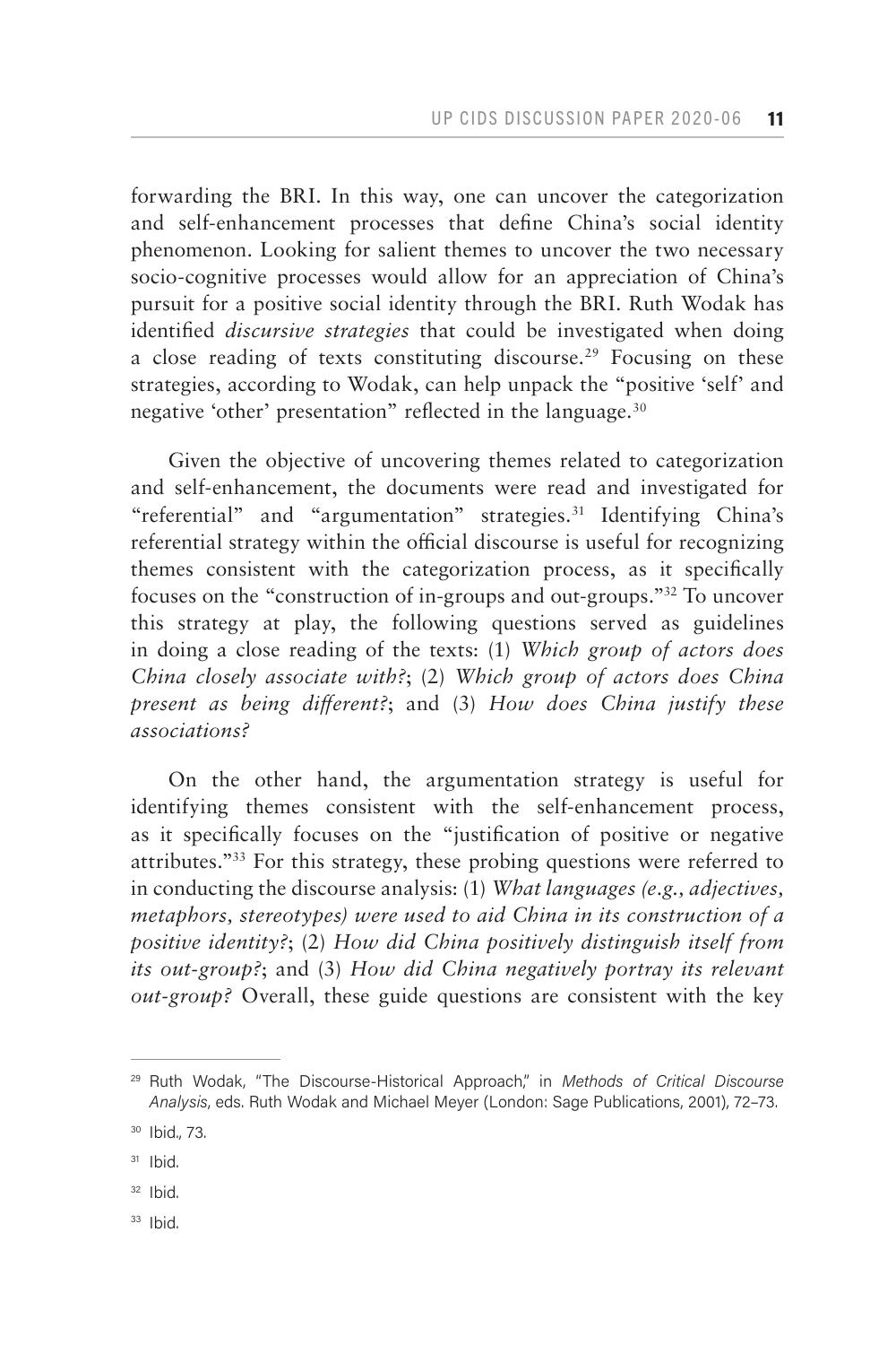forwarding the BRI. In this way, one can uncover the categorization and self-enhancement processes that define China's social identity phenomenon. Looking for salient themes to uncover the two necessary socio-cognitive processes would allow for an appreciation of China's pursuit for a positive social identity through the BRI. Ruth Wodak has identified *discursive strategies* that could be investigated when doing a close reading of texts constituting discourse.[29] Focusing on these strategies, according to Wodak, can help unpack the "positive 'self' and negative 'other' presentation" reflected in the language.[30]

Given the objective of uncovering themes related to categorization and self-enhancement, the documents were read and investigated for "referential" and "argumentation" strategies.[31] Identifying China's referential strategy within the official discourse is useful for recognizing themes consistent with the categorization process, as it specifically focuses on the "construction of in-groups and out-groups."[32] To uncover this strategy at play, the following questions served as guidelines in doing a close reading of the texts: (1) *Which group of actors does China closely associate with?*; (2) *Which group of actors does China present as being different?*; and (3) *How does China justify these associations?*

On the other hand, the argumentation strategy is useful for identifying themes consistent with the self-enhancement process, as it specifically focuses on the "justification of positive or negative attributes."[33] For this strategy, these probing questions were referred to in conducting the discourse analysis: (1) *What languages (e.g., adjectives, metaphors, stereotypes) were used to aid China in its construction of a positive identity?*; (2) *How did China positively distinguish itself from its out-group?*; and (3) *How did China negatively portray its relevant out-group?* Overall, these guide questions are consistent with the key

---

[29] Ruth Wodak, "The Discourse-Historical Approach," in *Methods of Critical Discourse Analysis*, eds. Ruth Wodak and Michael Meyer (London: Sage Publications, 2001), 72–73.

[30] Ibid., 73.

[31] Ibid.

[32] Ibid.

[33] Ibid.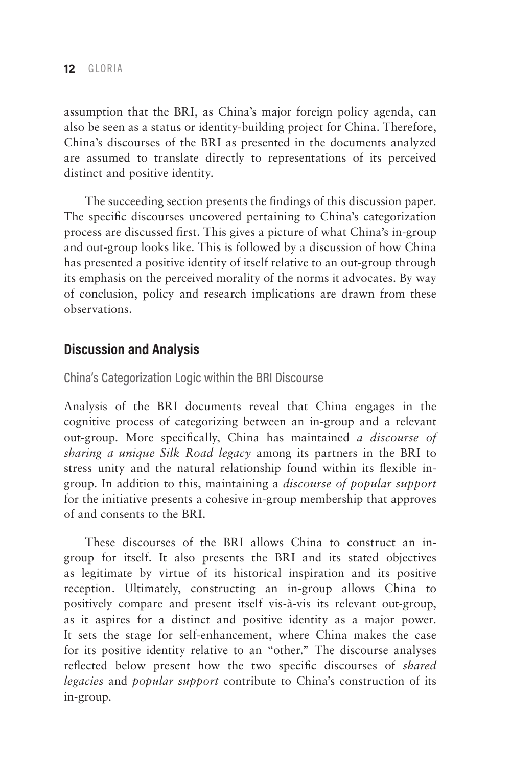assumption that the BRI, as China's major foreign policy agenda, can also be seen as a status or identity-building project for China. Therefore, China's discourses of the BRI as presented in the documents analyzed are assumed to translate directly to representations of its perceived distinct and positive identity.

The succeeding section presents the findings of this discussion paper. The specific discourses uncovered pertaining to China's categorization process are discussed first. This gives a picture of what China's in-group and out-group looks like. This is followed by a discussion of how China has presented a positive identity of itself relative to an out-group through its emphasis on the perceived morality of the norms it advocates. By way of conclusion, policy and research implications are drawn from these observations.

## Discussion and Analysis

### China's Categorization Logic within the BRI Discourse

Analysis of the BRI documents reveal that China engages in the cognitive process of categorizing between an in-group and a relevant out-group. More specifically, China has maintained *a discourse of sharing a unique Silk Road legacy* among its partners in the BRI to stress unity and the natural relationship found within its flexible in-group. In addition to this, maintaining a *discourse of popular support* for the initiative presents a cohesive in-group membership that approves of and consents to the BRI.

These discourses of the BRI allows China to construct an in-group for itself. It also presents the BRI and its stated objectives as legitimate by virtue of its historical inspiration and its positive reception. Ultimately, constructing an in-group allows China to positively compare and present itself vis-à-vis its relevant out-group, as it aspires for a distinct and positive identity as a major power. It sets the stage for self-enhancement, where China makes the case for its positive identity relative to an "other." The discourse analyses reflected below present how the two specific discourses of *shared legacies* and *popular support* contribute to China's construction of its in-group.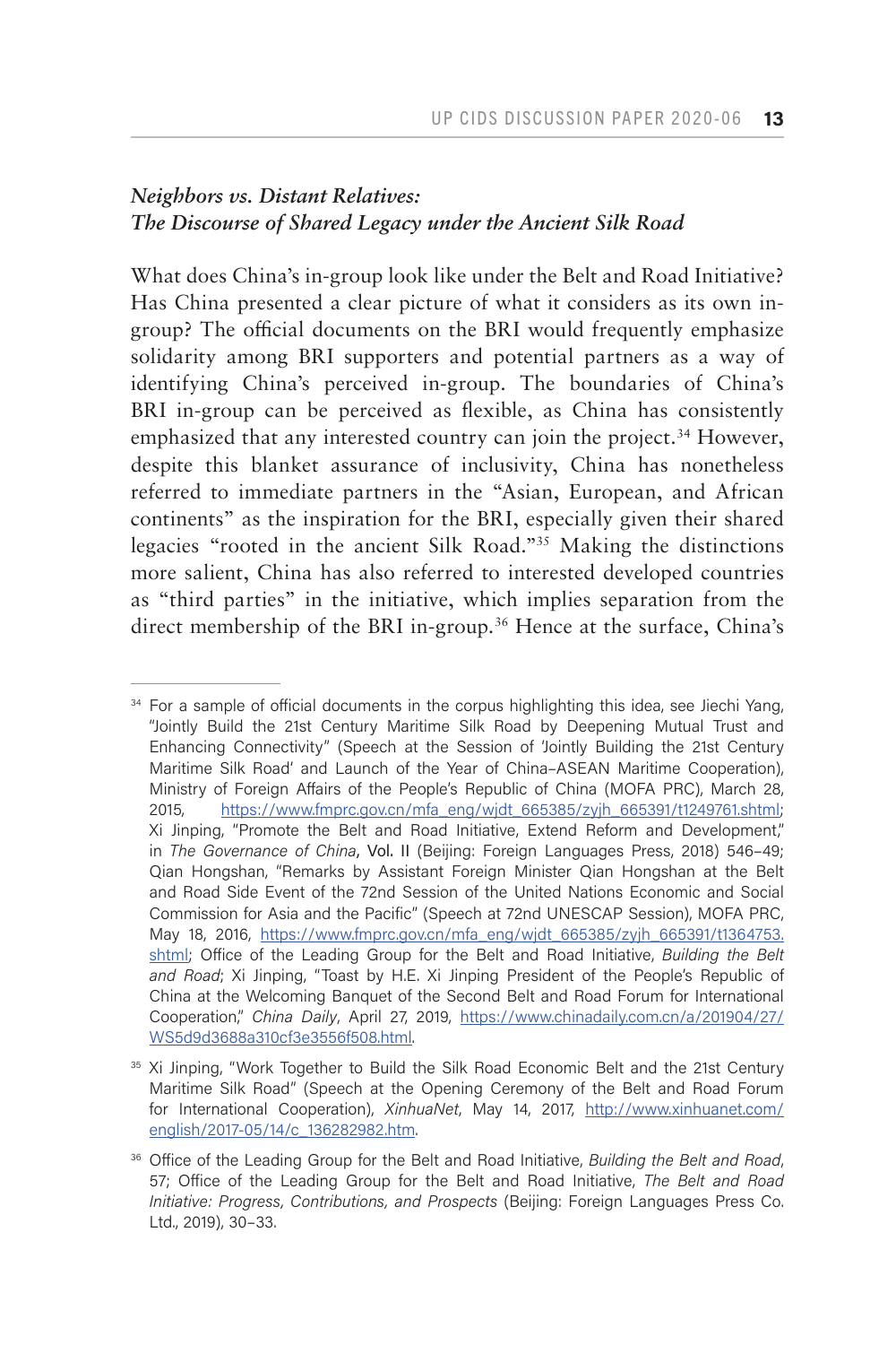### *Neighbors vs. Distant Relatives: The Discourse of Shared Legacy under the Ancient Silk Road*

What does China's in-group look like under the Belt and Road Initiative? Has China presented a clear picture of what it considers as its own in-group? The official documents on the BRI would frequently emphasize solidarity among BRI supporters and potential partners as a way of identifying China's perceived in-group. The boundaries of China's BRI in-group can be perceived as flexible, as China has consistently emphasized that any interested country can join the project.[34] However, despite this blanket assurance of inclusivity, China has nonetheless referred to immediate partners in the "Asian, European, and African continents" as the inspiration for the BRI, especially given their shared legacies "rooted in the ancient Silk Road."[35] Making the distinctions more salient, China has also referred to interested developed countries as "third parties" in the initiative, which implies separation from the direct membership of the BRI in-group.[36] Hence at the surface, China's

---

[34] For a sample of official documents in the corpus highlighting this idea, see Jiechi Yang, "Jointly Build the 21st Century Maritime Silk Road by Deepening Mutual Trust and Enhancing Connectivity" (Speech at the Session of 'Jointly Building the 21st Century Maritime Silk Road' and Launch of the Year of China–ASEAN Maritime Cooperation), Ministry of Foreign Affairs of the People's Republic of China (MOFA PRC), March 28, 2015, https://www.fmprc.gov.cn/mfa_eng/wjdt_665385/zyjh_665391/t1249761.shtml; Xi Jinping, "Promote the Belt and Road Initiative, Extend Reform and Development," in *The Governance of China*, Vol. II (Beijing: Foreign Languages Press, 2018) 546–49; Qian Hongshan, "Remarks by Assistant Foreign Minister Qian Hongshan at the Belt and Road Side Event of the 72nd Session of the United Nations Economic and Social Commission for Asia and the Pacific" (Speech at 72nd UNESCAP Session), MOFA PRC, May 18, 2016, https://www.fmprc.gov.cn/mfa_eng/wjdt_665385/zyjh_665391/t1364753.shtml; Office of the Leading Group for the Belt and Road Initiative, *Building the Belt and Road*; Xi Jinping, "Toast by H.E. Xi Jinping President of the People's Republic of China at the Welcoming Banquet of the Second Belt and Road Forum for International Cooperation," *China Daily*, April 27, 2019, https://www.chinadaily.com.cn/a/201904/27/WS5d9d3688a310cf3e3556f508.html.

[35] Xi Jinping, "Work Together to Build the Silk Road Economic Belt and the 21st Century Maritime Silk Road" (Speech at the Opening Ceremony of the Belt and Road Forum for International Cooperation), *XinhuaNet*, May 14, 2017, http://www.xinhuanet.com/english/2017-05/14/c_136282982.htm.

[36] Office of the Leading Group for the Belt and Road Initiative, *Building the Belt and Road*, 57; Office of the Leading Group for the Belt and Road Initiative, *The Belt and Road Initiative: Progress, Contributions, and Prospects* (Beijing: Foreign Languages Press Co. Ltd., 2019), 30–33.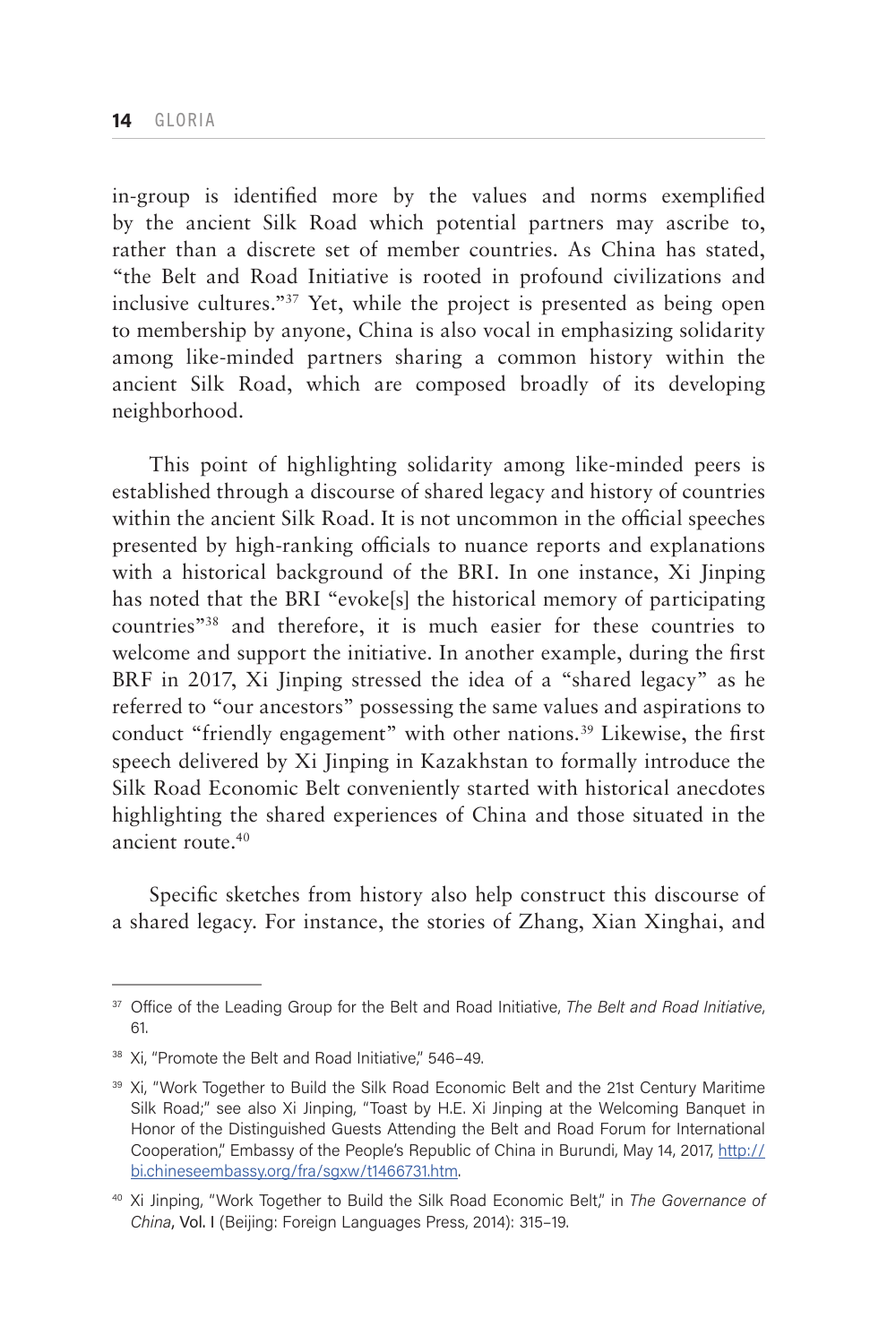in-group is identified more by the values and norms exemplified by the ancient Silk Road which potential partners may ascribe to, rather than a discrete set of member countries. As China has stated, "the Belt and Road Initiative is rooted in profound civilizations and inclusive cultures."[37] Yet, while the project is presented as being open to membership by anyone, China is also vocal in emphasizing solidarity among like-minded partners sharing a common history within the ancient Silk Road, which are composed broadly of its developing neighborhood.

This point of highlighting solidarity among like-minded peers is established through a discourse of shared legacy and history of countries within the ancient Silk Road. It is not uncommon in the official speeches presented by high-ranking officials to nuance reports and explanations with a historical background of the BRI. In one instance, Xi Jinping has noted that the BRI "evoke[s] the historical memory of participating countries"[38] and therefore, it is much easier for these countries to welcome and support the initiative. In another example, during the first BRF in 2017, Xi Jinping stressed the idea of a "shared legacy" as he referred to "our ancestors" possessing the same values and aspirations to conduct "friendly engagement" with other nations.[39] Likewise, the first speech delivered by Xi Jinping in Kazakhstan to formally introduce the Silk Road Economic Belt conveniently started with historical anecdotes highlighting the shared experiences of China and those situated in the ancient route.[40]

Specific sketches from history also help construct this discourse of a shared legacy. For instance, the stories of Zhang, Xian Xinghai, and

---

[37] Office of the Leading Group for the Belt and Road Initiative, *The Belt and Road Initiative*, 61.

[38] Xi, "Promote the Belt and Road Initiative," 546–49.

[39] Xi, "Work Together to Build the Silk Road Economic Belt and the 21st Century Maritime Silk Road;" see also Xi Jinping, "Toast by H.E. Xi Jinping at the Welcoming Banquet in Honor of the Distinguished Guests Attending the Belt and Road Forum for International Cooperation," Embassy of the People's Republic of China in Burundi, May 14, 2017, http://bi.chineseembassy.org/fra/sgxw/t1466731.htm.

[40] Xi Jinping, "Work Together to Build the Silk Road Economic Belt," in *The Governance of China*, Vol. I (Beijing: Foreign Languages Press, 2014): 315–19.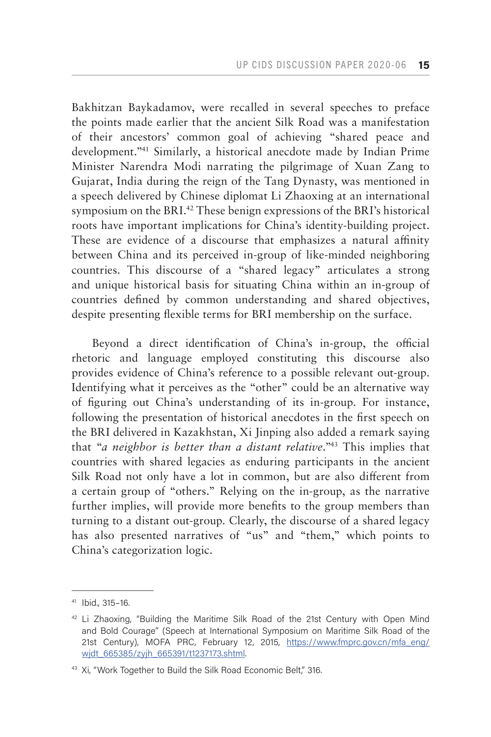Bakhitzan Baykadamov, were recalled in several speeches to preface the points made earlier that the ancient Silk Road was a manifestation of their ancestors' common goal of achieving "shared peace and development."[41] Similarly, a historical anecdote made by Indian Prime Minister Narendra Modi narrating the pilgrimage of Xuan Zang to Gujarat, India during the reign of the Tang Dynasty, was mentioned in a speech delivered by Chinese diplomat Li Zhaoxing at an international symposium on the BRI.[42] These benign expressions of the BRI's historical roots have important implications for China's identity-building project. These are evidence of a discourse that emphasizes a natural affinity between China and its perceived in-group of like-minded neighboring countries. This discourse of a "shared legacy" articulates a strong and unique historical basis for situating China within an in-group of countries defined by common understanding and shared objectives, despite presenting flexible terms for BRI membership on the surface.

Beyond a direct identification of China's in-group, the official rhetoric and language employed constituting this discourse also provides evidence of China's reference to a possible relevant out-group. Identifying what it perceives as the "other" could be an alternative way of figuring out China's understanding of its in-group. For instance, following the presentation of historical anecdotes in the first speech on the BRI delivered in Kazakhstan, Xi Jinping also added a remark saying that "*a neighbor is better than a distant relative*."[43] This implies that countries with shared legacies as enduring participants in the ancient Silk Road not only have a lot in common, but are also different from a certain group of "others." Relying on the in-group, as the narrative further implies, will provide more benefits to the group members than turning to a distant out-group. Clearly, the discourse of a shared legacy has also presented narratives of "us" and "them," which points to China's categorization logic.

---

[41] Ibid., 315–16.

[42] Li Zhaoxing, "Building the Maritime Silk Road of the 21st Century with Open Mind and Bold Courage" (Speech at International Symposium on Maritime Silk Road of the 21st Century), MOFA PRC, February 12, 2015, https://www.fmprc.gov.cn/mfa_eng/wjdt_665385/zyjh_665391/t1237173.shtml.

[43] Xi, "Work Together to Build the Silk Road Economic Belt," 316.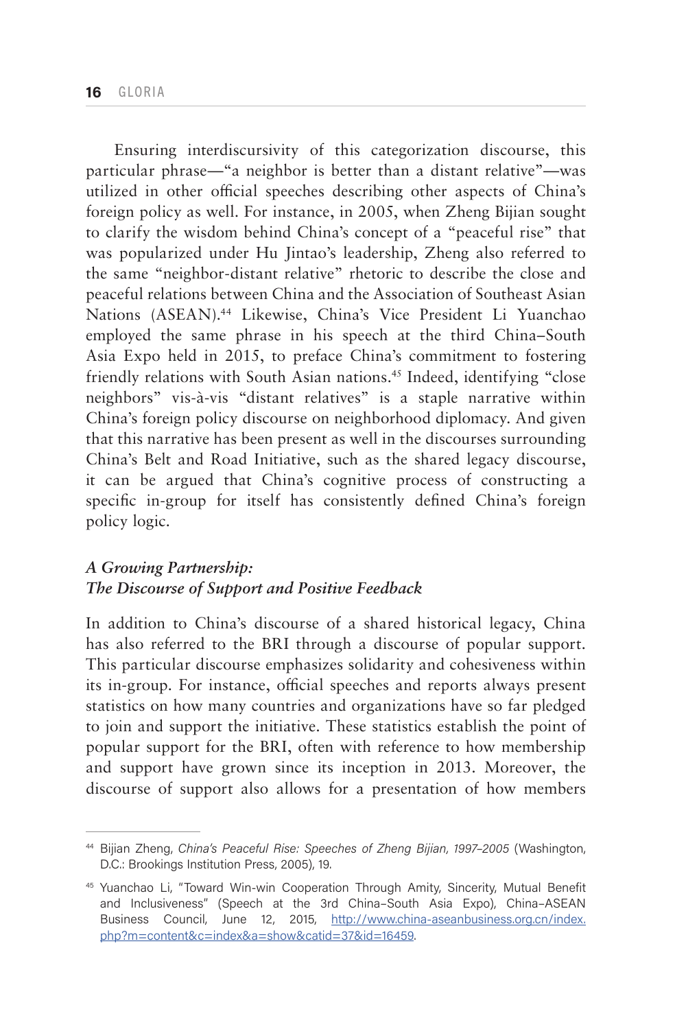Ensuring interdiscursivity of this categorization discourse, this particular phrase—"a neighbor is better than a distant relative"—was utilized in other official speeches describing other aspects of China's foreign policy as well. For instance, in 2005, when Zheng Bijian sought to clarify the wisdom behind China's concept of a "peaceful rise" that was popularized under Hu Jintao's leadership, Zheng also referred to the same "neighbor-distant relative" rhetoric to describe the close and peaceful relations between China and the Association of Southeast Asian Nations (ASEAN).[44] Likewise, China's Vice President Li Yuanchao employed the same phrase in his speech at the third China–South Asia Expo held in 2015, to preface China's commitment to fostering friendly relations with South Asian nations.[45] Indeed, identifying "close neighbors" vis-à-vis "distant relatives" is a staple narrative within China's foreign policy discourse on neighborhood diplomacy. And given that this narrative has been present as well in the discourses surrounding China's Belt and Road Initiative, such as the shared legacy discourse, it can be argued that China's cognitive process of constructing a specific in-group for itself has consistently defined China's foreign policy logic.

### *A Growing Partnership: The Discourse of Support and Positive Feedback*

In addition to China's discourse of a shared historical legacy, China has also referred to the BRI through a discourse of popular support. This particular discourse emphasizes solidarity and cohesiveness within its in-group. For instance, official speeches and reports always present statistics on how many countries and organizations have so far pledged to join and support the initiative. These statistics establish the point of popular support for the BRI, often with reference to how membership and support have grown since its inception in 2013. Moreover, the discourse of support also allows for a presentation of how members

---

[44] Bijian Zheng, *China's Peaceful Rise: Speeches of Zheng Bijian, 1997–2005* (Washington, D.C.: Brookings Institution Press, 2005), 19.

[45] Yuanchao Li, "Toward Win-win Cooperation Through Amity, Sincerity, Mutual Benefit and Inclusiveness" (Speech at the 3rd China–South Asia Expo), China–ASEAN Business Council, June 12, 2015, http://www.china-aseanbusiness.org.cn/index.php?m=content&c=index&a=show&catid=37&id=16459.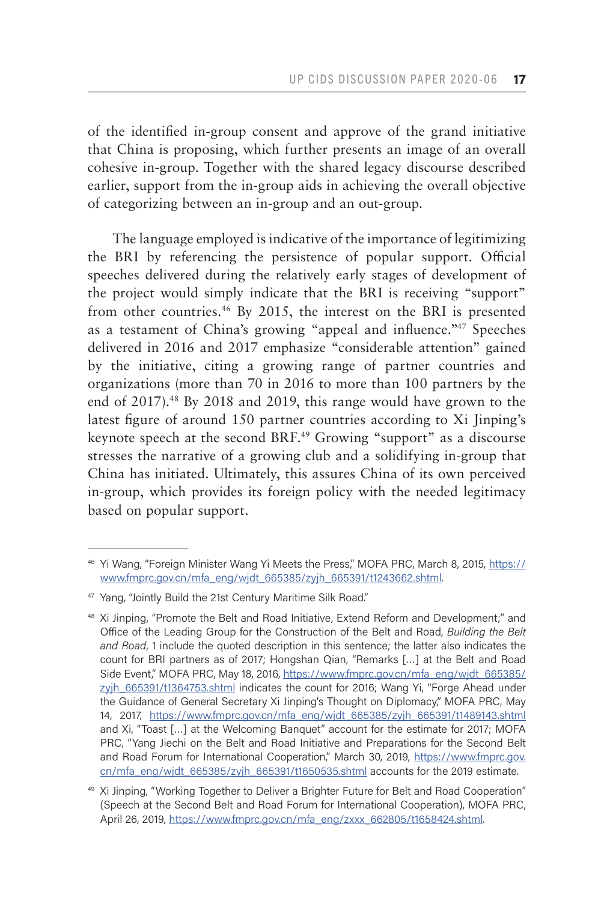of the identified in-group consent and approve of the grand initiative that China is proposing, which further presents an image of an overall cohesive in-group. Together with the shared legacy discourse described earlier, support from the in-group aids in achieving the overall objective of categorizing between an in-group and an out-group.

The language employed is indicative of the importance of legitimizing the BRI by referencing the persistence of popular support. Official speeches delivered during the relatively early stages of development of the project would simply indicate that the BRI is receiving "support" from other countries.[46] By 2015, the interest on the BRI is presented as a testament of China's growing "appeal and influence."[47] Speeches delivered in 2016 and 2017 emphasize "considerable attention" gained by the initiative, citing a growing range of partner countries and organizations (more than 70 in 2016 to more than 100 partners by the end of 2017).[48] By 2018 and 2019, this range would have grown to the latest figure of around 150 partner countries according to Xi Jinping's keynote speech at the second BRF.[49] Growing "support" as a discourse stresses the narrative of a growing club and a solidifying in-group that China has initiated. Ultimately, this assures China of its own perceived in-group, which provides its foreign policy with the needed legitimacy based on popular support.

---

[46] Yi Wang, "Foreign Minister Wang Yi Meets the Press," MOFA PRC, March 8, 2015, https://www.fmprc.gov.cn/mfa_eng/wjdt_665385/zyjh_665391/t1243662.shtml.

[47] Yang, "Jointly Build the 21st Century Maritime Silk Road."

[48] Xi Jinping, "Promote the Belt and Road Initiative, Extend Reform and Development;" and Office of the Leading Group for the Construction of the Belt and Road, *Building the Belt and Road*, 1 include the quoted description in this sentence; the latter also indicates the count for BRI partners as of 2017; Hongshan Qian, "Remarks [...] at the Belt and Road Side Event," MOFA PRC, May 18, 2016, https://www.fmprc.gov.cn/mfa_eng/wjdt_665385/zyjh_665391/t1364753.shtml indicates the count for 2016; Wang Yi, "Forge Ahead under the Guidance of General Secretary Xi Jinping's Thought on Diplomacy," MOFA PRC, May 14, 2017, https://www.fmprc.gov.cn/mfa_eng/wjdt_665385/zyjh_665391/t1489143.shtml and Xi, "Toast [...] at the Welcoming Banquet" account for the estimate for 2017; MOFA PRC, "Yang Jiechi on the Belt and Road Initiative and Preparations for the Second Belt and Road Forum for International Cooperation," March 30, 2019, https://www.fmprc.gov.cn/mfa_eng/wjdt_665385/zyjh_665391/t1650535.shtml accounts for the 2019 estimate.

[49] Xi Jinping, "Working Together to Deliver a Brighter Future for Belt and Road Cooperation" (Speech at the Second Belt and Road Forum for International Cooperation), MOFA PRC, April 26, 2019, https://www.fmprc.gov.cn/mfa_eng/zxxx_662805/t1658424.shtml.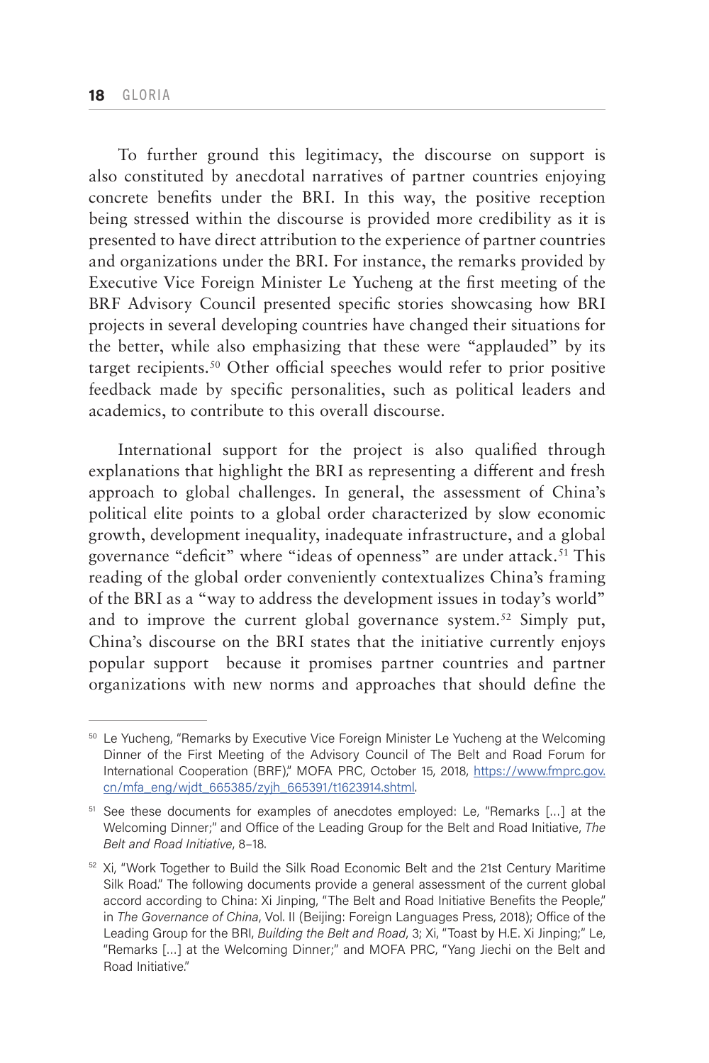To further ground this legitimacy, the discourse on support is also constituted by anecdotal narratives of partner countries enjoying concrete benefits under the BRI. In this way, the positive reception being stressed within the discourse is provided more credibility as it is presented to have direct attribution to the experience of partner countries and organizations under the BRI. For instance, the remarks provided by Executive Vice Foreign Minister Le Yucheng at the first meeting of the BRF Advisory Council presented specific stories showcasing how BRI projects in several developing countries have changed their situations for the better, while also emphasizing that these were "applauded" by its target recipients.[50] Other official speeches would refer to prior positive feedback made by specific personalities, such as political leaders and academics, to contribute to this overall discourse.

International support for the project is also qualified through explanations that highlight the BRI as representing a different and fresh approach to global challenges. In general, the assessment of China's political elite points to a global order characterized by slow economic growth, development inequality, inadequate infrastructure, and a global governance "deficit" where "ideas of openness" are under attack.[51] This reading of the global order conveniently contextualizes China's framing of the BRI as a "way to address the development issues in today's world" and to improve the current global governance system.[52] Simply put, China's discourse on the BRI states that the initiative currently enjoys popular support because it promises partner countries and partner organizations with new norms and approaches that should define the

---

[50] Le Yucheng, "Remarks by Executive Vice Foreign Minister Le Yucheng at the Welcoming Dinner of the First Meeting of the Advisory Council of The Belt and Road Forum for International Cooperation (BRF)," MOFA PRC, October 15, 2018, https://www.fmprc.gov.cn/mfa_eng/wjdt_665385/zyjh_665391/t1623914.shtml.

[51] See these documents for examples of anecdotes employed: Le, "Remarks [...] at the Welcoming Dinner;" and Office of the Leading Group for the Belt and Road Initiative, *The Belt and Road Initiative*, 8–18.

[52] Xi, "Work Together to Build the Silk Road Economic Belt and the 21st Century Maritime Silk Road." The following documents provide a general assessment of the current global accord according to China: Xi Jinping, "The Belt and Road Initiative Benefits the People," in *The Governance of China*, Vol. II (Beijing: Foreign Languages Press, 2018); Office of the Leading Group for the BRI, *Building the Belt and Road*, 3; Xi, "Toast by H.E. Xi Jinping;" Le, "Remarks [...] at the Welcoming Dinner;" and MOFA PRC, "Yang Jiechi on the Belt and Road Initiative."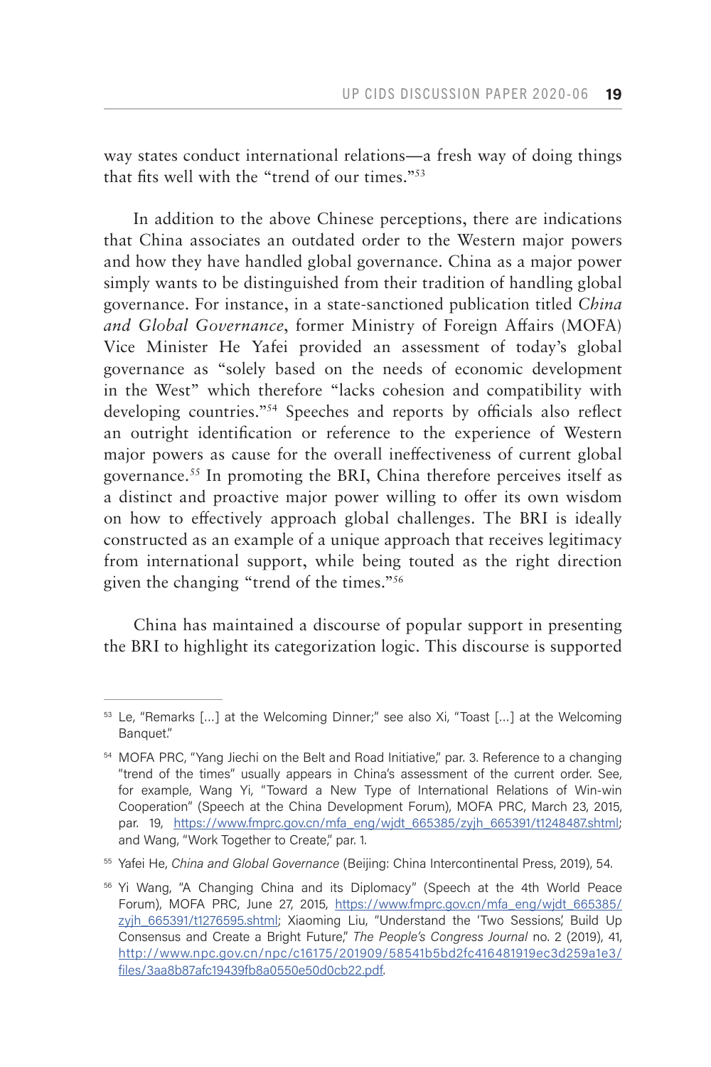way states conduct international relations—a fresh way of doing things that fits well with the "trend of our times."[53]

In addition to the above Chinese perceptions, there are indications that China associates an outdated order to the Western major powers and how they have handled global governance. China as a major power simply wants to be distinguished from their tradition of handling global governance. For instance, in a state-sanctioned publication titled *China and Global Governance*, former Ministry of Foreign Affairs (MOFA) Vice Minister He Yafei provided an assessment of today's global governance as "solely based on the needs of economic development in the West" which therefore "lacks cohesion and compatibility with developing countries."[54] Speeches and reports by officials also reflect an outright identification or reference to the experience of Western major powers as cause for the overall ineffectiveness of current global governance.[55] In promoting the BRI, China therefore perceives itself as a distinct and proactive major power willing to offer its own wisdom on how to effectively approach global challenges. The BRI is ideally constructed as an example of a unique approach that receives legitimacy from international support, while being touted as the right direction given the changing "trend of the times."[56]

China has maintained a discourse of popular support in presenting the BRI to highlight its categorization logic. This discourse is supported

---

[53] Le, "Remarks [...] at the Welcoming Dinner;" see also Xi, "Toast [...] at the Welcoming Banquet."

[54] MOFA PRC, "Yang Jiechi on the Belt and Road Initiative," par. 3. Reference to a changing "trend of the times" usually appears in China's assessment of the current order. See, for example, Wang Yi, "Toward a New Type of International Relations of Win-win Cooperation" (Speech at the China Development Forum), MOFA PRC, March 23, 2015, par. 19, https://www.fmprc.gov.cn/mfa_eng/wjdt_665385/zyjh_665391/t1248487.shtml; and Wang, "Work Together to Create," par. 1.

[55] Yafei He, *China and Global Governance* (Beijing: China Intercontinental Press, 2019), 54.

[56] Yi Wang, "A Changing China and its Diplomacy" (Speech at the 4th World Peace Forum), MOFA PRC, June 27, 2015, https://www.fmprc.gov.cn/mfa_eng/wjdt_665385/zyjh_665391/t1276595.shtml; Xiaoming Liu, "Understand the 'Two Sessions,' Build Up Consensus and Create a Bright Future," *The People's Congress Journal* no. 2 (2019), 41, http://www.npc.gov.cn/npc/c16175/201909/58541b5bd2fc416481919ec3d259a1e3/files/3aa8b87afc19439fb8a0550e50d0cb22.pdf.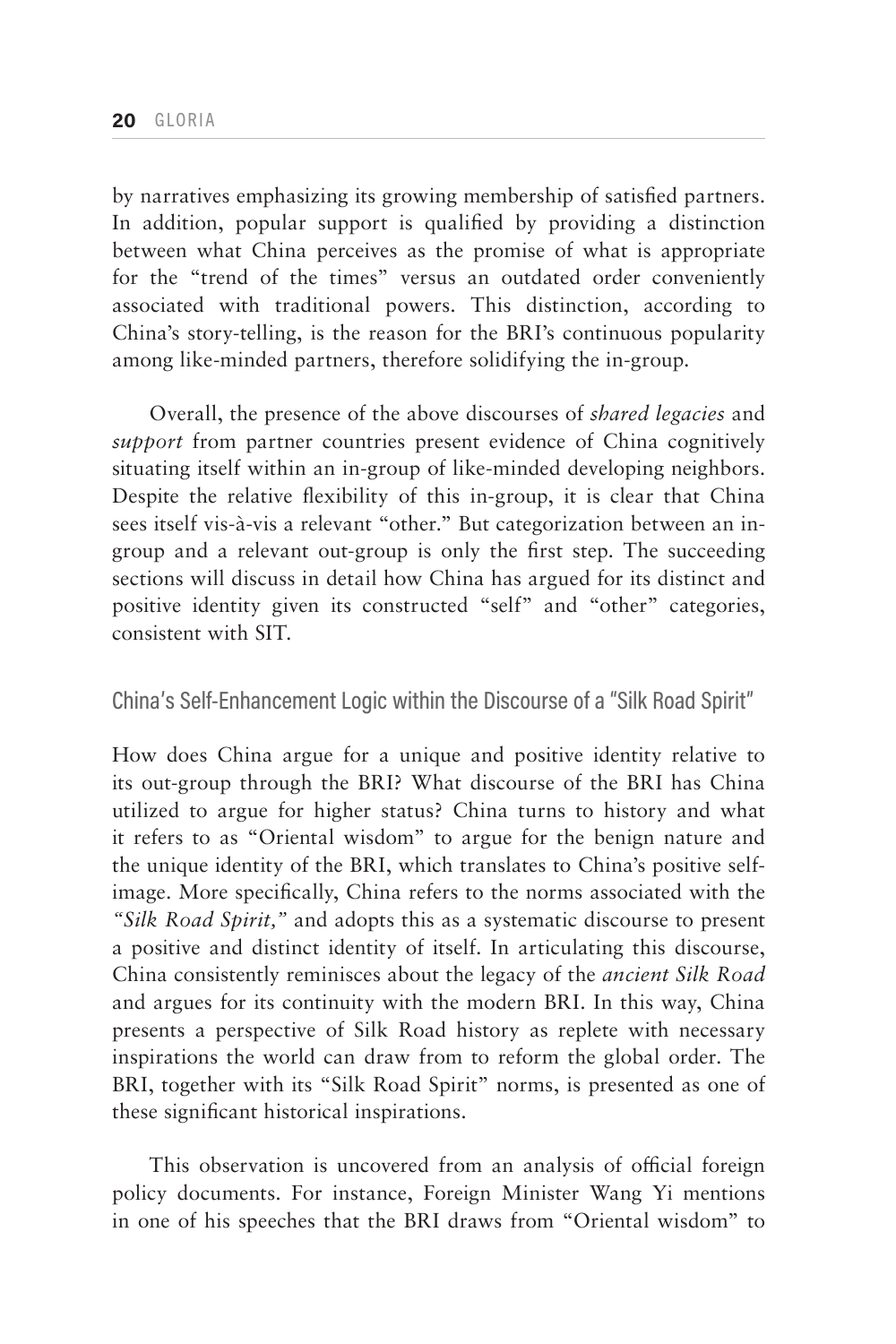by narratives emphasizing its growing membership of satisfied partners. In addition, popular support is qualified by providing a distinction between what China perceives as the promise of what is appropriate for the "trend of the times" versus an outdated order conveniently associated with traditional powers. This distinction, according to China's story-telling, is the reason for the BRI's continuous popularity among like-minded partners, therefore solidifying the in-group.

Overall, the presence of the above discourses of *shared legacies* and *support* from partner countries present evidence of China cognitively situating itself within an in-group of like-minded developing neighbors. Despite the relative flexibility of this in-group, it is clear that China sees itself vis-à-vis a relevant "other." But categorization between an in-group and a relevant out-group is only the first step. The succeeding sections will discuss in detail how China has argued for its distinct and positive identity given its constructed "self" and "other" categories, consistent with SIT.

## China's Self-Enhancement Logic within the Discourse of a "Silk Road Spirit"

How does China argue for a unique and positive identity relative to its out-group through the BRI? What discourse of the BRI has China utilized to argue for higher status? China turns to history and what it refers to as "Oriental wisdom" to argue for the benign nature and the unique identity of the BRI, which translates to China's positive self-image. More specifically, China refers to the norms associated with the *"Silk Road Spirit,"* and adopts this as a systematic discourse to present a positive and distinct identity of itself. In articulating this discourse, China consistently reminisces about the legacy of the *ancient Silk Road* and argues for its continuity with the modern BRI. In this way, China presents a perspective of Silk Road history as replete with necessary inspirations the world can draw from to reform the global order. The BRI, together with its "Silk Road Spirit" norms, is presented as one of these significant historical inspirations.

This observation is uncovered from an analysis of official foreign policy documents. For instance, Foreign Minister Wang Yi mentions in one of his speeches that the BRI draws from "Oriental wisdom" to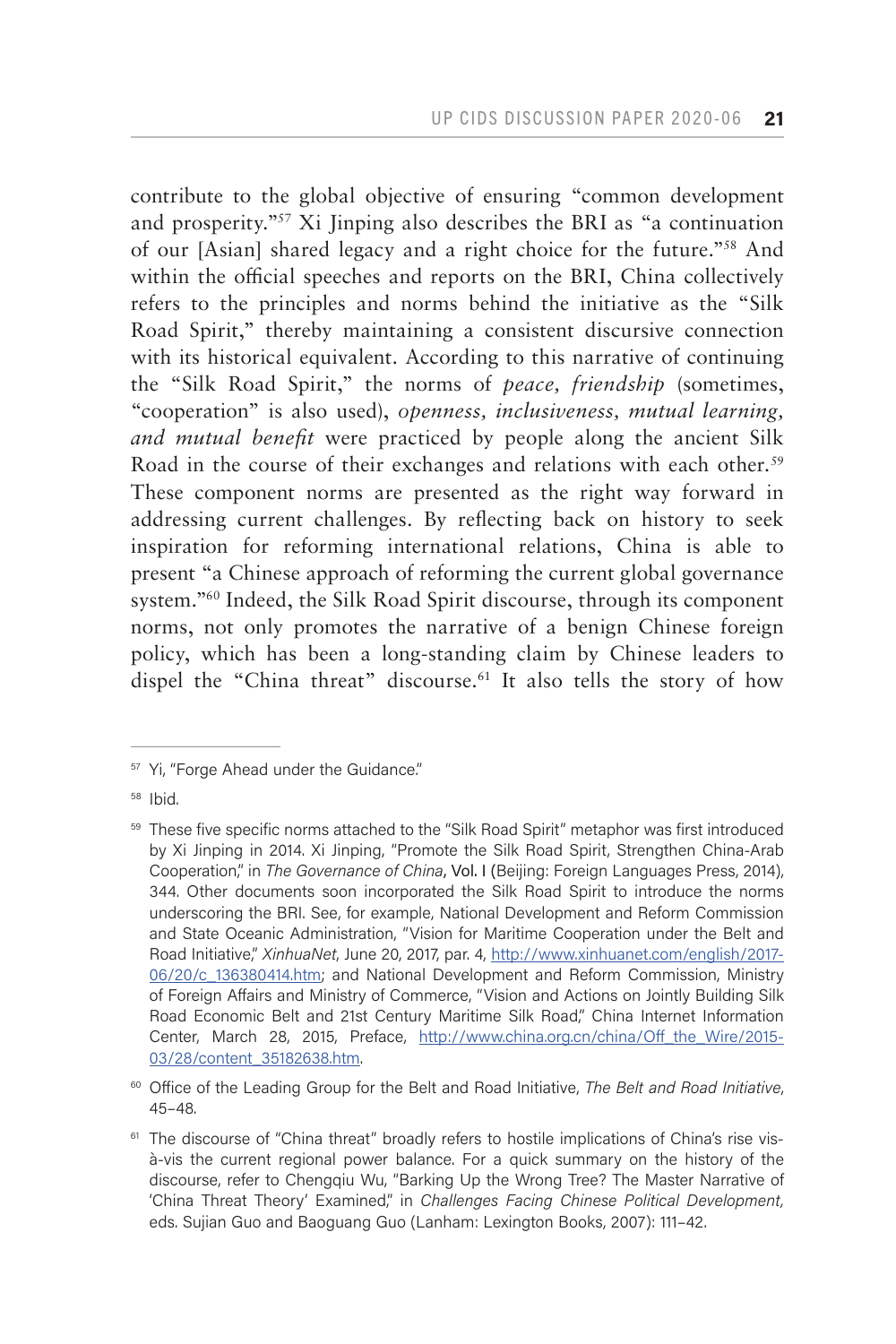contribute to the global objective of ensuring "common development and prosperity."[57] Xi Jinping also describes the BRI as "a continuation of our [Asian] shared legacy and a right choice for the future."[58] And within the official speeches and reports on the BRI, China collectively refers to the principles and norms behind the initiative as the "Silk Road Spirit," thereby maintaining a consistent discursive connection with its historical equivalent. According to this narrative of continuing the "Silk Road Spirit," the norms of *peace, friendship* (sometimes, "cooperation" is also used), *openness, inclusiveness, mutual learning, and mutual benefit* were practiced by people along the ancient Silk Road in the course of their exchanges and relations with each other.[59] These component norms are presented as the right way forward in addressing current challenges. By reflecting back on history to seek inspiration for reforming international relations, China is able to present "a Chinese approach of reforming the current global governance system."[60] Indeed, the Silk Road Spirit discourse, through its component norms, not only promotes the narrative of a benign Chinese foreign policy, which has been a long-standing claim by Chinese leaders to dispel the "China threat" discourse.[61] It also tells the story of how

---

[57] Yi, "Forge Ahead under the Guidance."

[58] Ibid.

[59] These five specific norms attached to the "Silk Road Spirit" metaphor was first introduced by Xi Jinping in 2014. Xi Jinping, "Promote the Silk Road Spirit, Strengthen China-Arab Cooperation," in *The Governance of China*, Vol. I (Beijing: Foreign Languages Press, 2014), 344. Other documents soon incorporated the Silk Road Spirit to introduce the norms underscoring the BRI. See, for example, National Development and Reform Commission and State Oceanic Administration, "Vision for Maritime Cooperation under the Belt and Road Initiative," *XinhuaNet*, June 20, 2017, par. 4, http://www.xinhuanet.com/english/2017-06/20/c_136380414.htm; and National Development and Reform Commission, Ministry of Foreign Affairs and Ministry of Commerce, "Vision and Actions on Jointly Building Silk Road Economic Belt and 21st Century Maritime Silk Road," China Internet Information Center, March 28, 2015, Preface, http://www.china.org.cn/china/Off_the_Wire/2015-03/28/content_35182638.htm.

[60] Office of the Leading Group for the Belt and Road Initiative, *The Belt and Road Initiative*, 45–48.

[61] The discourse of "China threat" broadly refers to hostile implications of China's rise vis-à-vis the current regional power balance. For a quick summary on the history of the discourse, refer to Chengqiu Wu, "Barking Up the Wrong Tree? The Master Narrative of 'China Threat Theory' Examined," in *Challenges Facing Chinese Political Development*, eds. Sujian Guo and Baoguang Guo (Lanham: Lexington Books, 2007): 111–42.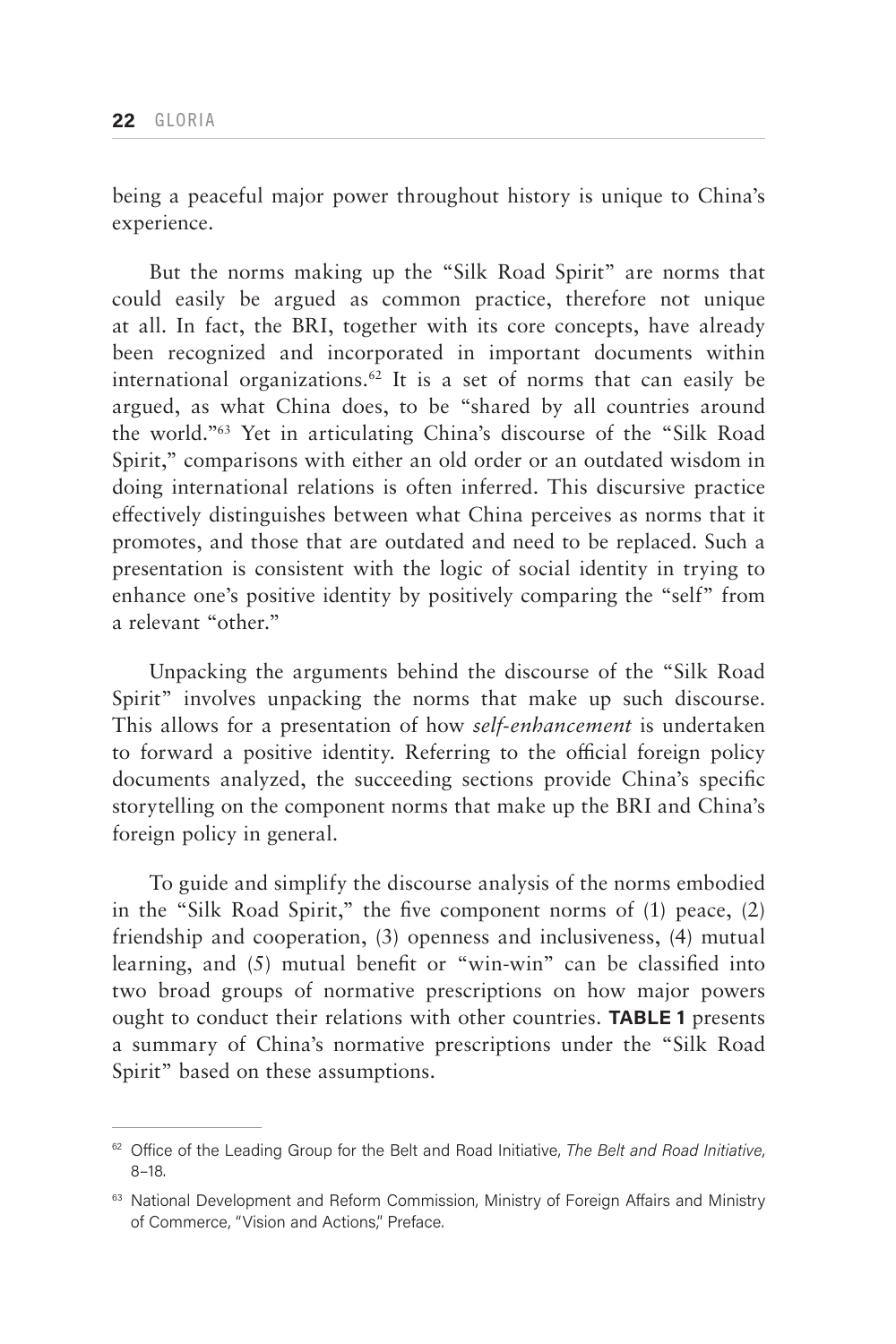being a peaceful major power throughout history is unique to China's experience.

But the norms making up the "Silk Road Spirit" are norms that could easily be argued as common practice, therefore not unique at all. In fact, the BRI, together with its core concepts, have already been recognized and incorporated in important documents within international organizations.[62] It is a set of norms that can easily be argued, as what China does, to be "shared by all countries around the world."[63] Yet in articulating China's discourse of the "Silk Road Spirit," comparisons with either an old order or an outdated wisdom in doing international relations is often inferred. This discursive practice effectively distinguishes between what China perceives as norms that it promotes, and those that are outdated and need to be replaced. Such a presentation is consistent with the logic of social identity in trying to enhance one's positive identity by positively comparing the "self" from a relevant "other."

Unpacking the arguments behind the discourse of the "Silk Road Spirit" involves unpacking the norms that make up such discourse. This allows for a presentation of how *self-enhancement* is undertaken to forward a positive identity. Referring to the official foreign policy documents analyzed, the succeeding sections provide China's specific storytelling on the component norms that make up the BRI and China's foreign policy in general.

To guide and simplify the discourse analysis of the norms embodied in the "Silk Road Spirit," the five component norms of (1) peace, (2) friendship and cooperation, (3) openness and inclusiveness, (4) mutual learning, and (5) mutual benefit or "win-win" can be classified into two broad groups of normative prescriptions on how major powers ought to conduct their relations with other countries. **TABLE 1** presents a summary of China's normative prescriptions under the "Silk Road Spirit" based on these assumptions.

---

[62] Office of the Leading Group for the Belt and Road Initiative, *The Belt and Road Initiative*, 8–18.

[63] National Development and Reform Commission, Ministry of Foreign Affairs and Ministry of Commerce, "Vision and Actions," Preface.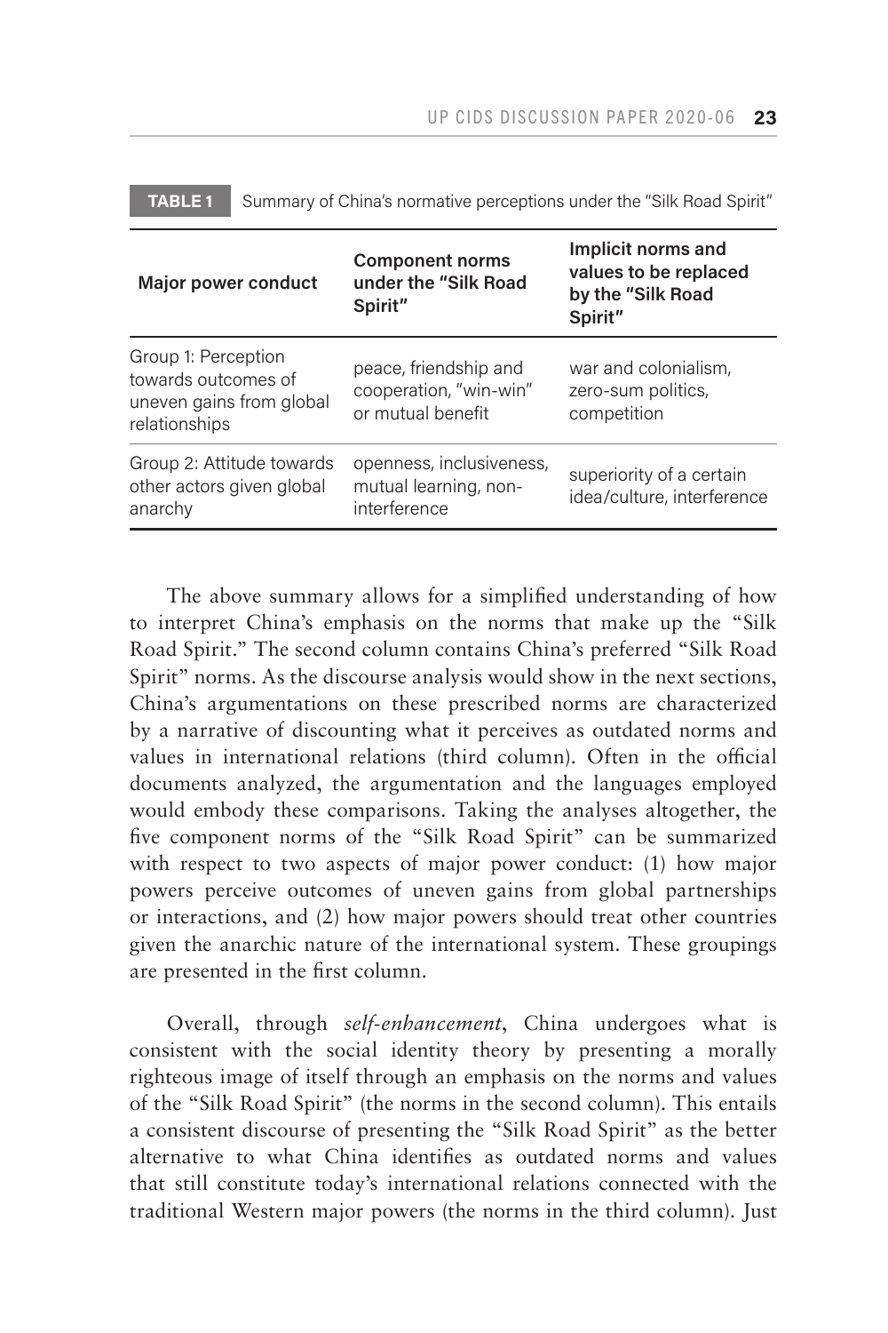**TABLE 1** Summary of China's normative perceptions under the "Silk Road Spirit"

| Major power conduct | Component norms under the "Silk Road Spirit" | Implicit norms and values to be replaced by the "Silk Road Spirit" |
|---|---|---|
| Group 1: Perception towards outcomes of uneven gains from global relationships | peace, friendship and cooperation, "win-win" or mutual benefit | war and colonialism, zero-sum politics, competition |
| Group 2: Attitude towards other actors given global anarchy | openness, inclusiveness, mutual learning, non-interference | superiority of a certain idea/culture, interference |

The above summary allows for a simplified understanding of how to interpret China's emphasis on the norms that make up the "Silk Road Spirit." The second column contains China's preferred "Silk Road Spirit" norms. As the discourse analysis would show in the next sections, China's argumentations on these prescribed norms are characterized by a narrative of discounting what it perceives as outdated norms and values in international relations (third column). Often in the official documents analyzed, the argumentation and the languages employed would embody these comparisons. Taking the analyses altogether, the five component norms of the "Silk Road Spirit" can be summarized with respect to two aspects of major power conduct: (1) how major powers perceive outcomes of uneven gains from global partnerships or interactions, and (2) how major powers should treat other countries given the anarchic nature of the international system. These groupings are presented in the first column.

Overall, through *self-enhancement*, China undergoes what is consistent with the social identity theory by presenting a morally righteous image of itself through an emphasis on the norms and values of the "Silk Road Spirit" (the norms in the second column). This entails a consistent discourse of presenting the "Silk Road Spirit" as the better alternative to what China identifies as outdated norms and values that still constitute today's international relations connected with the traditional Western major powers (the norms in the third column). Just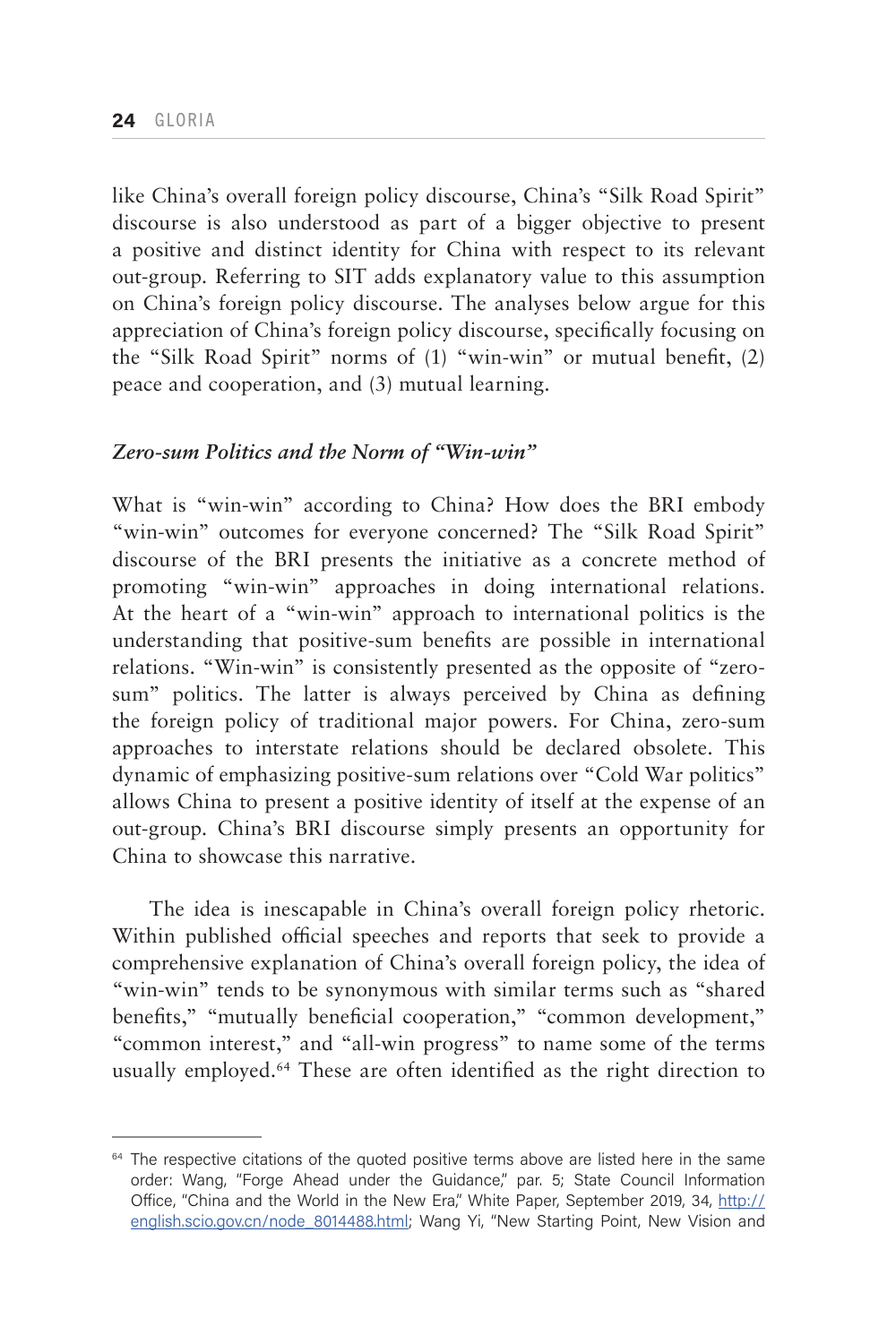like China's overall foreign policy discourse, China's "Silk Road Spirit" discourse is also understood as part of a bigger objective to present a positive and distinct identity for China with respect to its relevant out-group. Referring to SIT adds explanatory value to this assumption on China's foreign policy discourse. The analyses below argue for this appreciation of China's foreign policy discourse, specifically focusing on the "Silk Road Spirit" norms of (1) "win-win" or mutual benefit, (2) peace and cooperation, and (3) mutual learning.

### *Zero-sum Politics and the Norm of "Win-win"*

What is "win-win" according to China? How does the BRI embody "win-win" outcomes for everyone concerned? The "Silk Road Spirit" discourse of the BRI presents the initiative as a concrete method of promoting "win-win" approaches in doing international relations. At the heart of a "win-win" approach to international politics is the understanding that positive-sum benefits are possible in international relations. "Win-win" is consistently presented as the opposite of "zero-sum" politics. The latter is always perceived by China as defining the foreign policy of traditional major powers. For China, zero-sum approaches to interstate relations should be declared obsolete. This dynamic of emphasizing positive-sum relations over "Cold War politics" allows China to present a positive identity of itself at the expense of an out-group. China's BRI discourse simply presents an opportunity for China to showcase this narrative.

The idea is inescapable in China's overall foreign policy rhetoric. Within published official speeches and reports that seek to provide a comprehensive explanation of China's overall foreign policy, the idea of "win-win" tends to be synonymous with similar terms such as "shared benefits," "mutually beneficial cooperation," "common development," "common interest," and "all-win progress" to name some of the terms usually employed.[64] These are often identified as the right direction to

---

[64] The respective citations of the quoted positive terms above are listed here in the same order: Wang, "Forge Ahead under the Guidance," par. 5; State Council Information Office, "China and the World in the New Era," White Paper, September 2019, 34, http://english.scio.gov.cn/node_8014488.html; Wang Yi, "New Starting Point, New Vision and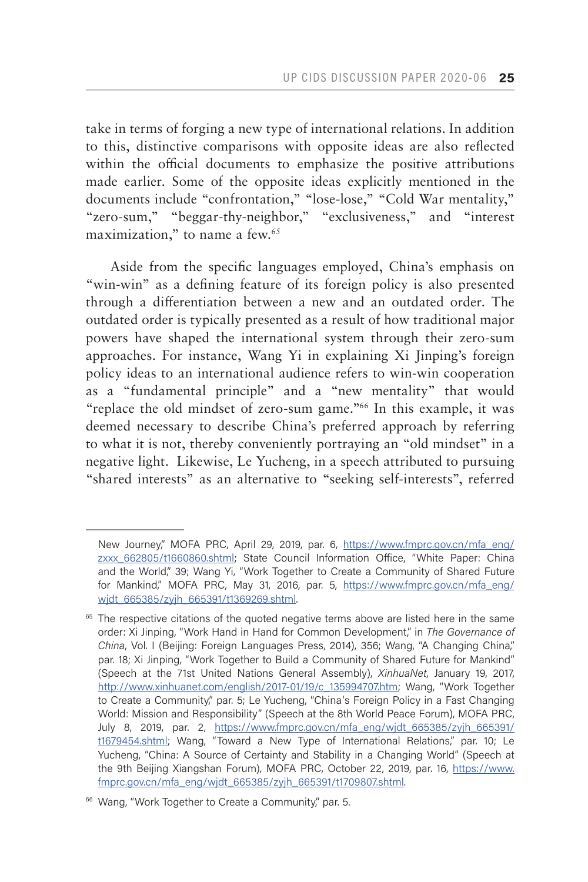take in terms of forging a new type of international relations. In addition to this, distinctive comparisons with opposite ideas are also reflected within the official documents to emphasize the positive attributions made earlier. Some of the opposite ideas explicitly mentioned in the documents include "confrontation," "lose-lose," "Cold War mentality," "zero-sum," "beggar-thy-neighbor," "exclusiveness," and "interest maximization," to name a few.[65]

Aside from the specific languages employed, China's emphasis on "win-win" as a defining feature of its foreign policy is also presented through a differentiation between a new and an outdated order. The outdated order is typically presented as a result of how traditional major powers have shaped the international system through their zero-sum approaches. For instance, Wang Yi in explaining Xi Jinping's foreign policy ideas to an international audience refers to win-win cooperation as a "fundamental principle" and a "new mentality" that would "replace the old mindset of zero-sum game."[66] In this example, it was deemed necessary to describe China's preferred approach by referring to what it is not, thereby conveniently portraying an "old mindset" in a negative light. Likewise, Le Yucheng, in a speech attributed to pursuing "shared interests" as an alternative to "seeking self-interests", referred

---

New Journey," MOFA PRC, April 29, 2019, par. 6, https://www.fmprc.gov.cn/mfa_eng/zxxx_662805/t1660860.shtml; State Council Information Office, "White Paper: China and the World," 39; Wang Yi, "Work Together to Create a Community of Shared Future for Mankind," MOFA PRC, May 31, 2016, par. 5, https://www.fmprc.gov.cn/mfa_eng/wjdt_665385/zyjh_665391/t1369269.shtml.

[65] The respective citations of the quoted negative terms above are listed here in the same order: Xi Jinping, "Work Hand in Hand for Common Development," in *The Governance of China*, Vol. I (Beijing: Foreign Languages Press, 2014), 356; Wang, "A Changing China," par. 18; Xi Jinping, "Work Together to Build a Community of Shared Future for Mankind" (Speech at the 71st United Nations General Assembly), *XinhuaNet*, January 19, 2017, http://www.xinhuanet.com/english/2017-01/19/c_135994707.htm; Wang, "Work Together to Create a Community," par. 5; Le Yucheng, "China's Foreign Policy in a Fast Changing World: Mission and Responsibility" (Speech at the 8th World Peace Forum), MOFA PRC, July 8, 2019, par. 2, https://www.fmprc.gov.cn/mfa_eng/wjdt_665385/zyjh_665391/t1679454.shtml; Wang, "Toward a New Type of International Relations," par. 10; Le Yucheng, "China: A Source of Certainty and Stability in a Changing World" (Speech at the 9th Beijing Xiangshan Forum), MOFA PRC, October 22, 2019, par. 16, https://www.fmprc.gov.cn/mfa_eng/wjdt_665385/zyjh_665391/t1709807.shtml.

[66] Wang, "Work Together to Create a Community," par. 5.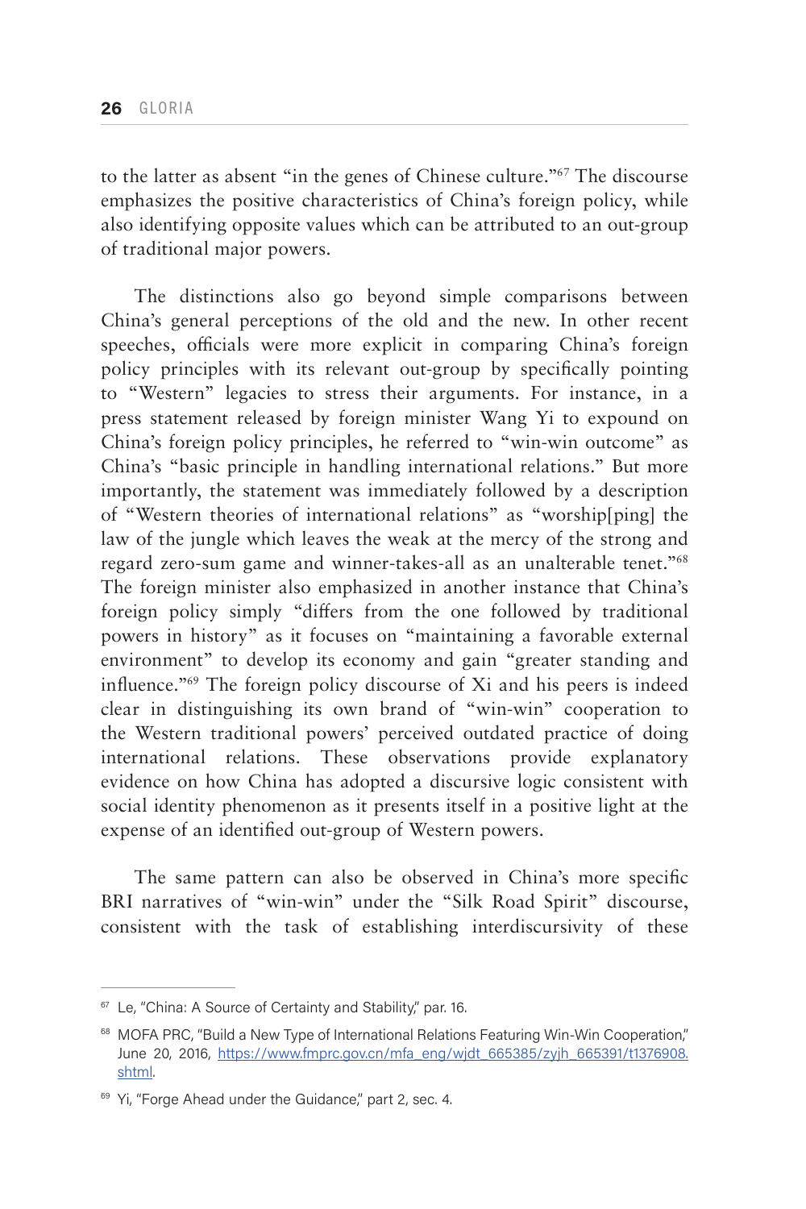to the latter as absent "in the genes of Chinese culture."[67] The discourse emphasizes the positive characteristics of China's foreign policy, while also identifying opposite values which can be attributed to an out-group of traditional major powers.

The distinctions also go beyond simple comparisons between China's general perceptions of the old and the new. In other recent speeches, officials were more explicit in comparing China's foreign policy principles with its relevant out-group by specifically pointing to "Western" legacies to stress their arguments. For instance, in a press statement released by foreign minister Wang Yi to expound on China's foreign policy principles, he referred to "win-win outcome" as China's "basic principle in handling international relations." But more importantly, the statement was immediately followed by a description of "Western theories of international relations" as "worship[ping] the law of the jungle which leaves the weak at the mercy of the strong and regard zero-sum game and winner-takes-all as an unalterable tenet."[68] The foreign minister also emphasized in another instance that China's foreign policy simply "differs from the one followed by traditional powers in history" as it focuses on "maintaining a favorable external environment" to develop its economy and gain "greater standing and influence."[69] The foreign policy discourse of Xi and his peers is indeed clear in distinguishing its own brand of "win-win" cooperation to the Western traditional powers' perceived outdated practice of doing international relations. These observations provide explanatory evidence on how China has adopted a discursive logic consistent with social identity phenomenon as it presents itself in a positive light at the expense of an identified out-group of Western powers.

The same pattern can also be observed in China's more specific BRI narratives of "win-win" under the "Silk Road Spirit" discourse, consistent with the task of establishing interdiscursivity of these

---

[67] Le, "China: A Source of Certainty and Stability," par. 16.

[68] MOFA PRC, "Build a New Type of International Relations Featuring Win-Win Cooperation," June 20, 2016, https://www.fmprc.gov.cn/mfa_eng/wjdt_665385/zyjh_665391/t1376908.shtml.

[69] Yi, "Forge Ahead under the Guidance," part 2, sec. 4.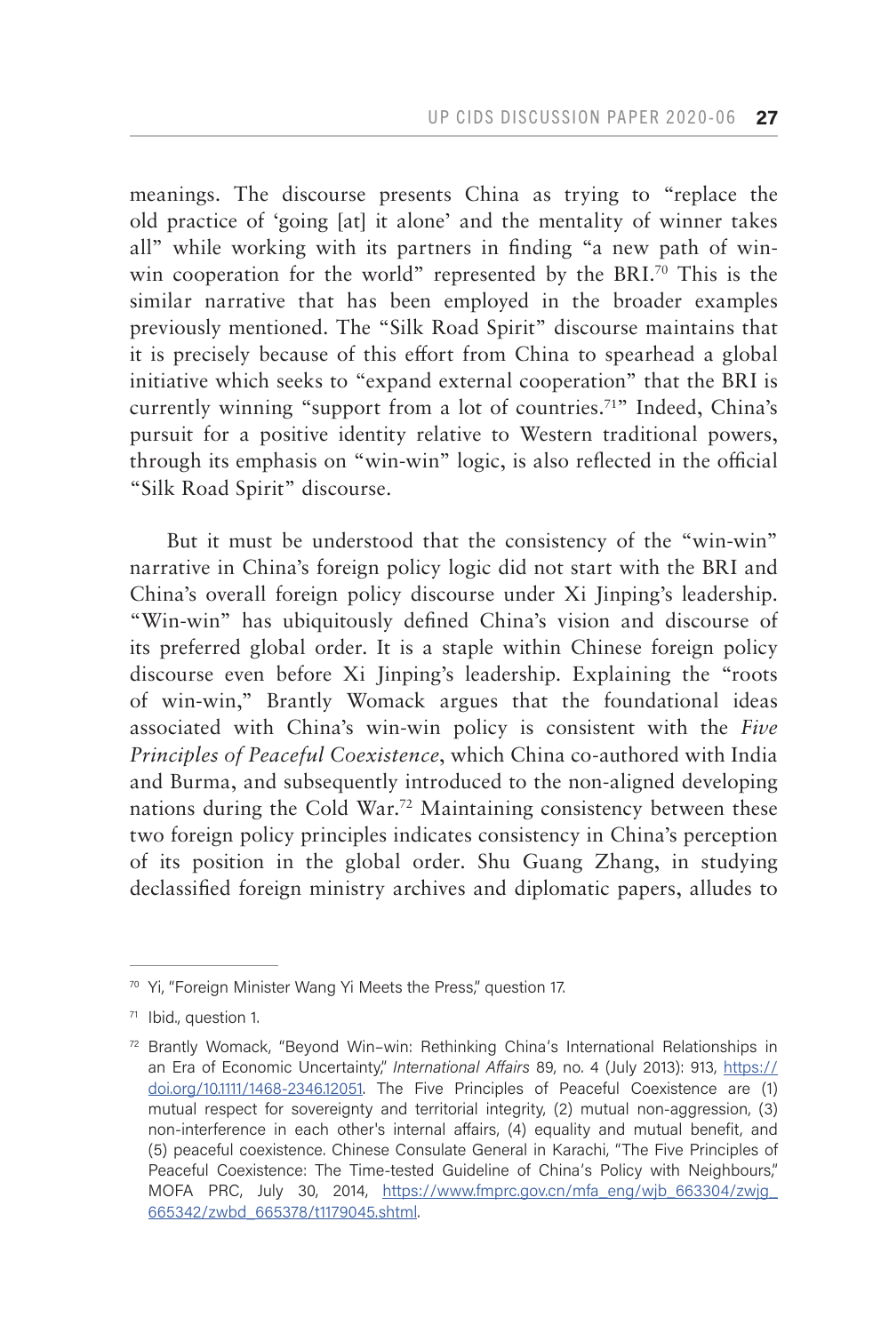meanings. The discourse presents China as trying to "replace the old practice of 'going [at] it alone' and the mentality of winner takes all" while working with its partners in finding "a new path of win-win cooperation for the world" represented by the BRI.[70] This is the similar narrative that has been employed in the broader examples previously mentioned. The "Silk Road Spirit" discourse maintains that it is precisely because of this effort from China to spearhead a global initiative which seeks to "expand external cooperation" that the BRI is currently winning "support from a lot of countries.[71]" Indeed, China's pursuit for a positive identity relative to Western traditional powers, through its emphasis on "win-win" logic, is also reflected in the official "Silk Road Spirit" discourse.

But it must be understood that the consistency of the "win-win" narrative in China's foreign policy logic did not start with the BRI and China's overall foreign policy discourse under Xi Jinping's leadership. "Win-win" has ubiquitously defined China's vision and discourse of its preferred global order. It is a staple within Chinese foreign policy discourse even before Xi Jinping's leadership. Explaining the "roots of win-win," Brantly Womack argues that the foundational ideas associated with China's win-win policy is consistent with the *Five Principles of Peaceful Coexistence*, which China co-authored with India and Burma, and subsequently introduced to the non-aligned developing nations during the Cold War.[72] Maintaining consistency between these two foreign policy principles indicates consistency in China's perception of its position in the global order. Shu Guang Zhang, in studying declassified foreign ministry archives and diplomatic papers, alludes to

---

[70] Yi, "Foreign Minister Wang Yi Meets the Press," question 17.

[71] Ibid., question 1.

[72] Brantly Womack, "Beyond Win–win: Rethinking China's International Relationships in an Era of Economic Uncertainty," *International Affairs* 89, no. 4 (July 2013): 913, https://doi.org/10.1111/1468-2346.12051. The Five Principles of Peaceful Coexistence are (1) mutual respect for sovereignty and territorial integrity, (2) mutual non-aggression, (3) non-interference in each other's internal affairs, (4) equality and mutual benefit, and (5) peaceful coexistence. Chinese Consulate General in Karachi, "The Five Principles of Peaceful Coexistence: The Time-tested Guideline of China's Policy with Neighbours," MOFA PRC, July 30, 2014, https://www.fmprc.gov.cn/mfa_eng/wjb_663304/zwjg_665342/zwbd_665378/t1179045.shtml.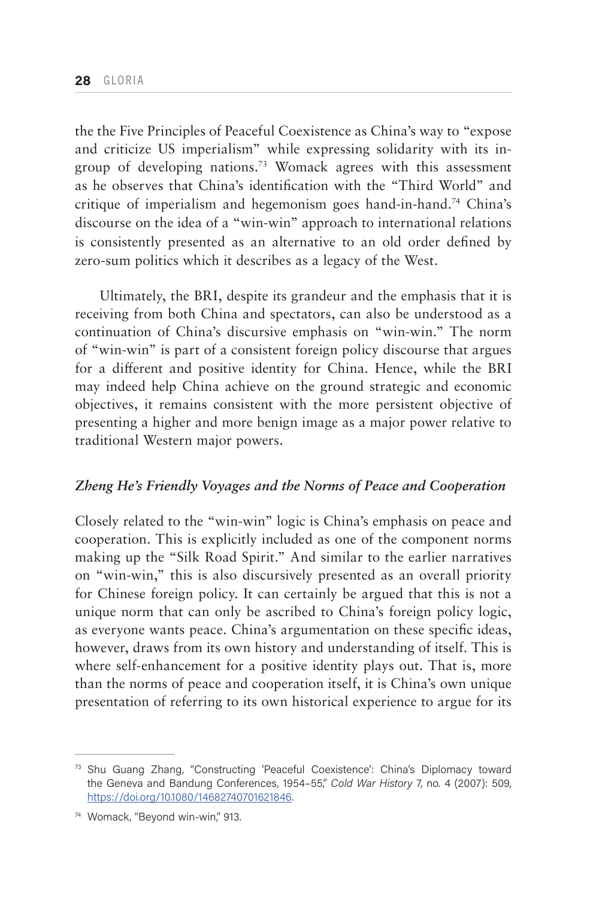the the Five Principles of Peaceful Coexistence as China's way to "expose and criticize US imperialism" while expressing solidarity with its in-group of developing nations.[73] Womack agrees with this assessment as he observes that China's identification with the "Third World" and critique of imperialism and hegemonism goes hand-in-hand.[74] China's discourse on the idea of a "win-win" approach to international relations is consistently presented as an alternative to an old order defined by zero-sum politics which it describes as a legacy of the West.

Ultimately, the BRI, despite its grandeur and the emphasis that it is receiving from both China and spectators, can also be understood as a continuation of China's discursive emphasis on "win-win." The norm of "win-win" is part of a consistent foreign policy discourse that argues for a different and positive identity for China. Hence, while the BRI may indeed help China achieve on the ground strategic and economic objectives, it remains consistent with the more persistent objective of presenting a higher and more benign image as a major power relative to traditional Western major powers.

### *Zheng He's Friendly Voyages and the Norms of Peace and Cooperation*

Closely related to the "win-win" logic is China's emphasis on peace and cooperation. This is explicitly included as one of the component norms making up the "Silk Road Spirit." And similar to the earlier narratives on "win-win," this is also discursively presented as an overall priority for Chinese foreign policy. It can certainly be argued that this is not a unique norm that can only be ascribed to China's foreign policy logic, as everyone wants peace. China's argumentation on these specific ideas, however, draws from its own history and understanding of itself. This is where self-enhancement for a positive identity plays out. That is, more than the norms of peace and cooperation itself, it is China's own unique presentation of referring to its own historical experience to argue for its

---

[73] Shu Guang Zhang, "Constructing 'Peaceful Coexistence': China's Diplomacy toward the Geneva and Bandung Conferences, 1954–55," *Cold War History* 7, no. 4 (2007): 509, https://doi.org/10.1080/14682740701621846.

[74] Womack, "Beyond win-win," 913.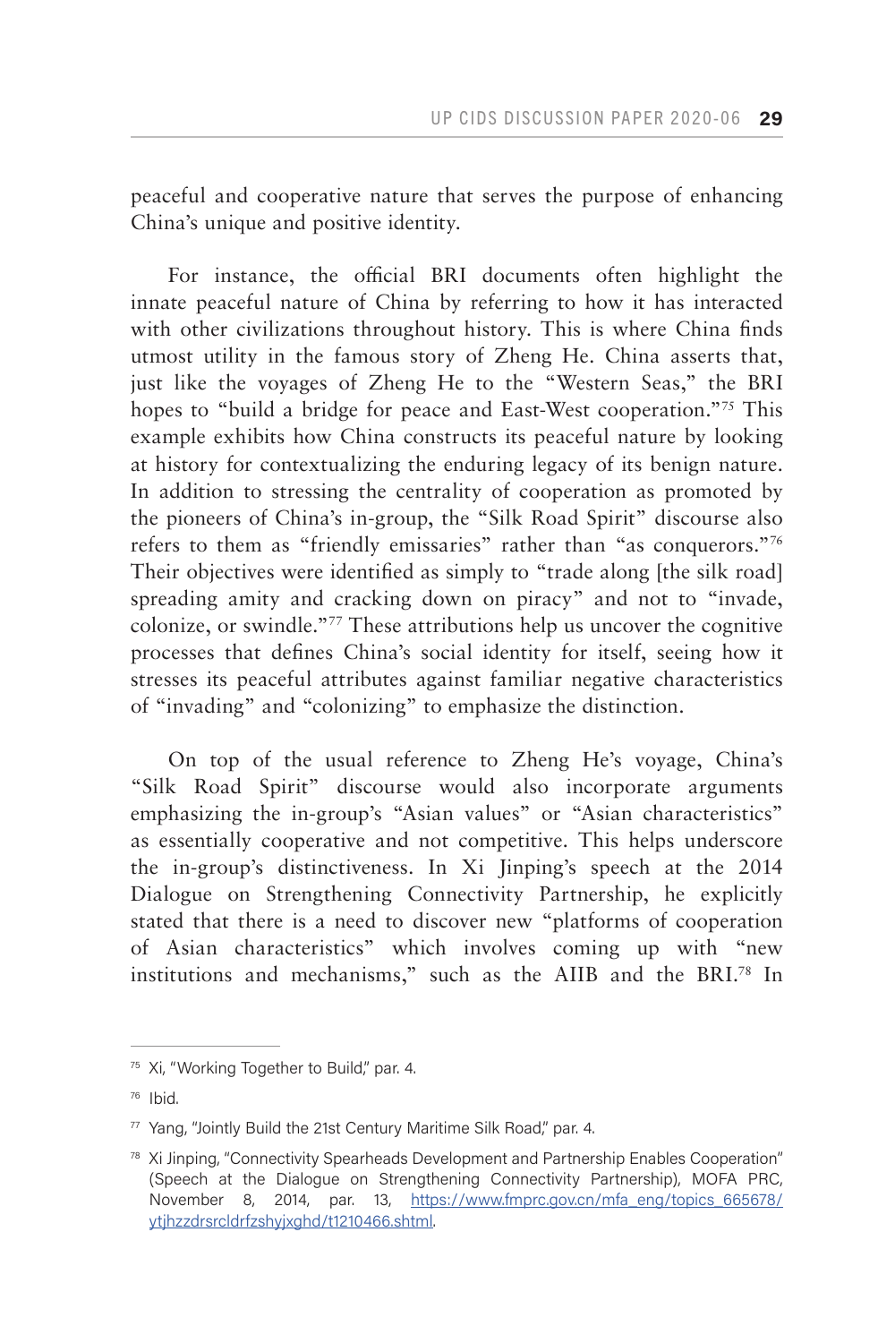peaceful and cooperative nature that serves the purpose of enhancing China's unique and positive identity.

For instance, the official BRI documents often highlight the innate peaceful nature of China by referring to how it has interacted with other civilizations throughout history. This is where China finds utmost utility in the famous story of Zheng He. China asserts that, just like the voyages of Zheng He to the "Western Seas," the BRI hopes to "build a bridge for peace and East-West cooperation."[75] This example exhibits how China constructs its peaceful nature by looking at history for contextualizing the enduring legacy of its benign nature. In addition to stressing the centrality of cooperation as promoted by the pioneers of China's in-group, the "Silk Road Spirit" discourse also refers to them as "friendly emissaries" rather than "as conquerors."[76] Their objectives were identified as simply to "trade along [the silk road] spreading amity and cracking down on piracy" and not to "invade, colonize, or swindle."[77] These attributions help us uncover the cognitive processes that defines China's social identity for itself, seeing how it stresses its peaceful attributes against familiar negative characteristics of "invading" and "colonizing" to emphasize the distinction.

On top of the usual reference to Zheng He's voyage, China's "Silk Road Spirit" discourse would also incorporate arguments emphasizing the in-group's "Asian values" or "Asian characteristics" as essentially cooperative and not competitive. This helps underscore the in-group's distinctiveness. In Xi Jinping's speech at the 2014 Dialogue on Strengthening Connectivity Partnership, he explicitly stated that there is a need to discover new "platforms of cooperation of Asian characteristics" which involves coming up with "new institutions and mechanisms," such as the AIIB and the BRI.[78] In

---

[75] Xi, "Working Together to Build," par. 4.

[76] Ibid.

[77] Yang, "Jointly Build the 21st Century Maritime Silk Road," par. 4.

[78] Xi Jinping, "Connectivity Spearheads Development and Partnership Enables Cooperation" (Speech at the Dialogue on Strengthening Connectivity Partnership), MOFA PRC, November 8, 2014, par. 13, https://www.fmprc.gov.cn/mfa_eng/topics_665678/ytjhzzdrsrcldrfzshyjxghd/t1210466.shtml.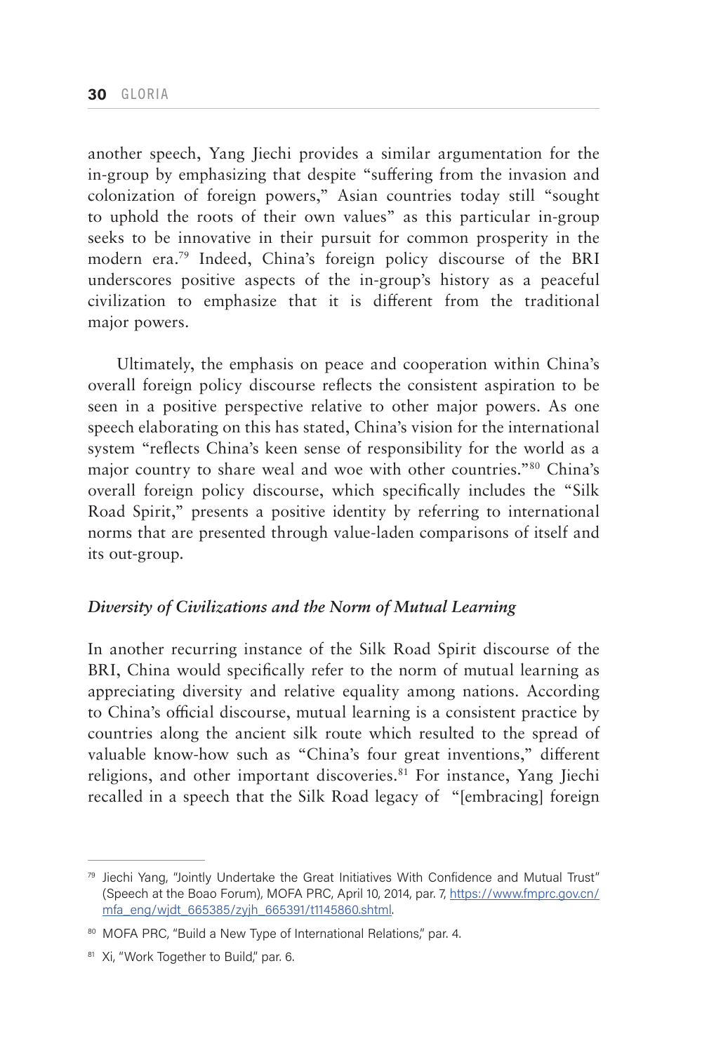another speech, Yang Jiechi provides a similar argumentation for the in-group by emphasizing that despite "suffering from the invasion and colonization of foreign powers," Asian countries today still "sought to uphold the roots of their own values" as this particular in-group seeks to be innovative in their pursuit for common prosperity in the modern era.[79] Indeed, China's foreign policy discourse of the BRI underscores positive aspects of the in-group's history as a peaceful civilization to emphasize that it is different from the traditional major powers.

Ultimately, the emphasis on peace and cooperation within China's overall foreign policy discourse reflects the consistent aspiration to be seen in a positive perspective relative to other major powers. As one speech elaborating on this has stated, China's vision for the international system "reflects China's keen sense of responsibility for the world as a major country to share weal and woe with other countries."[80] China's overall foreign policy discourse, which specifically includes the "Silk Road Spirit," presents a positive identity by referring to international norms that are presented through value-laden comparisons of itself and its out-group.

### *Diversity of Civilizations and the Norm of Mutual Learning*

In another recurring instance of the Silk Road Spirit discourse of the BRI, China would specifically refer to the norm of mutual learning as appreciating diversity and relative equality among nations. According to China's official discourse, mutual learning is a consistent practice by countries along the ancient silk route which resulted to the spread of valuable know-how such as "China's four great inventions," different religions, and other important discoveries.[81] For instance, Yang Jiechi recalled in a speech that the Silk Road legacy of "[embracing] foreign

---

[79] Jiechi Yang, "Jointly Undertake the Great Initiatives With Confidence and Mutual Trust" (Speech at the Boao Forum), MOFA PRC, April 10, 2014, par. 7, https://www.fmprc.gov.cn/mfa_eng/wjdt_665385/zyjh_665391/t1145860.shtml.

[80] MOFA PRC, "Build a New Type of International Relations," par. 4.

[81] Xi, "Work Together to Build," par. 6.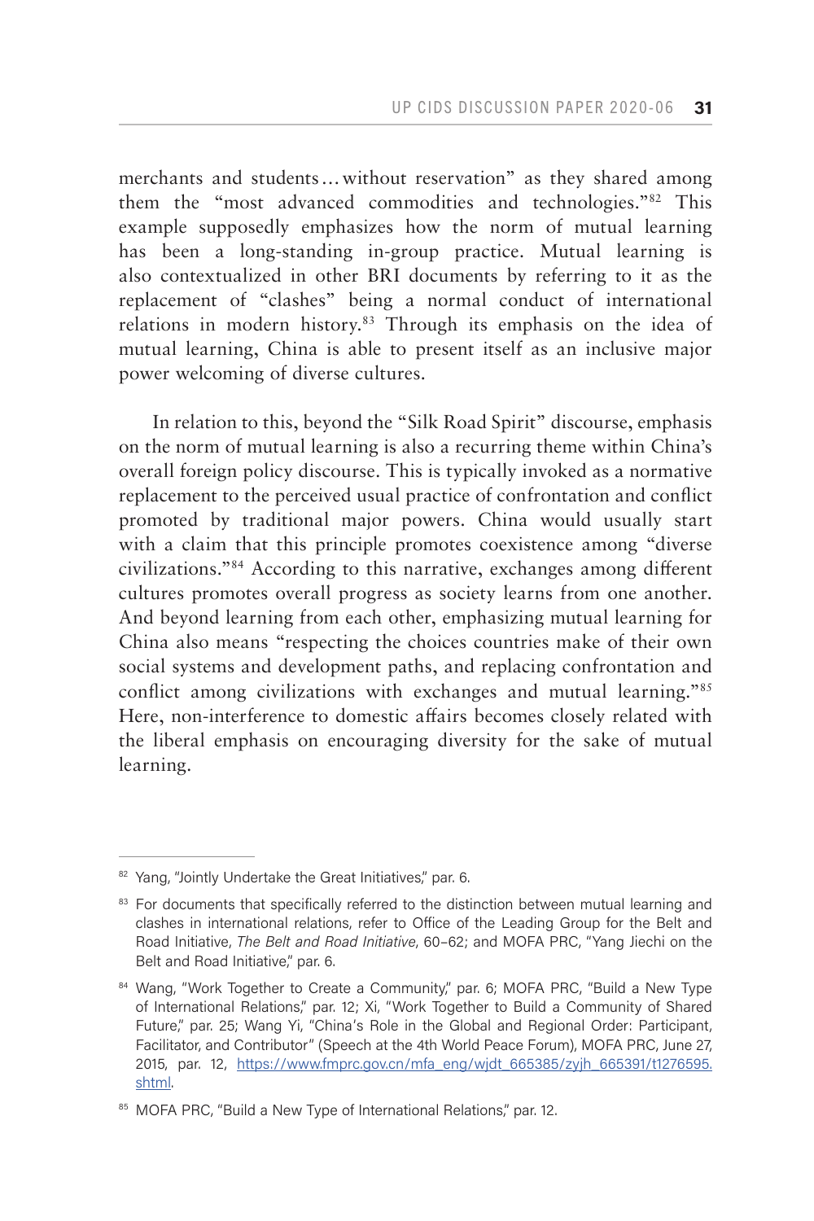merchants and students…without reservation" as they shared among them the "most advanced commodities and technologies."[82] This example supposedly emphasizes how the norm of mutual learning has been a long-standing in-group practice. Mutual learning is also contextualized in other BRI documents by referring to it as the replacement of "clashes" being a normal conduct of international relations in modern history.[83] Through its emphasis on the idea of mutual learning, China is able to present itself as an inclusive major power welcoming of diverse cultures.

In relation to this, beyond the "Silk Road Spirit" discourse, emphasis on the norm of mutual learning is also a recurring theme within China's overall foreign policy discourse. This is typically invoked as a normative replacement to the perceived usual practice of confrontation and conflict promoted by traditional major powers. China would usually start with a claim that this principle promotes coexistence among "diverse civilizations."[84] According to this narrative, exchanges among different cultures promotes overall progress as society learns from one another. And beyond learning from each other, emphasizing mutual learning for China also means "respecting the choices countries make of their own social systems and development paths, and replacing confrontation and conflict among civilizations with exchanges and mutual learning."[85] Here, non-interference to domestic affairs becomes closely related with the liberal emphasis on encouraging diversity for the sake of mutual learning.

---

[82] Yang, "Jointly Undertake the Great Initiatives," par. 6.

[83] For documents that specifically referred to the distinction between mutual learning and clashes in international relations, refer to Office of the Leading Group for the Belt and Road Initiative, *The Belt and Road Initiative*, 60–62; and MOFA PRC, "Yang Jiechi on the Belt and Road Initiative," par. 6.

[84] Wang, "Work Together to Create a Community," par. 6; MOFA PRC, "Build a New Type of International Relations," par. 12; Xi, "Work Together to Build a Community of Shared Future," par. 25; Wang Yi, "China's Role in the Global and Regional Order: Participant, Facilitator, and Contributor" (Speech at the 4th World Peace Forum), MOFA PRC, June 27, 2015, par. 12, https://www.fmprc.gov.cn/mfa_eng/wjdt_665385/zyjh_665391/t1276595.shtml.

[85] MOFA PRC, "Build a New Type of International Relations," par. 12.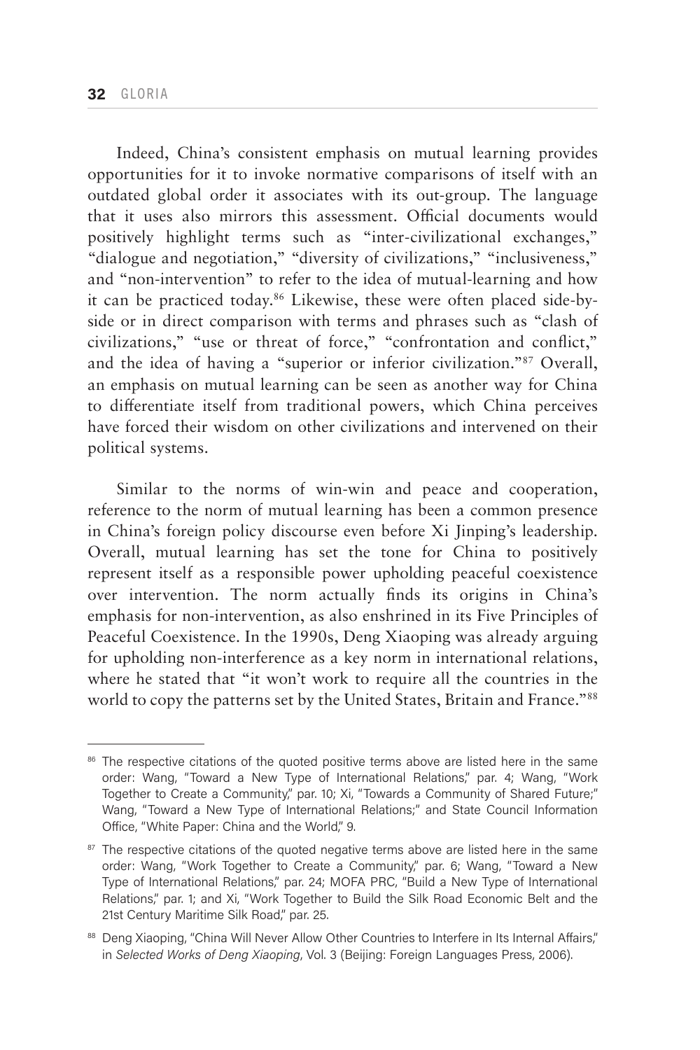Indeed, China's consistent emphasis on mutual learning provides opportunities for it to invoke normative comparisons of itself with an outdated global order it associates with its out-group. The language that it uses also mirrors this assessment. Official documents would positively highlight terms such as "inter-civilizational exchanges," "dialogue and negotiation," "diversity of civilizations," "inclusiveness," and "non-intervention" to refer to the idea of mutual-learning and how it can be practiced today.[86] Likewise, these were often placed side-by-side or in direct comparison with terms and phrases such as "clash of civilizations," "use or threat of force," "confrontation and conflict," and the idea of having a "superior or inferior civilization."[87] Overall, an emphasis on mutual learning can be seen as another way for China to differentiate itself from traditional powers, which China perceives have forced their wisdom on other civilizations and intervened on their political systems.

Similar to the norms of win-win and peace and cooperation, reference to the norm of mutual learning has been a common presence in China's foreign policy discourse even before Xi Jinping's leadership. Overall, mutual learning has set the tone for China to positively represent itself as a responsible power upholding peaceful coexistence over intervention. The norm actually finds its origins in China's emphasis for non-intervention, as also enshrined in its Five Principles of Peaceful Coexistence. In the 1990s, Deng Xiaoping was already arguing for upholding non-interference as a key norm in international relations, where he stated that "it won't work to require all the countries in the world to copy the patterns set by the United States, Britain and France."[88]

---

[86] The respective citations of the quoted positive terms above are listed here in the same order: Wang, "Toward a New Type of International Relations," par. 4; Wang, "Work Together to Create a Community," par. 10; Xi, "Towards a Community of Shared Future;" Wang, "Toward a New Type of International Relations;" and State Council Information Office, "White Paper: China and the World," 9.

[87] The respective citations of the quoted negative terms above are listed here in the same order: Wang, "Work Together to Create a Community," par. 6; Wang, "Toward a New Type of International Relations," par. 24; MOFA PRC, "Build a New Type of International Relations," par. 1; and Xi, "Work Together to Build the Silk Road Economic Belt and the 21st Century Maritime Silk Road," par. 25.

[88] Deng Xiaoping, "China Will Never Allow Other Countries to Interfere in Its Internal Affairs," in *Selected Works of Deng Xiaoping*, Vol. 3 (Beijing: Foreign Languages Press, 2006).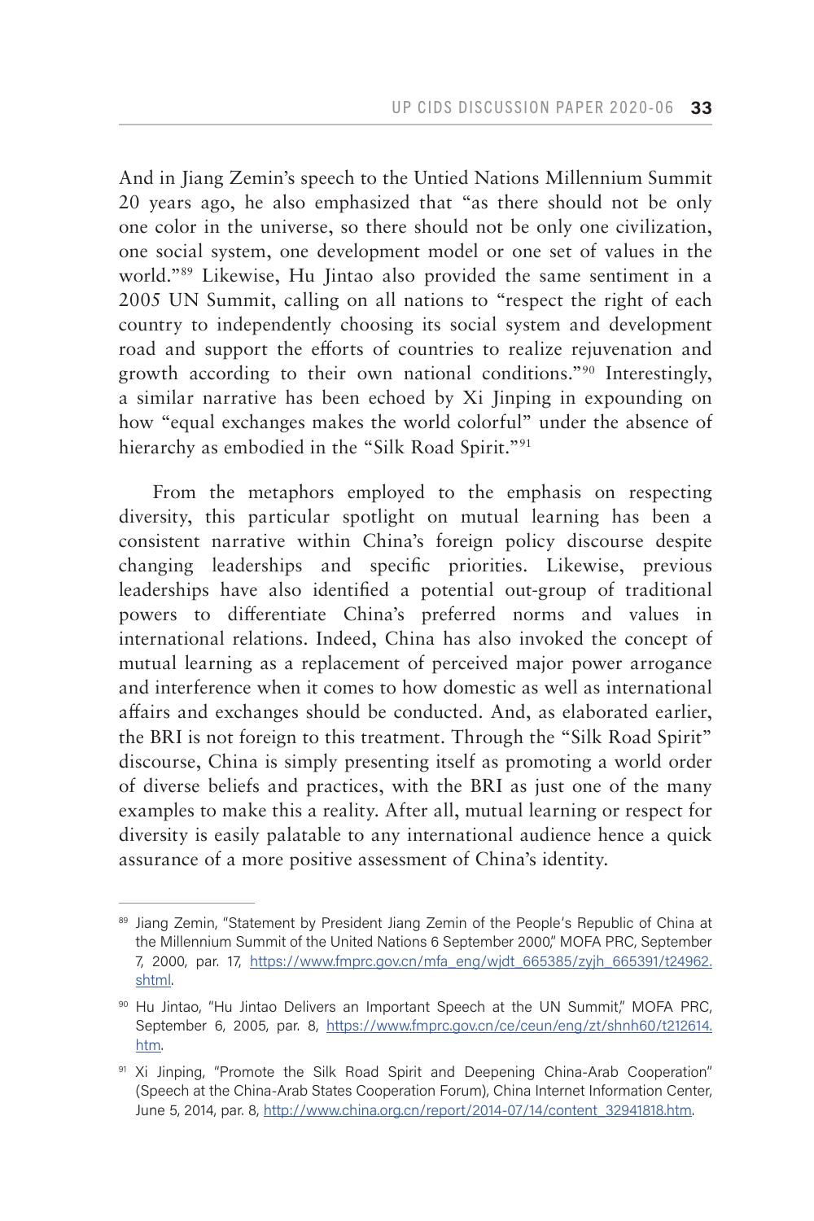And in Jiang Zemin's speech to the Untied Nations Millennium Summit 20 years ago, he also emphasized that "as there should not be only one color in the universe, so there should not be only one civilization, one social system, one development model or one set of values in the world."[89] Likewise, Hu Jintao also provided the same sentiment in a 2005 UN Summit, calling on all nations to "respect the right of each country to independently choosing its social system and development road and support the efforts of countries to realize rejuvenation and growth according to their own national conditions."[90] Interestingly, a similar narrative has been echoed by Xi Jinping in expounding on how "equal exchanges makes the world colorful" under the absence of hierarchy as embodied in the "Silk Road Spirit."[91]

From the metaphors employed to the emphasis on respecting diversity, this particular spotlight on mutual learning has been a consistent narrative within China's foreign policy discourse despite changing leaderships and specific priorities. Likewise, previous leaderships have also identified a potential out-group of traditional powers to differentiate China's preferred norms and values in international relations. Indeed, China has also invoked the concept of mutual learning as a replacement of perceived major power arrogance and interference when it comes to how domestic as well as international affairs and exchanges should be conducted. And, as elaborated earlier, the BRI is not foreign to this treatment. Through the "Silk Road Spirit" discourse, China is simply presenting itself as promoting a world order of diverse beliefs and practices, with the BRI as just one of the many examples to make this a reality. After all, mutual learning or respect for diversity is easily palatable to any international audience hence a quick assurance of a more positive assessment of China's identity.

---

[89] Jiang Zemin, "Statement by President Jiang Zemin of the People's Republic of China at the Millennium Summit of the United Nations 6 September 2000," MOFA PRC, September 7, 2000, par. 17, https://www.fmprc.gov.cn/mfa_eng/wjdt_665385/zyjh_665391/t24962.shtml.

[90] Hu Jintao, "Hu Jintao Delivers an Important Speech at the UN Summit," MOFA PRC, September 6, 2005, par. 8, https://www.fmprc.gov.cn/ce/ceun/eng/zt/shnh60/t212614.htm.

[91] Xi Jinping, "Promote the Silk Road Spirit and Deepening China-Arab Cooperation" (Speech at the China-Arab States Cooperation Forum), China Internet Information Center, June 5, 2014, par. 8, http://www.china.org.cn/report/2014-07/14/content_32941818.htm.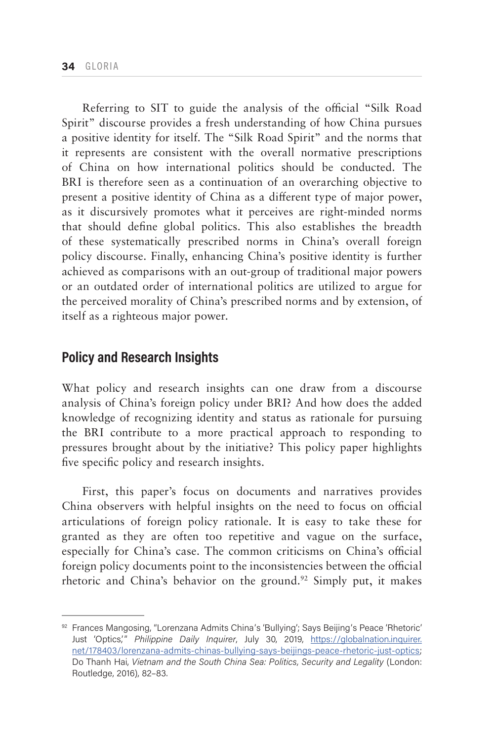Referring to SIT to guide the analysis of the official "Silk Road Spirit" discourse provides a fresh understanding of how China pursues a positive identity for itself. The "Silk Road Spirit" and the norms that it represents are consistent with the overall normative prescriptions of China on how international politics should be conducted. The BRI is therefore seen as a continuation of an overarching objective to present a positive identity of China as a different type of major power, as it discursively promotes what it perceives are right-minded norms that should define global politics. This also establishes the breadth of these systematically prescribed norms in China's overall foreign policy discourse. Finally, enhancing China's positive identity is further achieved as comparisons with an out-group of traditional major powers or an outdated order of international politics are utilized to argue for the perceived morality of China's prescribed norms and by extension, of itself as a righteous major power.

## Policy and Research Insights

What policy and research insights can one draw from a discourse analysis of China's foreign policy under BRI? And how does the added knowledge of recognizing identity and status as rationale for pursuing the BRI contribute to a more practical approach to responding to pressures brought about by the initiative? This policy paper highlights five specific policy and research insights.

First, this paper's focus on documents and narratives provides China observers with helpful insights on the need to focus on official articulations of foreign policy rationale. It is easy to take these for granted as they are often too repetitive and vague on the surface, especially for China's case. The common criticisms on China's official foreign policy documents point to the inconsistencies between the official rhetoric and China's behavior on the ground.[92] Simply put, it makes

---

[92] Frances Mangosing, "Lorenzana Admits China's 'Bullying'; Says Beijing's Peace 'Rhetoric' Just 'Optics,'" *Philippine Daily Inquirer*, July 30, 2019, https://globalnation.inquirer.net/178403/lorenzana-admits-chinas-bullying-says-beijings-peace-rhetoric-just-optics; Do Thanh Hai, *Vietnam and the South China Sea: Politics, Security and Legality* (London: Routledge, 2016), 82–83.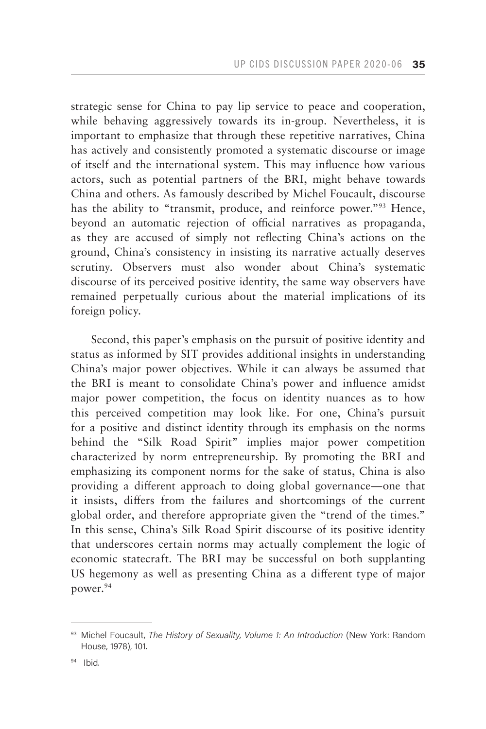strategic sense for China to pay lip service to peace and cooperation, while behaving aggressively towards its in-group. Nevertheless, it is important to emphasize that through these repetitive narratives, China has actively and consistently promoted a systematic discourse or image of itself and the international system. This may influence how various actors, such as potential partners of the BRI, might behave towards China and others. As famously described by Michel Foucault, discourse has the ability to "transmit, produce, and reinforce power."[93] Hence, beyond an automatic rejection of official narratives as propaganda, as they are accused of simply not reflecting China's actions on the ground, China's consistency in insisting its narrative actually deserves scrutiny. Observers must also wonder about China's systematic discourse of its perceived positive identity, the same way observers have remained perpetually curious about the material implications of its foreign policy.

Second, this paper's emphasis on the pursuit of positive identity and status as informed by SIT provides additional insights in understanding China's major power objectives. While it can always be assumed that the BRI is meant to consolidate China's power and influence amidst major power competition, the focus on identity nuances as to how this perceived competition may look like. For one, China's pursuit for a positive and distinct identity through its emphasis on the norms behind the "Silk Road Spirit" implies major power competition characterized by norm entrepreneurship. By promoting the BRI and emphasizing its component norms for the sake of status, China is also providing a different approach to doing global governance—one that it insists, differs from the failures and shortcomings of the current global order, and therefore appropriate given the "trend of the times." In this sense, China's Silk Road Spirit discourse of its positive identity that underscores certain norms may actually complement the logic of economic statecraft. The BRI may be successful on both supplanting US hegemony as well as presenting China as a different type of major power.[94]

---

[93] Michel Foucault, *The History of Sexuality, Volume 1: An Introduction* (New York: Random House, 1978), 101.

[94] Ibid.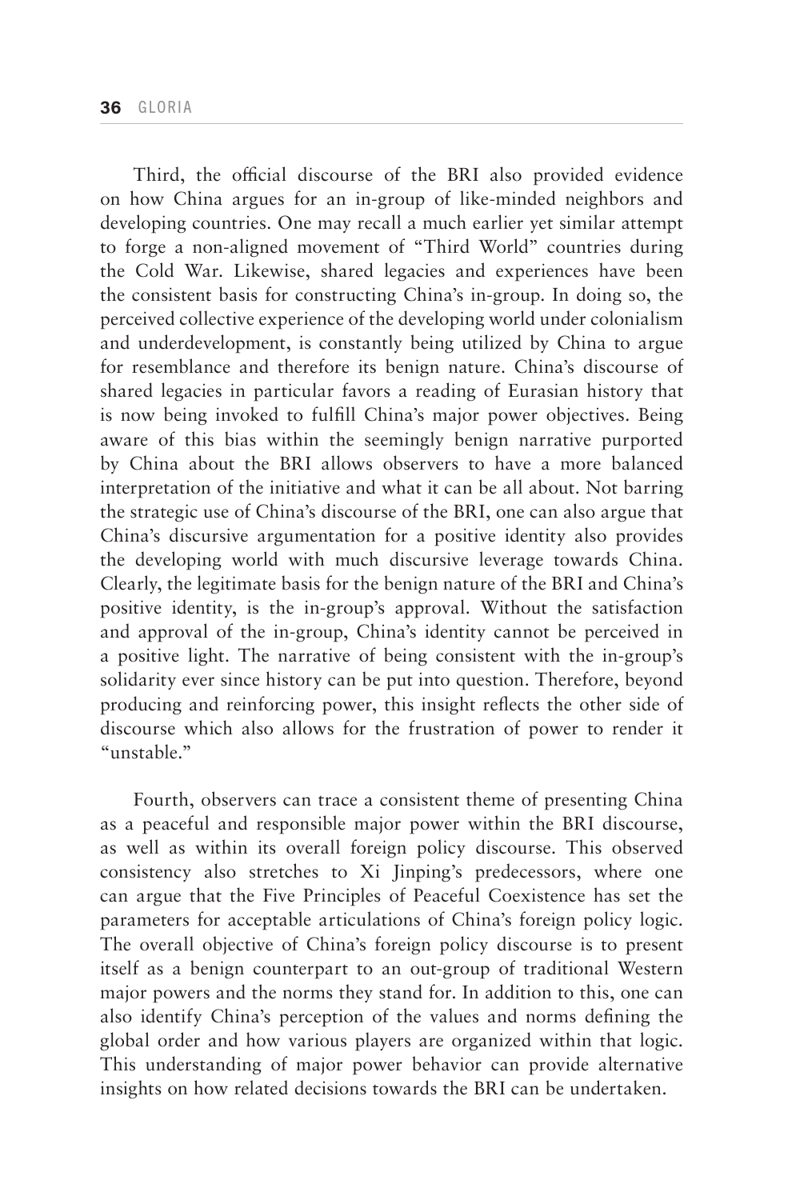Third, the official discourse of the BRI also provided evidence on how China argues for an in-group of like-minded neighbors and developing countries. One may recall a much earlier yet similar attempt to forge a non-aligned movement of "Third World" countries during the Cold War. Likewise, shared legacies and experiences have been the consistent basis for constructing China's in-group. In doing so, the perceived collective experience of the developing world under colonialism and underdevelopment, is constantly being utilized by China to argue for resemblance and therefore its benign nature. China's discourse of shared legacies in particular favors a reading of Eurasian history that is now being invoked to fulfill China's major power objectives. Being aware of this bias within the seemingly benign narrative purported by China about the BRI allows observers to have a more balanced interpretation of the initiative and what it can be all about. Not barring the strategic use of China's discourse of the BRI, one can also argue that China's discursive argumentation for a positive identity also provides the developing world with much discursive leverage towards China. Clearly, the legitimate basis for the benign nature of the BRI and China's positive identity, is the in-group's approval. Without the satisfaction and approval of the in-group, China's identity cannot be perceived in a positive light. The narrative of being consistent with the in-group's solidarity ever since history can be put into question. Therefore, beyond producing and reinforcing power, this insight reflects the other side of discourse which also allows for the frustration of power to render it "unstable."

Fourth, observers can trace a consistent theme of presenting China as a peaceful and responsible major power within the BRI discourse, as well as within its overall foreign policy discourse. This observed consistency also stretches to Xi Jinping's predecessors, where one can argue that the Five Principles of Peaceful Coexistence has set the parameters for acceptable articulations of China's foreign policy logic. The overall objective of China's foreign policy discourse is to present itself as a benign counterpart to an out-group of traditional Western major powers and the norms they stand for. In addition to this, one can also identify China's perception of the values and norms defining the global order and how various players are organized within that logic. This understanding of major power behavior can provide alternative insights on how related decisions towards the BRI can be undertaken.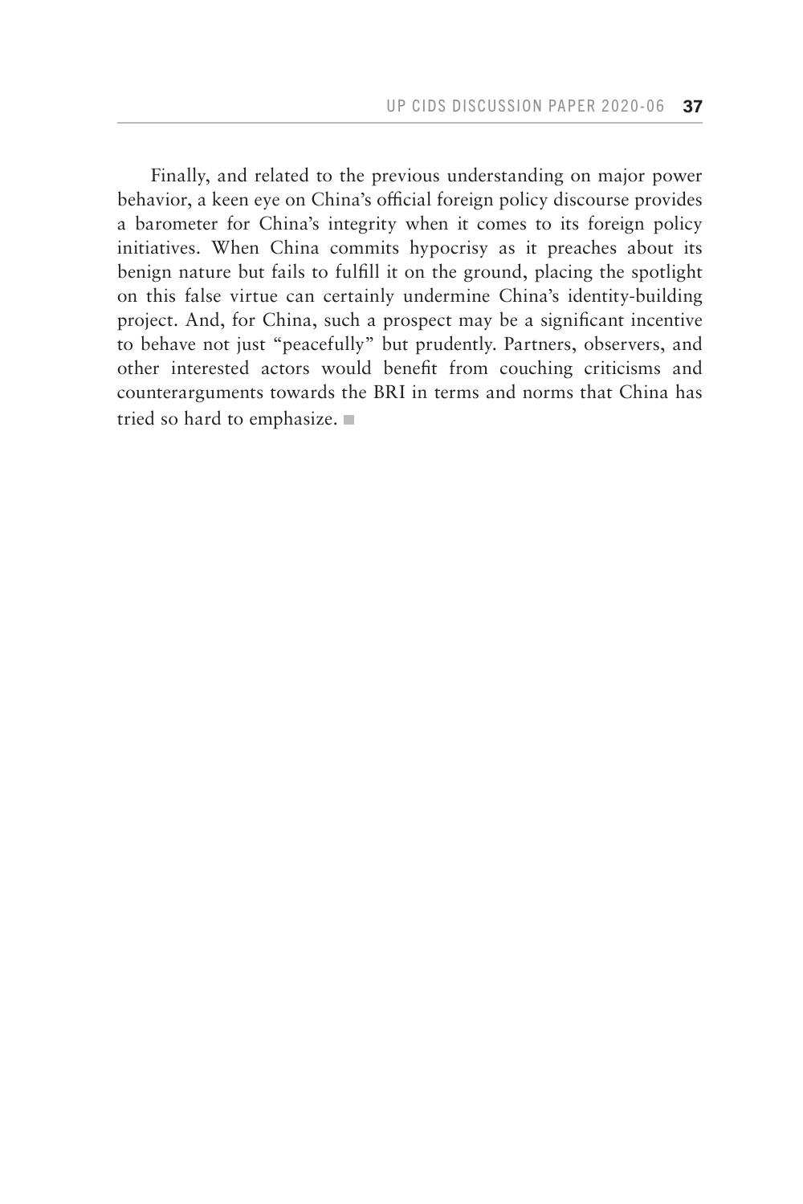Finally, and related to the previous understanding on major power behavior, a keen eye on China's official foreign policy discourse provides a barometer for China's integrity when it comes to its foreign policy initiatives. When China commits hypocrisy as it preaches about its benign nature but fails to fulfill it on the ground, placing the spotlight on this false virtue can certainly undermine China's identity-building project. And, for China, such a prospect may be a significant incentive to behave not just "peacefully" but prudently. Partners, observers, and other interested actors would benefit from couching criticisms and counterarguments towards the BRI in terms and norms that China has tried so hard to emphasize. ■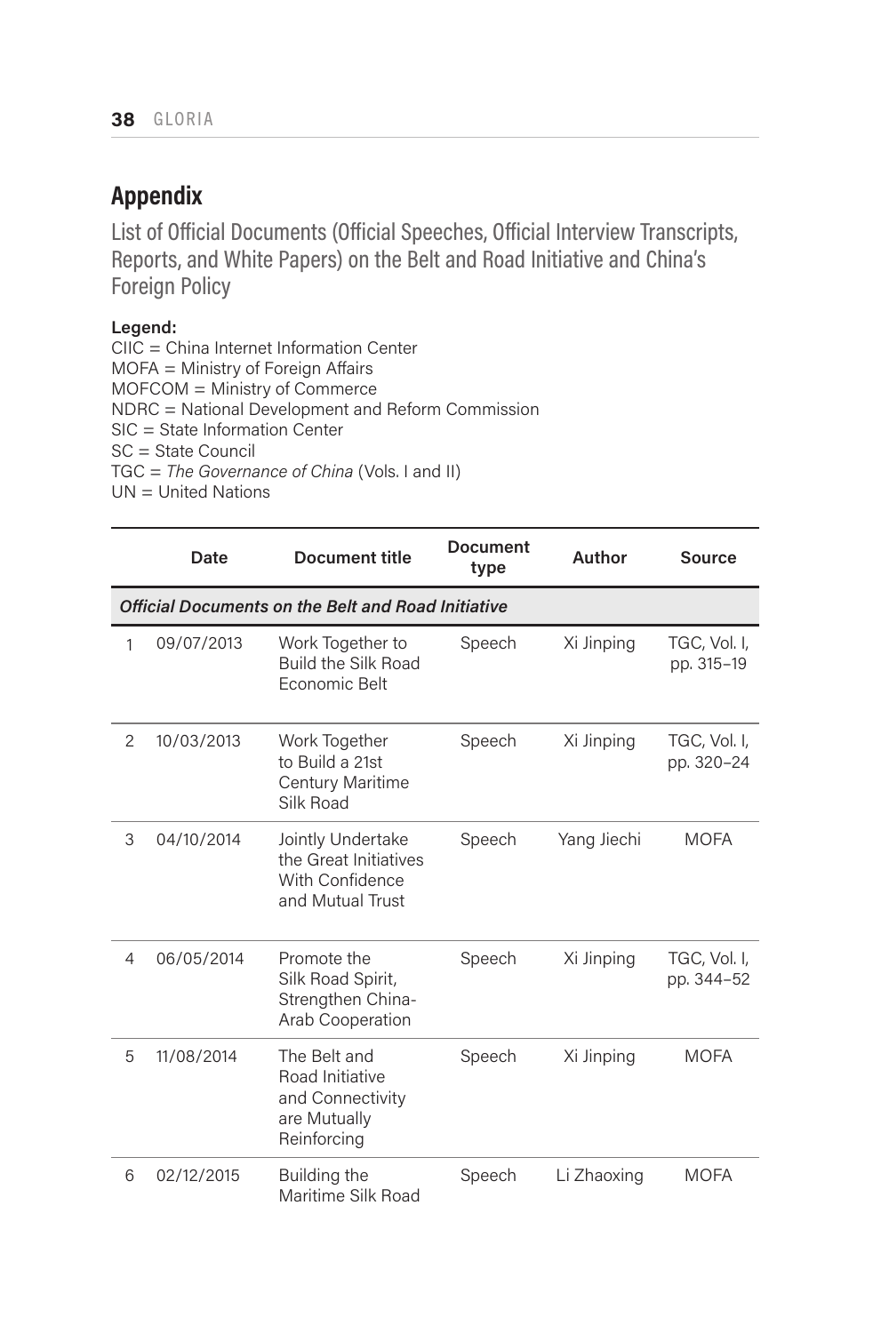## Appendix

List of Official Documents (Official Speeches, Official Interview Transcripts, Reports, and White Papers) on the Belt and Road Initiative and China's Foreign Policy

**Legend:**
CIIC = China Internet Information Center
MOFA = Ministry of Foreign Affairs
MOFCOM = Ministry of Commerce
NDRC = National Development and Reform Commission
SIC = State Information Center
SC = State Council
TGC = *The Governance of China* (Vols. I and II)
UN = United Nations

| | Date | Document title | Document type | Author | Source |
|---|---|---|---|---|---|
| ***Official Documents on the Belt and Road Initiative*** | | | | | |
| 1 | 09/07/2013 | Work Together to Build the Silk Road Economic Belt | Speech | Xi Jinping | TGC, Vol. I, pp. 315–19 |
| 2 | 10/03/2013 | Work Together to Build a 21st Century Maritime Silk Road | Speech | Xi Jinping | TGC, Vol. I, pp. 320–24 |
| 3 | 04/10/2014 | Jointly Undertake the Great Initiatives With Confidence and Mutual Trust | Speech | Yang Jiechi | MOFA |
| 4 | 06/05/2014 | Promote the Silk Road Spirit, Strengthen China-Arab Cooperation | Speech | Xi Jinping | TGC, Vol. I, pp. 344–52 |
| 5 | 11/08/2014 | The Belt and Road Initiative and Connectivity are Mutually Reinforcing | Speech | Xi Jinping | MOFA |
| 6 | 02/12/2015 | Building the Maritime Silk Road | Speech | Li Zhaoxing | MOFA |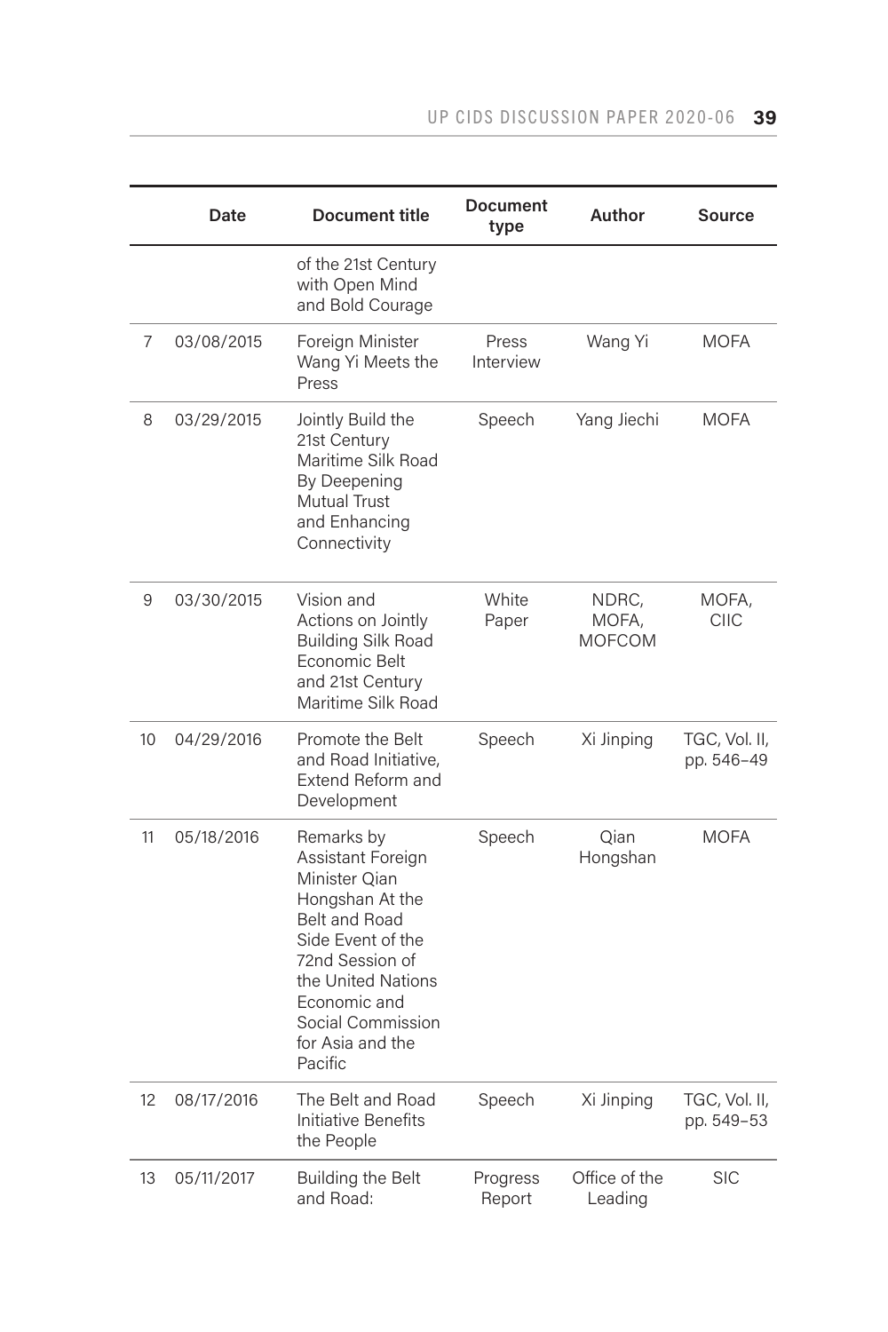| | Date | Document title | Document type | Author | Source |
|---|---|---|---|---|---|
| | | of the 21st Century with Open Mind and Bold Courage | | | |
| 7 | 03/08/2015 | Foreign Minister Wang Yi Meets the Press | Press Interview | Wang Yi | MOFA |
| 8 | 03/29/2015 | Jointly Build the 21st Century Maritime Silk Road By Deepening Mutual Trust and Enhancing Connectivity | Speech | Yang Jiechi | MOFA |
| 9 | 03/30/2015 | Vision and Actions on Jointly Building Silk Road Economic Belt and 21st Century Maritime Silk Road | White Paper | NDRC, MOFA, MOFCOM | MOFA, CIIC |
| 10 | 04/29/2016 | Promote the Belt and Road Initiative, Extend Reform and Development | Speech | Xi Jinping | TGC, Vol. II, pp. 546–49 |
| 11 | 05/18/2016 | Remarks by Assistant Foreign Minister Qian Hongshan At the Belt and Road Side Event of the 72nd Session of the United Nations Economic and Social Commission for Asia and the Pacific | Speech | Qian Hongshan | MOFA |
| 12 | 08/17/2016 | The Belt and Road Initiative Benefits the People | Speech | Xi Jinping | TGC, Vol. II, pp. 549–53 |
| 13 | 05/11/2017 | Building the Belt and Road: | Progress Report | Office of the Leading | SIC |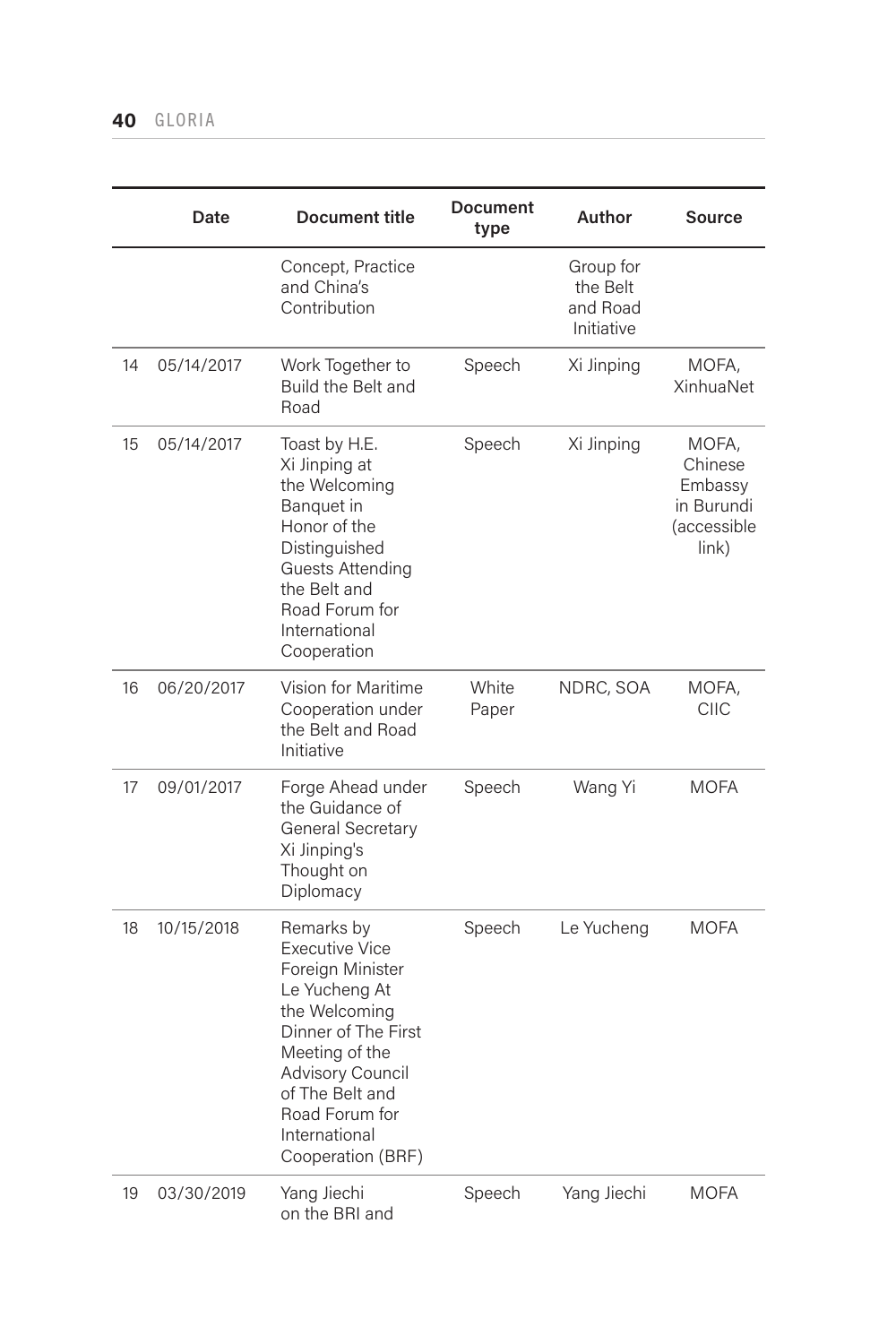| | Date | Document title | Document type | Author | Source |
|---|---|---|---|---|---|
| | | Concept, Practice and China's Contribution | | Group for the Belt and Road Initiative | |
| 14 | 05/14/2017 | Work Together to Build the Belt and Road | Speech | Xi Jinping | MOFA, XinhuaNet |
| 15 | 05/14/2017 | Toast by H.E. Xi Jinping at the Welcoming Banquet in Honor of the Distinguished Guests Attending the Belt and Road Forum for International Cooperation | Speech | Xi Jinping | MOFA, Chinese Embassy in Burundi (accessible link) |
| 16 | 06/20/2017 | Vision for Maritime Cooperation under the Belt and Road Initiative | White Paper | NDRC, SOA | MOFA, CIIC |
| 17 | 09/01/2017 | Forge Ahead under the Guidance of General Secretary Xi Jinping's Thought on Diplomacy | Speech | Wang Yi | MOFA |
| 18 | 10/15/2018 | Remarks by Executive Vice Foreign Minister Le Yucheng At the Welcoming Dinner of The First Meeting of the Advisory Council of The Belt and Road Forum for International Cooperation (BRF) | Speech | Le Yucheng | MOFA |
| 19 | 03/30/2019 | Yang Jiechi on the BRI and | Speech | Yang Jiechi | MOFA |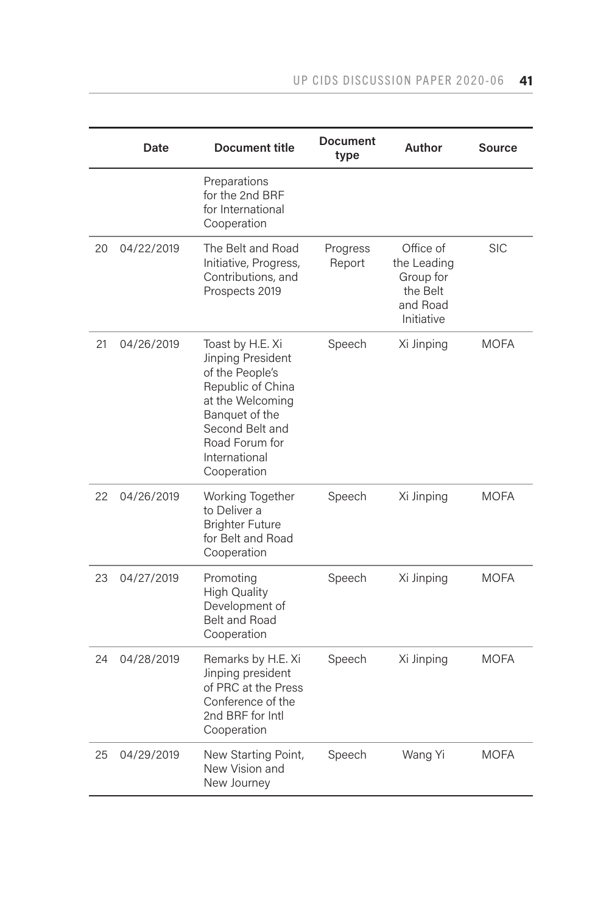| | Date | Document title | Document type | Author | Source |
|---|---|---|---|---|---|
| | | Preparations for the 2nd BRF for International Cooperation | | | |
| 20 | 04/22/2019 | The Belt and Road Initiative, Progress, Contributions, and Prospects 2019 | Progress Report | Office of the Leading Group for the Belt and Road Initiative | SIC |
| 21 | 04/26/2019 | Toast by H.E. Xi Jinping President of the People's Republic of China at the Welcoming Banquet of the Second Belt and Road Forum for International Cooperation | Speech | Xi Jinping | MOFA |
| 22 | 04/26/2019 | Working Together to Deliver a Brighter Future for Belt and Road Cooperation | Speech | Xi Jinping | MOFA |
| 23 | 04/27/2019 | Promoting High Quality Development of Belt and Road Cooperation | Speech | Xi Jinping | MOFA |
| 24 | 04/28/2019 | Remarks by H.E. Xi Jinping president of PRC at the Press Conference of the 2nd BRF for Intl Cooperation | Speech | Xi Jinping | MOFA |
| 25 | 04/29/2019 | New Starting Point, New Vision and New Journey | Speech | Wang Yi | MOFA |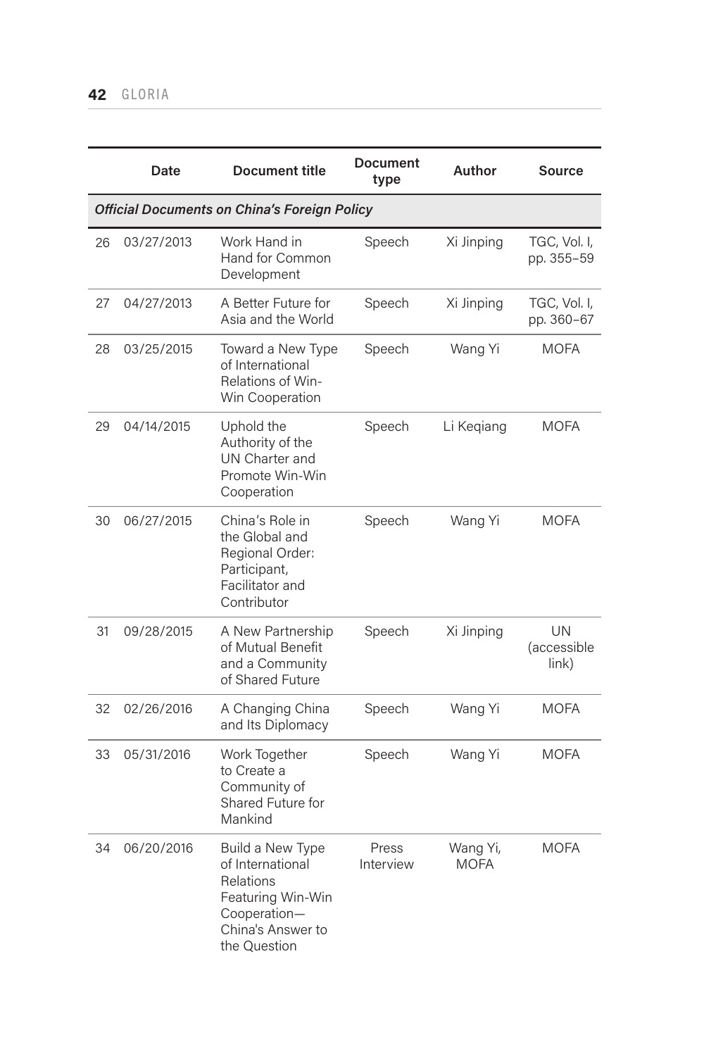| | Date | Document title | Document type | Author | Source |
|---|---|---|---|---|---|
| ***Official Documents on China's Foreign Policy*** | | | | | |
| 26 | 03/27/2013 | Work Hand in Hand for Common Development | Speech | Xi Jinping | TGC, Vol. I, pp. 355–59 |
| 27 | 04/27/2013 | A Better Future for Asia and the World | Speech | Xi Jinping | TGC, Vol. I, pp. 360–67 |
| 28 | 03/25/2015 | Toward a New Type of International Relations of Win-Win Cooperation | Speech | Wang Yi | MOFA |
| 29 | 04/14/2015 | Uphold the Authority of the UN Charter and Promote Win-Win Cooperation | Speech | Li Keqiang | MOFA |
| 30 | 06/27/2015 | China's Role in the Global and Regional Order: Participant, Facilitator and Contributor | Speech | Wang Yi | MOFA |
| 31 | 09/28/2015 | A New Partnership of Mutual Benefit and a Community of Shared Future | Speech | Xi Jinping | UN (accessible link) |
| 32 | 02/26/2016 | A Changing China and Its Diplomacy | Speech | Wang Yi | MOFA |
| 33 | 05/31/2016 | Work Together to Create a Community of Shared Future for Mankind | Speech | Wang Yi | MOFA |
| 34 | 06/20/2016 | Build a New Type of International Relations Featuring Win-Win Cooperation—China's Answer to the Question | Press Interview | Wang Yi, MOFA | MOFA |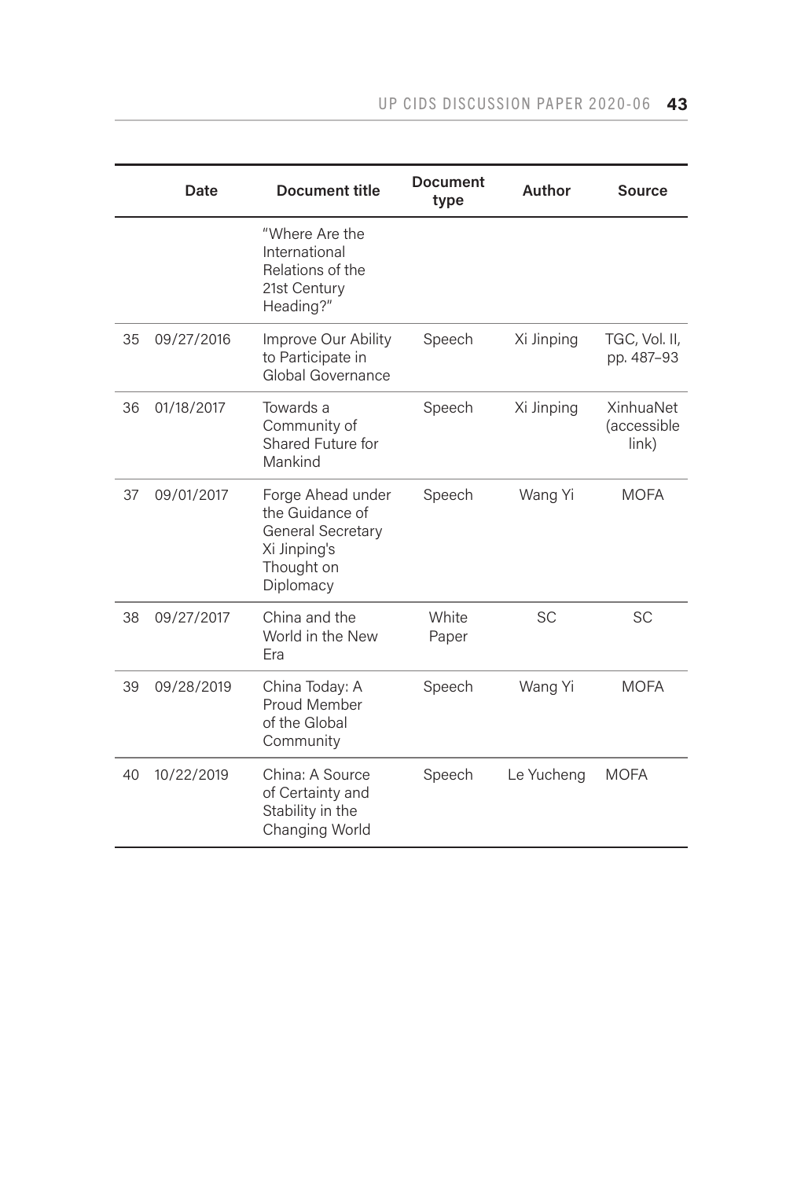| | Date | Document title | Document type | Author | Source |
|---|---|---|---|---|---|
| | | "Where Are the International Relations of the 21st Century Heading?" | | | |
| 35 | 09/27/2016 | Improve Our Ability to Participate in Global Governance | Speech | Xi Jinping | TGC, Vol. II, pp. 487–93 |
| 36 | 01/18/2017 | Towards a Community of Shared Future for Mankind | Speech | Xi Jinping | XinhuaNet (accessible link) |
| 37 | 09/01/2017 | Forge Ahead under the Guidance of General Secretary Xi Jinping's Thought on Diplomacy | Speech | Wang Yi | MOFA |
| 38 | 09/27/2017 | China and the World in the New Era | White Paper | SC | SC |
| 39 | 09/28/2019 | China Today: A Proud Member of the Global Community | Speech | Wang Yi | MOFA |
| 40 | 10/22/2019 | China: A Source of Certainty and Stability in the Changing World | Speech | Le Yucheng | MOFA |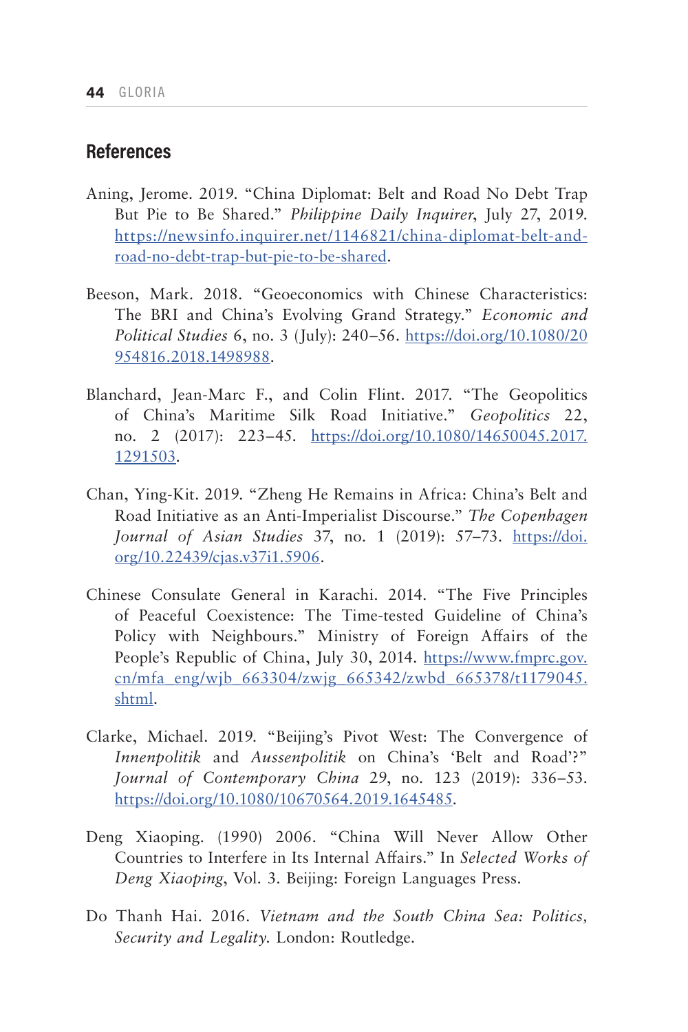## References

Aning, Jerome. 2019. "China Diplomat: Belt and Road No Debt Trap But Pie to Be Shared." *Philippine Daily Inquirer*, July 27, 2019. https://newsinfo.inquirer.net/1146821/china-diplomat-belt-and-road-no-debt-trap-but-pie-to-be-shared.

Beeson, Mark. 2018. "Geoeconomics with Chinese Characteristics: The BRI and China's Evolving Grand Strategy." *Economic and Political Studies* 6, no. 3 (July): 240–56. https://doi.org/10.1080/20954816.2018.1498988.

Blanchard, Jean-Marc F., and Colin Flint. 2017. "The Geopolitics of China's Maritime Silk Road Initiative." *Geopolitics* 22, no. 2 (2017): 223–45. https://doi.org/10.1080/14650045.2017.1291503.

Chan, Ying-Kit. 2019. "Zheng He Remains in Africa: China's Belt and Road Initiative as an Anti-Imperialist Discourse." *The Copenhagen Journal of Asian Studies* 37, no. 1 (2019): 57–73. https://doi.org/10.22439/cjas.v37i1.5906.

Chinese Consulate General in Karachi. 2014. "The Five Principles of Peaceful Coexistence: The Time-tested Guideline of China's Policy with Neighbours." Ministry of Foreign Affairs of the People's Republic of China, July 30, 2014. https://www.fmprc.gov.cn/mfa_eng/wjb_663304/zwjg_665342/zwbd_665378/t1179045.shtml.

Clarke, Michael. 2019. "Beijing's Pivot West: The Convergence of *Innenpolitik* and *Aussenpolitik* on China's 'Belt and Road'?" *Journal of Contemporary China* 29, no. 123 (2019): 336–53. https://doi.org/10.1080/10670564.2019.1645485.

Deng Xiaoping. (1990) 2006. "China Will Never Allow Other Countries to Interfere in Its Internal Affairs." In *Selected Works of Deng Xiaoping*, Vol. 3. Beijing: Foreign Languages Press.

Do Thanh Hai. 2016. *Vietnam and the South China Sea: Politics, Security and Legality*. London: Routledge.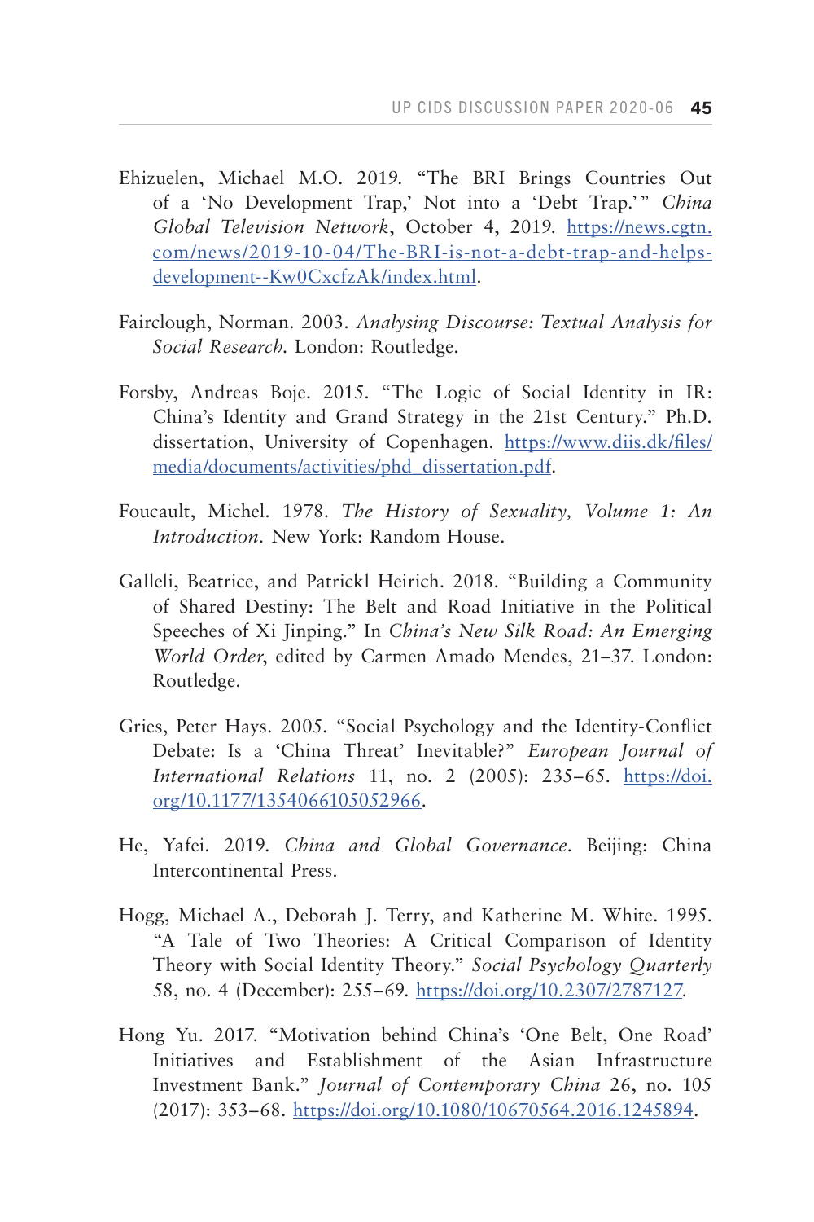Ehizuelen, Michael M.O. 2019. "The BRI Brings Countries Out of a 'No Development Trap,' Not into a 'Debt Trap.'" *China Global Television Network*, October 4, 2019. https://news.cgtn.com/news/2019-10-04/The-BRI-is-not-a-debt-trap-and-helps-development--Kw0CxcfzAk/index.html.

Fairclough, Norman. 2003. *Analysing Discourse: Textual Analysis for Social Research.* London: Routledge.

Forsby, Andreas Boje. 2015. "The Logic of Social Identity in IR: China's Identity and Grand Strategy in the 21st Century." Ph.D. dissertation, University of Copenhagen. https://www.diis.dk/files/media/documents/activities/phd_dissertation.pdf.

Foucault, Michel. 1978. *The History of Sexuality, Volume 1: An Introduction*. New York: Random House.

Galleli, Beatrice, and Patrickl Heirich. 2018. "Building a Community of Shared Destiny: The Belt and Road Initiative in the Political Speeches of Xi Jinping." In *China's New Silk Road: An Emerging World Order*, edited by Carmen Amado Mendes, 21–37. London: Routledge.

Gries, Peter Hays. 2005. "Social Psychology and the Identity-Conflict Debate: Is a 'China Threat' Inevitable?" *European Journal of International Relations* 11, no. 2 (2005): 235–65. https://doi.org/10.1177/1354066105052966.

He, Yafei. 2019. *China and Global Governance*. Beijing: China Intercontinental Press.

Hogg, Michael A., Deborah J. Terry, and Katherine M. White. 1995. "A Tale of Two Theories: A Critical Comparison of Identity Theory with Social Identity Theory." *Social Psychology Quarterly* 58, no. 4 (December): 255–69. https://doi.org/10.2307/2787127.

Hong Yu. 2017. "Motivation behind China's 'One Belt, One Road' Initiatives and Establishment of the Asian Infrastructure Investment Bank." *Journal of Contemporary China* 26, no. 105 (2017): 353–68. https://doi.org/10.1080/10670564.2016.1245894.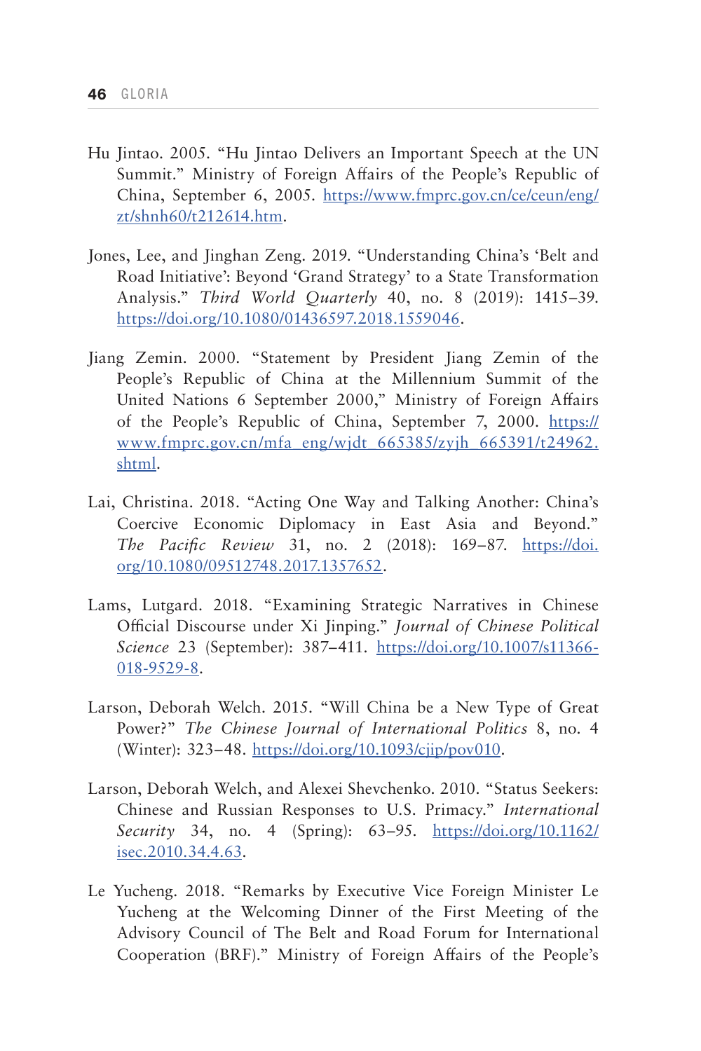Hu Jintao. 2005. “Hu Jintao Delivers an Important Speech at the UN Summit.” Ministry of Foreign Affairs of the People’s Republic of China, September 6, 2005. https://www.fmprc.gov.cn/ce/ceun/eng/zt/shnh60/t212614.htm.

Jones, Lee, and Jinghan Zeng. 2019. “Understanding China’s ‘Belt and Road Initiative’: Beyond ‘Grand Strategy’ to a State Transformation Analysis.” *Third World Quarterly* 40, no. 8 (2019): 1415–39. https://doi.org/10.1080/01436597.2018.1559046.

Jiang Zemin. 2000. “Statement by President Jiang Zemin of the People’s Republic of China at the Millennium Summit of the United Nations 6 September 2000,” Ministry of Foreign Affairs of the People’s Republic of China, September 7, 2000. https://www.fmprc.gov.cn/mfa_eng/wjdt_665385/zyjh_665391/t24962.shtml.

Lai, Christina. 2018. “Acting One Way and Talking Another: China’s Coercive Economic Diplomacy in East Asia and Beyond.” *The Pacific Review* 31, no. 2 (2018): 169–87. https://doi.org/10.1080/09512748.2017.1357652.

Lams, Lutgard. 2018. “Examining Strategic Narratives in Chinese Official Discourse under Xi Jinping.” *Journal of Chinese Political Science* 23 (September): 387–411. https://doi.org/10.1007/s11366-018-9529-8.

Larson, Deborah Welch. 2015. “Will China be a New Type of Great Power?” *The Chinese Journal of International Politics* 8, no. 4 (Winter): 323–48. https://doi.org/10.1093/cjip/pov010.

Larson, Deborah Welch, and Alexei Shevchenko. 2010. “Status Seekers: Chinese and Russian Responses to U.S. Primacy.” *International Security* 34, no. 4 (Spring): 63–95. https://doi.org/10.1162/isec.2010.34.4.63.

Le Yucheng. 2018. “Remarks by Executive Vice Foreign Minister Le Yucheng at the Welcoming Dinner of the First Meeting of the Advisory Council of The Belt and Road Forum for International Cooperation (BRF).” Ministry of Foreign Affairs of the People’s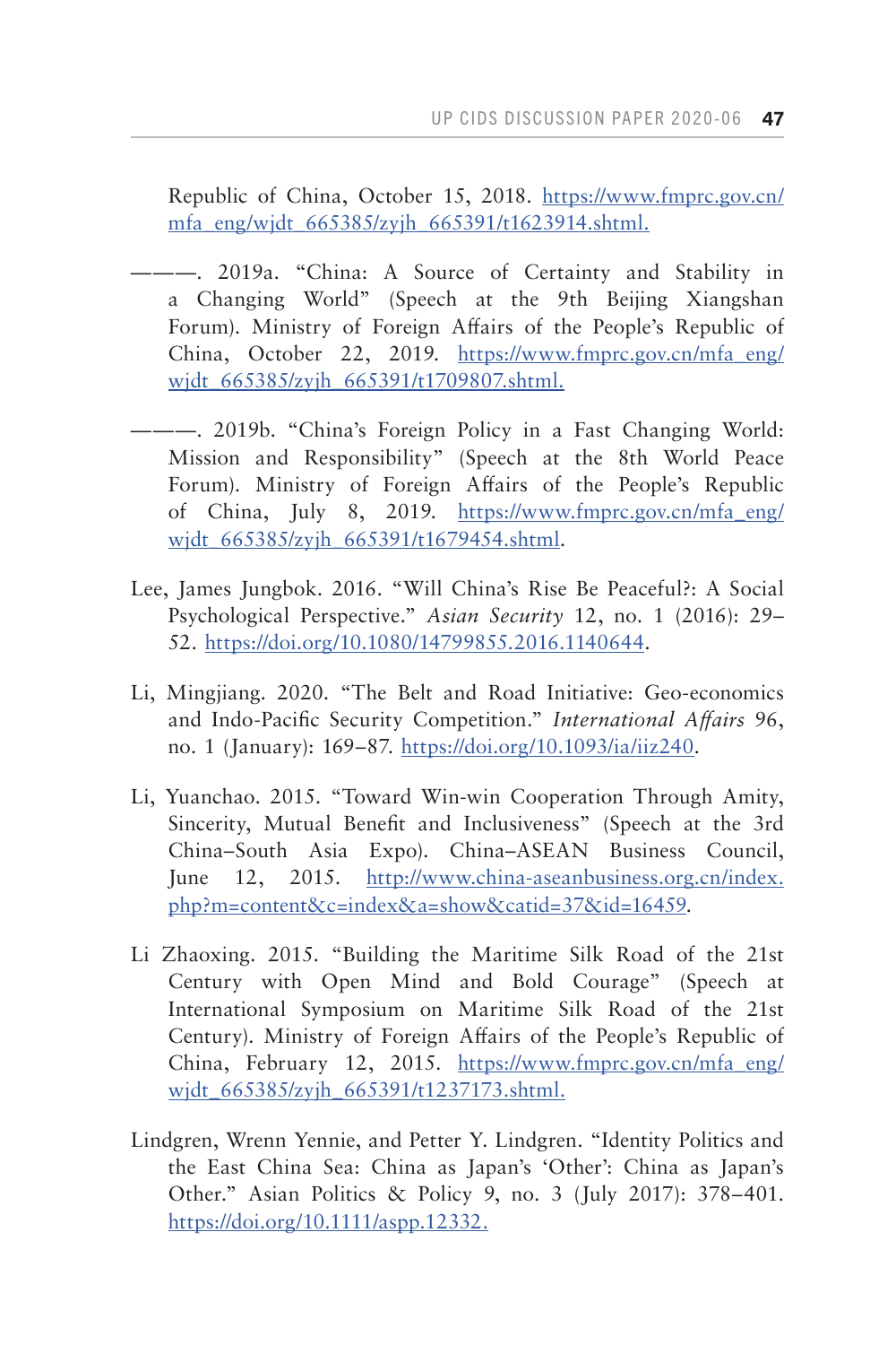Republic of China, October 15, 2018. https://www.fmprc.gov.cn/mfa_eng/wjdt_665385/zyjh_665391/t1623914.shtml.

———. 2019a. "China: A Source of Certainty and Stability in a Changing World" (Speech at the 9th Beijing Xiangshan Forum). Ministry of Foreign Affairs of the People's Republic of China, October 22, 2019. https://www.fmprc.gov.cn/mfa_eng/wjdt_665385/zyjh_665391/t1709807.shtml.

———. 2019b. "China's Foreign Policy in a Fast Changing World: Mission and Responsibility" (Speech at the 8th World Peace Forum). Ministry of Foreign Affairs of the People's Republic of China, July 8, 2019. https://www.fmprc.gov.cn/mfa_eng/wjdt_665385/zyjh_665391/t1679454.shtml.

Lee, James Jungbok. 2016. "Will China's Rise Be Peaceful?: A Social Psychological Perspective." *Asian Security* 12, no. 1 (2016): 29–52. https://doi.org/10.1080/14799855.2016.1140644.

Li, Mingjiang. 2020. "The Belt and Road Initiative: Geo-economics and Indo-Pacific Security Competition." *International Affairs* 96, no. 1 (January): 169–87. https://doi.org/10.1093/ia/iiz240.

Li, Yuanchao. 2015. "Toward Win-win Cooperation Through Amity, Sincerity, Mutual Benefit and Inclusiveness" (Speech at the 3rd China–South Asia Expo). China–ASEAN Business Council, June 12, 2015. http://www.china-aseanbusiness.org.cn/index.php?m=content&c=index&a=show&catid=37&id=16459.

Li Zhaoxing. 2015. "Building the Maritime Silk Road of the 21st Century with Open Mind and Bold Courage" (Speech at International Symposium on Maritime Silk Road of the 21st Century). Ministry of Foreign Affairs of the People's Republic of China, February 12, 2015. https://www.fmprc.gov.cn/mfa_eng/wjdt_665385/zyjh_665391/t1237173.shtml.

Lindgren, Wrenn Yennie, and Petter Y. Lindgren. "Identity Politics and the East China Sea: China as Japan's 'Other': China as Japan's Other." Asian Politics & Policy 9, no. 3 (July 2017): 378–401. https://doi.org/10.1111/aspp.12332.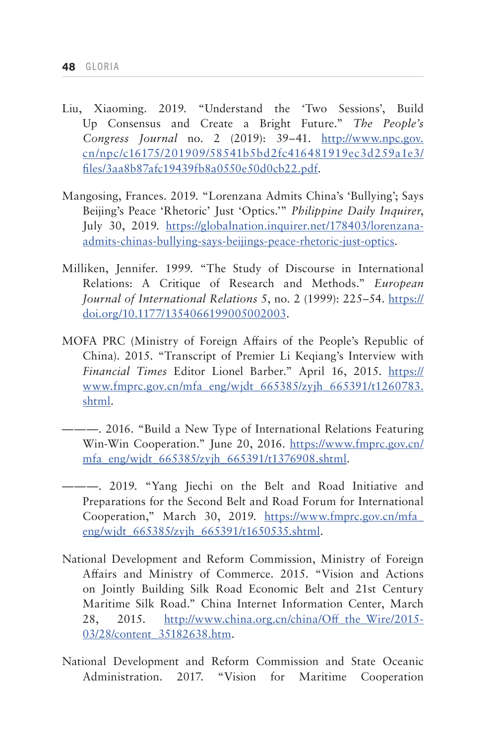Liu, Xiaoming. 2019. "Understand the 'Two Sessions', Build Up Consensus and Create a Bright Future." *The People's Congress Journal* no. 2 (2019): 39–41. http://www.npc.gov.cn/npc/c16175/201909/58541b5bd2fc416481919ec3d259a1e3/files/3aa8b87afc19439fb8a0550e50d0cb22.pdf.

Mangosing, Frances. 2019. "Lorenzana Admits China's 'Bullying'; Says Beijing's Peace 'Rhetoric' Just 'Optics.'" *Philippine Daily Inquirer*, July 30, 2019. https://globalnation.inquirer.net/178403/lorenzana-admits-chinas-bullying-says-beijings-peace-rhetoric-just-optics.

Milliken, Jennifer. 1999. "The Study of Discourse in International Relations: A Critique of Research and Methods." *European Journal of International Relations* 5, no. 2 (1999): 225–54. https://doi.org/10.1177/1354066199005002003.

MOFA PRC (Ministry of Foreign Affairs of the People's Republic of China). 2015. "Transcript of Premier Li Keqiang's Interview with *Financial Times* Editor Lionel Barber." April 16, 2015. https://www.fmprc.gov.cn/mfa_eng/wjdt_665385/zyjh_665391/t1260783.shtml.

———. 2016. "Build a New Type of International Relations Featuring Win-Win Cooperation." June 20, 2016. https://www.fmprc.gov.cn/mfa_eng/wjdt_665385/zyjh_665391/t1376908.shtml.

———. 2019. "Yang Jiechi on the Belt and Road Initiative and Preparations for the Second Belt and Road Forum for International Cooperation," March 30, 2019. https://www.fmprc.gov.cn/mfa_eng/wjdt_665385/zyjh_665391/t1650535.shtml.

National Development and Reform Commission, Ministry of Foreign Affairs and Ministry of Commerce. 2015. "Vision and Actions on Jointly Building Silk Road Economic Belt and 21st Century Maritime Silk Road." China Internet Information Center, March 28, 2015. http://www.china.org.cn/china/Off_the_Wire/2015-03/28/content_35182638.htm.

National Development and Reform Commission and State Oceanic Administration. 2017. "Vision for Maritime Cooperation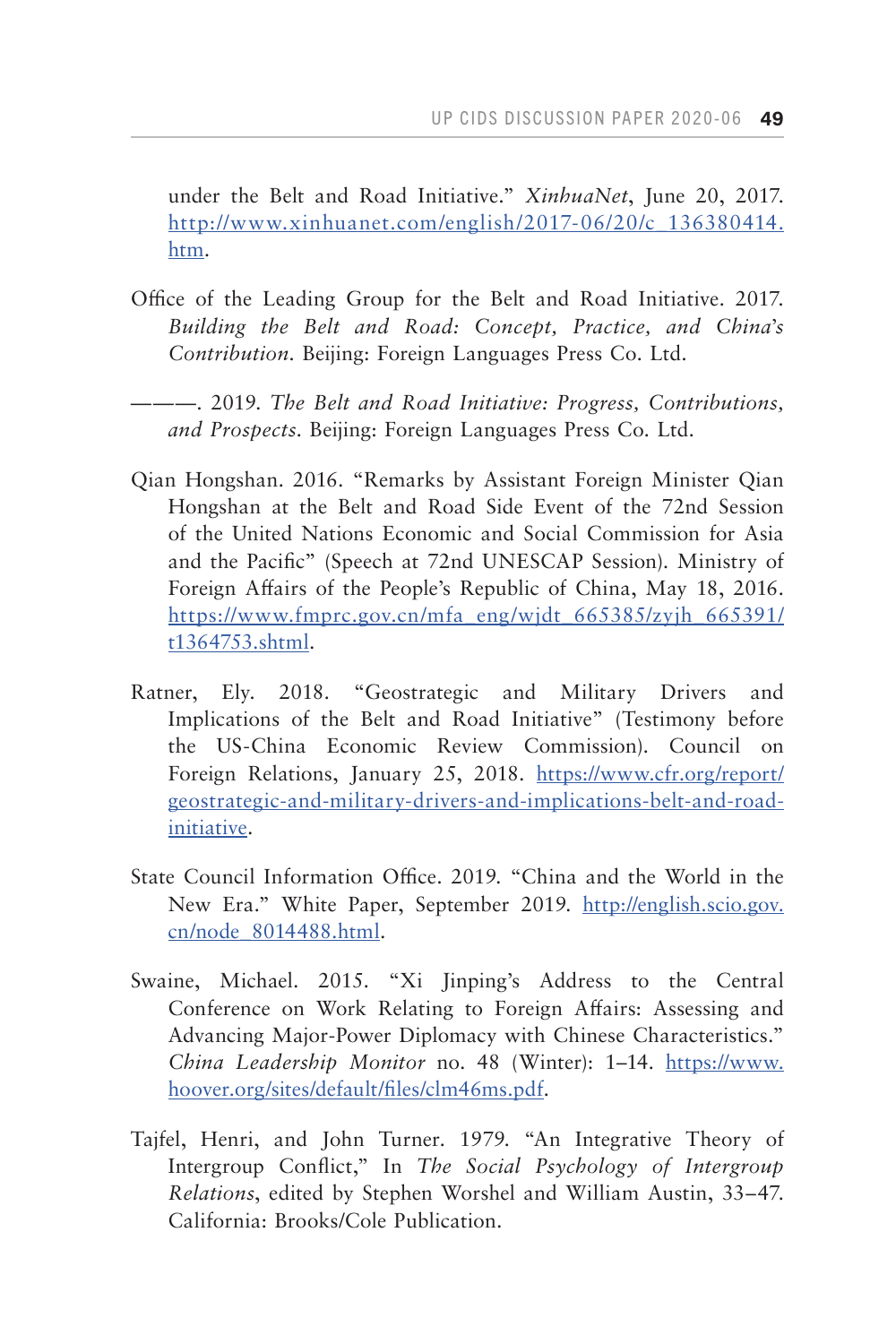under the Belt and Road Initiative." *XinhuaNet*, June 20, 2017. http://www.xinhuanet.com/english/2017-06/20/c_136380414.htm.

Office of the Leading Group for the Belt and Road Initiative. 2017. *Building the Belt and Road: Concept, Practice, and China's Contribution*. Beijing: Foreign Languages Press Co. Ltd.

———. 2019. *The Belt and Road Initiative: Progress, Contributions, and Prospects*. Beijing: Foreign Languages Press Co. Ltd.

Qian Hongshan. 2016. "Remarks by Assistant Foreign Minister Qian Hongshan at the Belt and Road Side Event of the 72nd Session of the United Nations Economic and Social Commission for Asia and the Pacific" (Speech at 72nd UNESCAP Session). Ministry of Foreign Affairs of the People's Republic of China, May 18, 2016. https://www.fmprc.gov.cn/mfa_eng/wjdt_665385/zyjh_665391/t1364753.shtml.

Ratner, Ely. 2018. "Geostrategic and Military Drivers and Implications of the Belt and Road Initiative" (Testimony before the US-China Economic Review Commission). Council on Foreign Relations, January 25, 2018. https://www.cfr.org/report/geostrategic-and-military-drivers-and-implications-belt-and-road-initiative.

State Council Information Office. 2019. "China and the World in the New Era." White Paper, September 2019. http://english.scio.gov.cn/node_8014488.html.

Swaine, Michael. 2015. "Xi Jinping's Address to the Central Conference on Work Relating to Foreign Affairs: Assessing and Advancing Major-Power Diplomacy with Chinese Characteristics." *China Leadership Monitor* no. 48 (Winter): 1–14. https://www.hoover.org/sites/default/files/clm46ms.pdf.

Tajfel, Henri, and John Turner. 1979. "An Integrative Theory of Intergroup Conflict," In *The Social Psychology of Intergroup Relations*, edited by Stephen Worshel and William Austin, 33–47. California: Brooks/Cole Publication.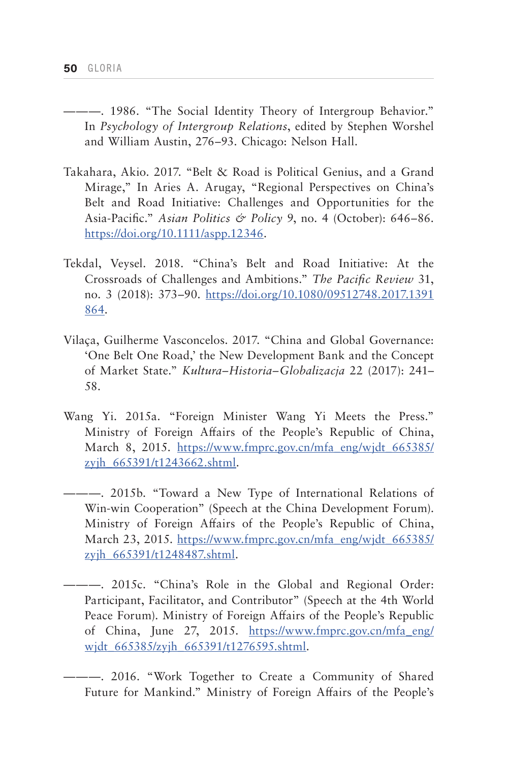———. 1986. “The Social Identity Theory of Intergroup Behavior.” In *Psychology of Intergroup Relations*, edited by Stephen Worshel and William Austin, 276–93. Chicago: Nelson Hall.

Takahara, Akio. 2017. “Belt & Road is Political Genius, and a Grand Mirage,” In Aries A. Arugay, “Regional Perspectives on China’s Belt and Road Initiative: Challenges and Opportunities for the Asia-Pacific.” *Asian Politics & Policy* 9, no. 4 (October): 646–86. https://doi.org/10.1111/aspp.12346.

Tekdal, Veysel. 2018. “China’s Belt and Road Initiative: At the Crossroads of Challenges and Ambitions.” *The Pacific Review* 31, no. 3 (2018): 373–90. https://doi.org/10.1080/09512748.2017.1391864.

Vilaça, Guilherme Vasconcelos. 2017. “China and Global Governance: ‘One Belt One Road,’ the New Development Bank and the Concept of Market State.” *Kultura–Historia–Globalizacja* 22 (2017): 241–58.

Wang Yi. 2015a. “Foreign Minister Wang Yi Meets the Press.” Ministry of Foreign Affairs of the People’s Republic of China, March 8, 2015. https://www.fmprc.gov.cn/mfa_eng/wjdt_665385/zyjh_665391/t1243662.shtml.

———. 2015b. “Toward a New Type of International Relations of Win-win Cooperation” (Speech at the China Development Forum). Ministry of Foreign Affairs of the People’s Republic of China, March 23, 2015. https://www.fmprc.gov.cn/mfa_eng/wjdt_665385/zyjh_665391/t1248487.shtml.

———. 2015c. “China’s Role in the Global and Regional Order: Participant, Facilitator, and Contributor” (Speech at the 4th World Peace Forum). Ministry of Foreign Affairs of the People’s Republic of China, June 27, 2015. https://www.fmprc.gov.cn/mfa_eng/wjdt_665385/zyjh_665391/t1276595.shtml.

———. 2016. “Work Together to Create a Community of Shared Future for Mankind.” Ministry of Foreign Affairs of the People’s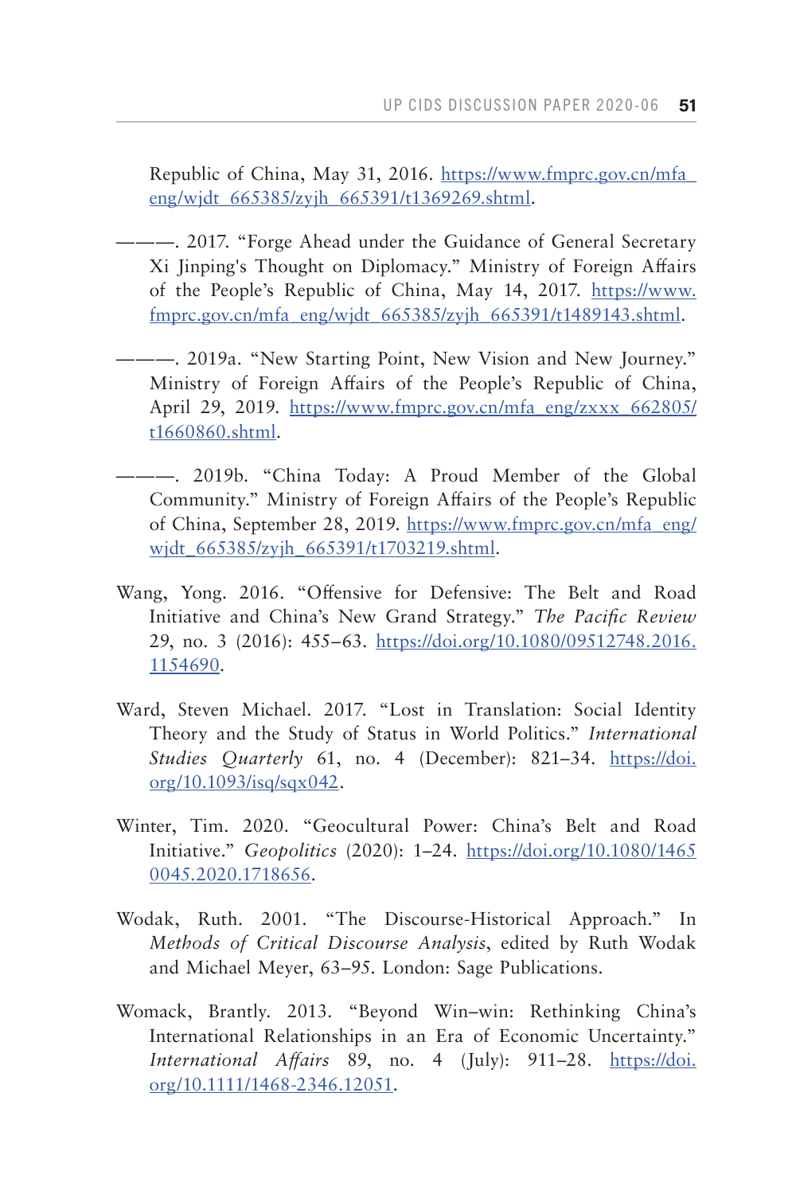Republic of China, May 31, 2016. https://www.fmprc.gov.cn/mfa_eng/wjdt_665385/zyjh_665391/t1369269.shtml.

———. 2017. "Forge Ahead under the Guidance of General Secretary Xi Jinping's Thought on Diplomacy." Ministry of Foreign Affairs of the People's Republic of China, May 14, 2017. https://www.fmprc.gov.cn/mfa_eng/wjdt_665385/zyjh_665391/t1489143.shtml.

———. 2019a. "New Starting Point, New Vision and New Journey." Ministry of Foreign Affairs of the People's Republic of China, April 29, 2019. https://www.fmprc.gov.cn/mfa_eng/zxxx_662805/t1660860.shtml.

———. 2019b. "China Today: A Proud Member of the Global Community." Ministry of Foreign Affairs of the People's Republic of China, September 28, 2019. https://www.fmprc.gov.cn/mfa_eng/wjdt_665385/zyjh_665391/t1703219.shtml.

Wang, Yong. 2016. "Offensive for Defensive: The Belt and Road Initiative and China's New Grand Strategy." *The Pacific Review* 29, no. 3 (2016): 455–63. https://doi.org/10.1080/09512748.2016.1154690.

Ward, Steven Michael. 2017. "Lost in Translation: Social Identity Theory and the Study of Status in World Politics." *International Studies Quarterly* 61, no. 4 (December): 821–34. https://doi.org/10.1093/isq/sqx042.

Winter, Tim. 2020. "Geocultural Power: China's Belt and Road Initiative." *Geopolitics* (2020): 1–24. https://doi.org/10.1080/14650045.2020.1718656.

Wodak, Ruth. 2001. "The Discourse-Historical Approach." In *Methods of Critical Discourse Analysis*, edited by Ruth Wodak and Michael Meyer, 63–95. London: Sage Publications.

Womack, Brantly. 2013. "Beyond Win–win: Rethinking China's International Relationships in an Era of Economic Uncertainty." *International Affairs* 89, no. 4 (July): 911–28. https://doi.org/10.1111/1468-2346.12051.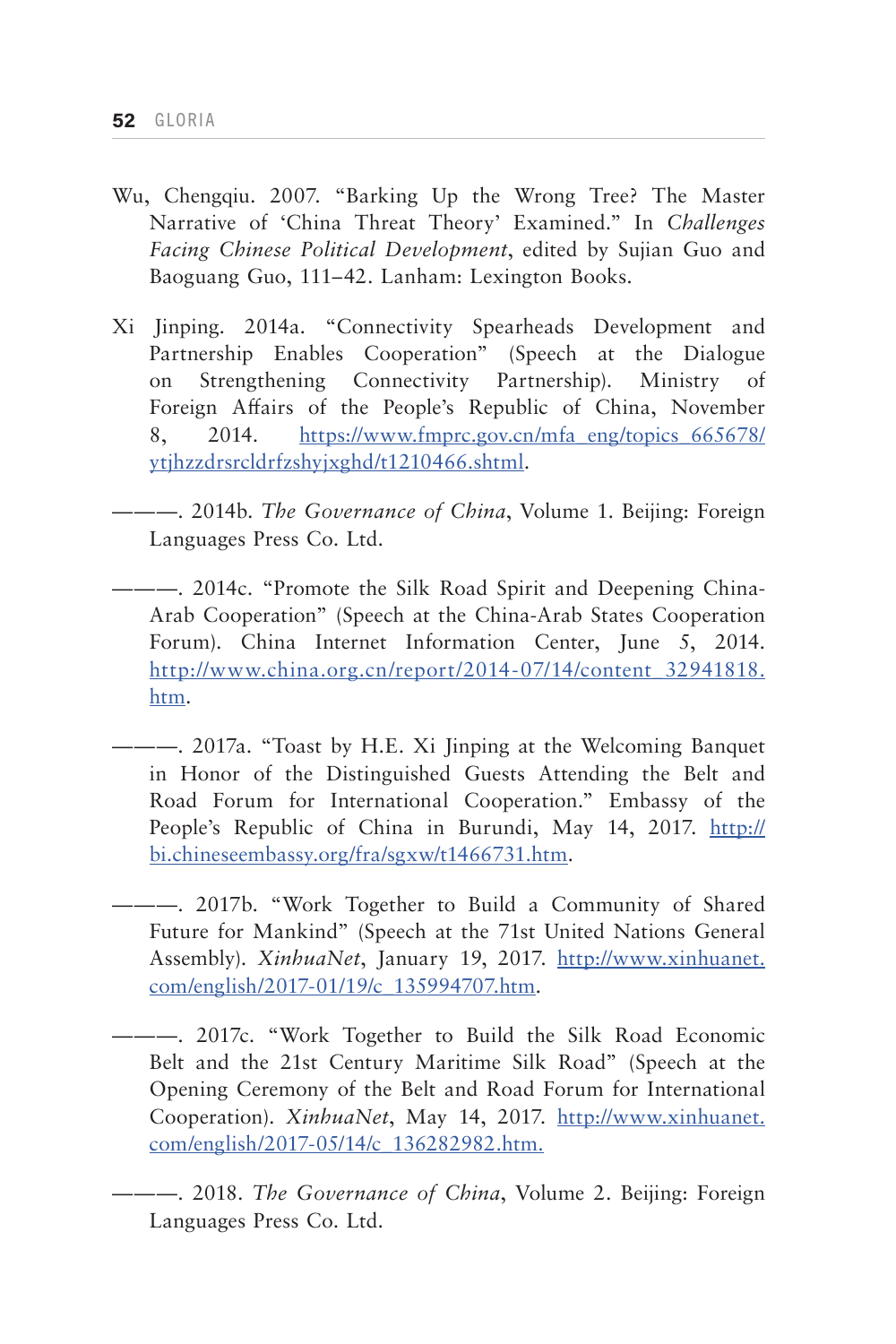Wu, Chengqiu. 2007. "Barking Up the Wrong Tree? The Master Narrative of 'China Threat Theory' Examined." In *Challenges Facing Chinese Political Development*, edited by Sujian Guo and Baoguang Guo, 111–42. Lanham: Lexington Books.

Xi Jinping. 2014a. "Connectivity Spearheads Development and Partnership Enables Cooperation" (Speech at the Dialogue on Strengthening Connectivity Partnership). Ministry of Foreign Affairs of the People's Republic of China, November 8, 2014. https://www.fmprc.gov.cn/mfa_eng/topics_665678/ytjhzzdrsrcldrfzshyjxghd/t1210466.shtml.

———. 2014b. *The Governance of China*, Volume 1. Beijing: Foreign Languages Press Co. Ltd.

———. 2014c. "Promote the Silk Road Spirit and Deepening China-Arab Cooperation" (Speech at the China-Arab States Cooperation Forum). China Internet Information Center, June 5, 2014. http://www.china.org.cn/report/2014-07/14/content_32941818.htm.

———. 2017a. "Toast by H.E. Xi Jinping at the Welcoming Banquet in Honor of the Distinguished Guests Attending the Belt and Road Forum for International Cooperation." Embassy of the People's Republic of China in Burundi, May 14, 2017. http://bi.chineseembassy.org/fra/sgxw/t1466731.htm.

———. 2017b. "Work Together to Build a Community of Shared Future for Mankind" (Speech at the 71st United Nations General Assembly). *XinhuaNet*, January 19, 2017. http://www.xinhuanet.com/english/2017-01/19/c_135994707.htm.

———. 2017c. "Work Together to Build the Silk Road Economic Belt and the 21st Century Maritime Silk Road" (Speech at the Opening Ceremony of the Belt and Road Forum for International Cooperation). *XinhuaNet*, May 14, 2017. http://www.xinhuanet.com/english/2017-05/14/c_136282982.htm.

———. 2018. *The Governance of China*, Volume 2. Beijing: Foreign Languages Press Co. Ltd.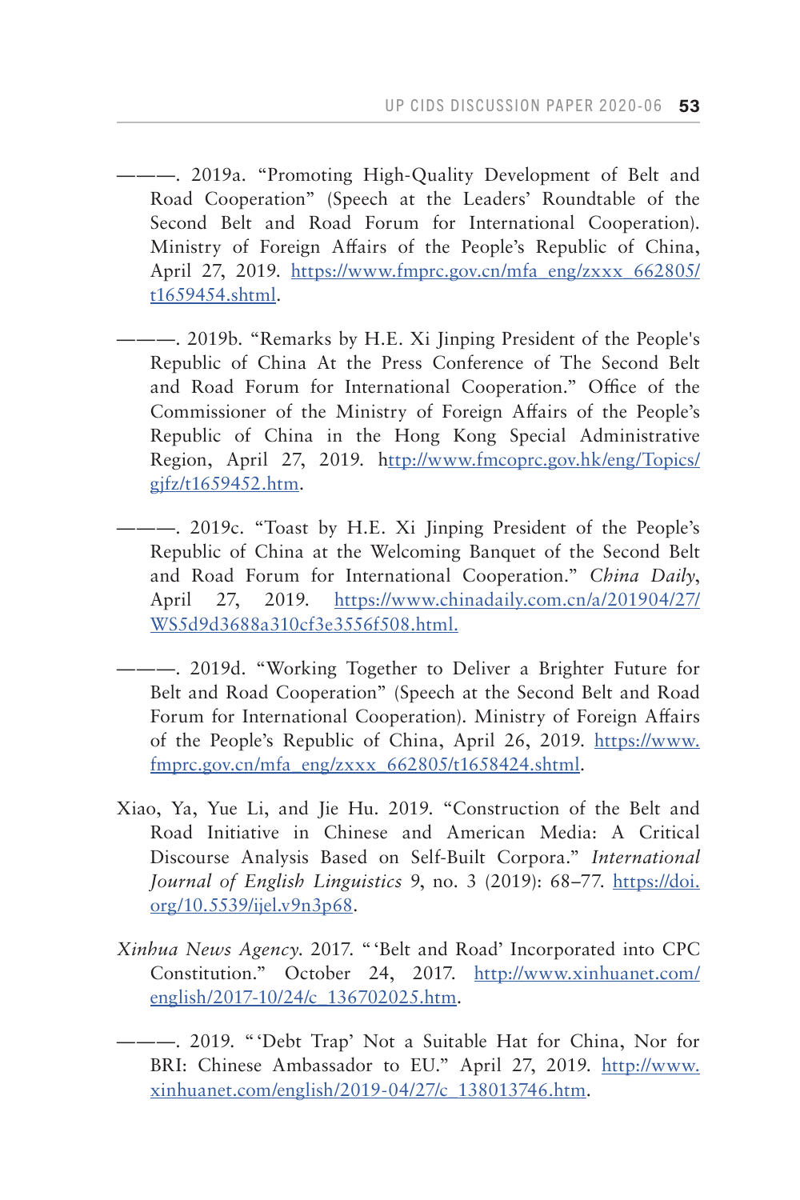———. 2019a. "Promoting High-Quality Development of Belt and Road Cooperation" (Speech at the Leaders' Roundtable of the Second Belt and Road Forum for International Cooperation). Ministry of Foreign Affairs of the People's Republic of China, April 27, 2019. https://www.fmprc.gov.cn/mfa_eng/zxxx_662805/t1659454.shtml.

———. 2019b. "Remarks by H.E. Xi Jinping President of the People's Republic of China At the Press Conference of The Second Belt and Road Forum for International Cooperation." Office of the Commissioner of the Ministry of Foreign Affairs of the People's Republic of China in the Hong Kong Special Administrative Region, April 27, 2019. http://www.fmcoprc.gov.hk/eng/Topics/gjfz/t1659452.htm.

———. 2019c. "Toast by H.E. Xi Jinping President of the People's Republic of China at the Welcoming Banquet of the Second Belt and Road Forum for International Cooperation." *China Daily*, April 27, 2019. https://www.chinadaily.com.cn/a/201904/27/WS5d9d3688a310cf3e3556f508.html.

———. 2019d. "Working Together to Deliver a Brighter Future for Belt and Road Cooperation" (Speech at the Second Belt and Road Forum for International Cooperation). Ministry of Foreign Affairs of the People's Republic of China, April 26, 2019. https://www.fmprc.gov.cn/mfa_eng/zxxx_662805/t1658424.shtml.

Xiao, Ya, Yue Li, and Jie Hu. 2019. "Construction of the Belt and Road Initiative in Chinese and American Media: A Critical Discourse Analysis Based on Self-Built Corpora." *International Journal of English Linguistics* 9, no. 3 (2019): 68–77. https://doi.org/10.5539/ijel.v9n3p68.

*Xinhua News Agency*. 2017. "'Belt and Road' Incorporated into CPC Constitution." October 24, 2017. http://www.xinhuanet.com/english/2017-10/24/c_136702025.htm.

———. 2019. "'Debt Trap' Not a Suitable Hat for China, Nor for BRI: Chinese Ambassador to EU." April 27, 2019. http://www.xinhuanet.com/english/2019-04/27/c_138013746.htm.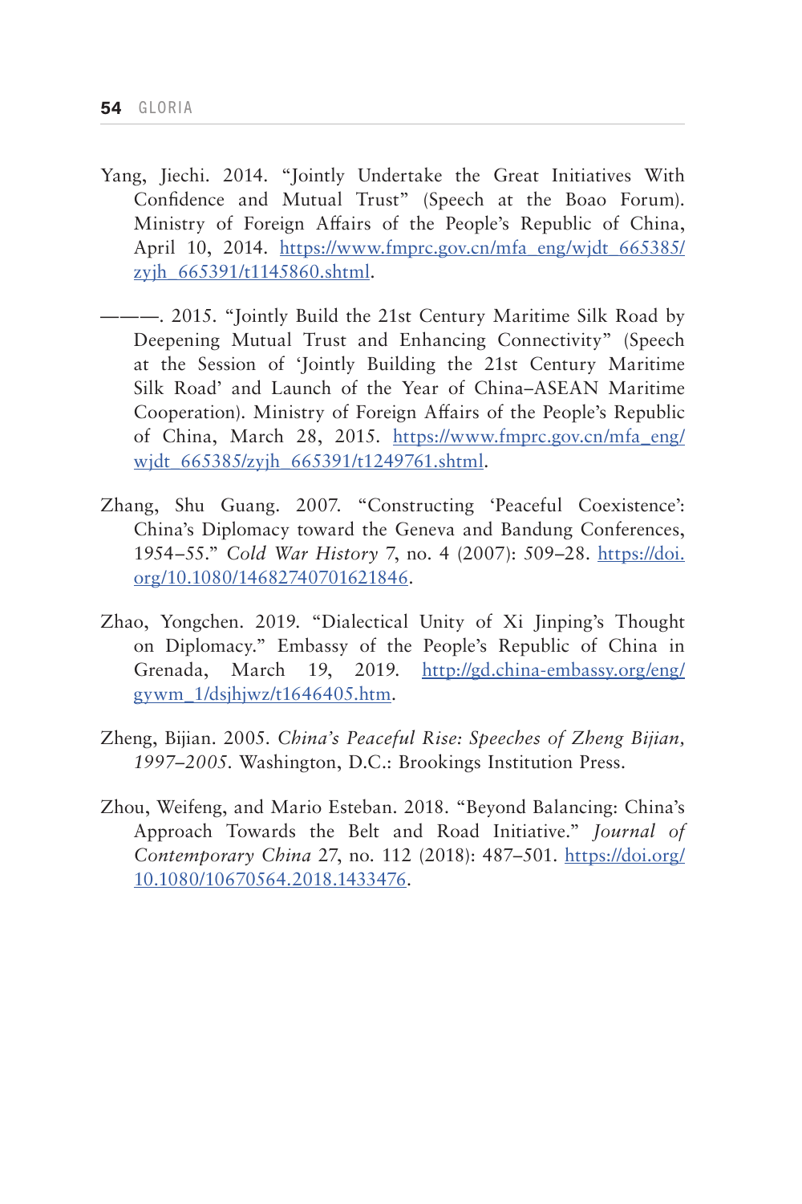Yang, Jiechi. 2014. "Jointly Undertake the Great Initiatives With Confidence and Mutual Trust" (Speech at the Boao Forum). Ministry of Foreign Affairs of the People's Republic of China, April 10, 2014. https://www.fmprc.gov.cn/mfa_eng/wjdt_665385/zyjh_665391/t1145860.shtml.

———. 2015. "Jointly Build the 21st Century Maritime Silk Road by Deepening Mutual Trust and Enhancing Connectivity" (Speech at the Session of 'Jointly Building the 21st Century Maritime Silk Road' and Launch of the Year of China–ASEAN Maritime Cooperation). Ministry of Foreign Affairs of the People's Republic of China, March 28, 2015. https://www.fmprc.gov.cn/mfa_eng/wjdt_665385/zyjh_665391/t1249761.shtml.

Zhang, Shu Guang. 2007. "Constructing 'Peaceful Coexistence': China's Diplomacy toward the Geneva and Bandung Conferences, 1954–55." *Cold War History* 7, no. 4 (2007): 509–28. https://doi.org/10.1080/14682740701621846.

Zhao, Yongchen. 2019. "Dialectical Unity of Xi Jinping's Thought on Diplomacy." Embassy of the People's Republic of China in Grenada, March 19, 2019. http://gd.china-embassy.org/eng/gywm_1/dsjhjwz/t1646405.htm.

Zheng, Bijian. 2005. *China's Peaceful Rise: Speeches of Zheng Bijian, 1997–2005*. Washington, D.C.: Brookings Institution Press.

Zhou, Weifeng, and Mario Esteban. 2018. "Beyond Balancing: China's Approach Towards the Belt and Road Initiative." *Journal of Contemporary China* 27, no. 112 (2018): 487–501. https://doi.org/10.1080/10670564.2018.1433476.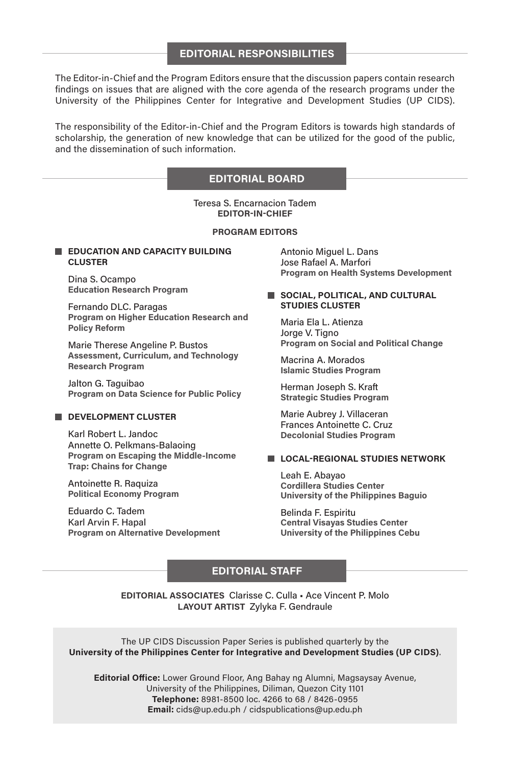## EDITORIAL RESPONSIBILITIES

The Editor-in-Chief and the Program Editors ensure that the discussion papers contain research findings on issues that are aligned with the core agenda of the research programs under the University of the Philippines Center for Integrative and Development Studies (UP CIDS).

The responsibility of the Editor-in-Chief and the Program Editors is towards high standards of scholarship, the generation of new knowledge that can be utilized for the good of the public, and the dissemination of such information.

## EDITORIAL BOARD

Teresa S. Encarnacion Tadem
**EDITOR-IN-CHIEF**

**PROGRAM EDITORS**

### EDUCATION AND CAPACITY BUILDING CLUSTER

Dina S. Ocampo
**Education Research Program**

Fernando DLC. Paragas
**Program on Higher Education Research and Policy Reform**

Marie Therese Angeline P. Bustos
**Assessment, Curriculum, and Technology Research Program**

Jalton G. Taguibao
**Program on Data Science for Public Policy**

### DEVELOPMENT CLUSTER

Karl Robert L. Jandoc
Annette O. Pelkmans-Balaoing
**Program on Escaping the Middle-Income Trap: Chains for Change**

Antoinette R. Raquiza
**Political Economy Program**

Eduardo C. Tadem
Karl Arvin F. Hapal
**Program on Alternative Development**

Antonio Miguel L. Dans
Jose Rafael A. Marfori
**Program on Health Systems Development**

### SOCIAL, POLITICAL, AND CULTURAL STUDIES CLUSTER

Maria Ela L. Atienza
Jorge V. Tigno
**Program on Social and Political Change**

Macrina A. Morados
**Islamic Studies Program**

Herman Joseph S. Kraft
**Strategic Studies Program**

Marie Aubrey J. Villaceran
Frances Antoinette C. Cruz
**Decolonial Studies Program**

### LOCAL-REGIONAL STUDIES NETWORK

Leah E. Abayao
**Cordillera Studies Center**
**University of the Philippines Baguio**

Belinda F. Espiritu
**Central Visayas Studies Center**
**University of the Philippines Cebu**

## EDITORIAL STAFF

**EDITORIAL ASSOCIATES** Clarisse C. Culla ▪ Ace Vincent P. Molo
**LAYOUT ARTIST** Zylyka F. Gendraule

The UP CIDS Discussion Paper Series is published quarterly by the
**University of the Philippines Center for Integrative and Development Studies (UP CIDS)**.

**Editorial Office:** Lower Ground Floor, Ang Bahay ng Alumni, Magsaysay Avenue, University of the Philippines, Diliman, Quezon City 1101
**Telephone:** 8981-8500 loc. 4266 to 68 / 8426-0955
**Email:** cids@up.edu.ph / cidspublications@up.edu.ph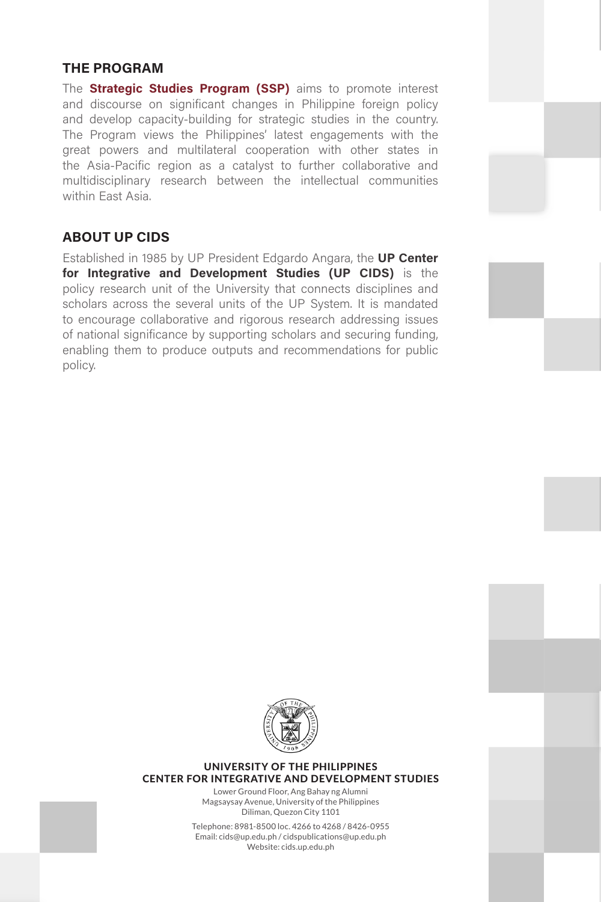## THE PROGRAM

The **Strategic Studies Program (SSP)** aims to promote interest and discourse on significant changes in Philippine foreign policy and develop capacity-building for strategic studies in the country. The Program views the Philippines' latest engagements with the great powers and multilateral cooperation with other states in the Asia-Pacific region as a catalyst to further collaborative and multidisciplinary research between the intellectual communities within East Asia.

## ABOUT UP CIDS

Established in 1985 by UP President Edgardo Angara, the **UP Center for Integrative and Development Studies (UP CIDS)** is the policy research unit of the University that connects disciplines and scholars across the several units of the UP System. It is mandated to encourage collaborative and rigorous research addressing issues of national significance by supporting scholars and securing funding, enabling them to produce outputs and recommendations for public policy.

**UNIVERSITY OF THE PHILIPPINES**
**CENTER FOR INTEGRATIVE AND DEVELOPMENT STUDIES**

Lower Ground Floor, Ang Bahay ng Alumni
Magsaysay Avenue, University of the Philippines
Diliman, Quezon City 1101

Telephone: 8981-8500 loc. 4266 to 4268 / 8426-0955
Email: cids@up.edu.ph / cidspublications@up.edu.ph
Website: cids.up.edu.ph